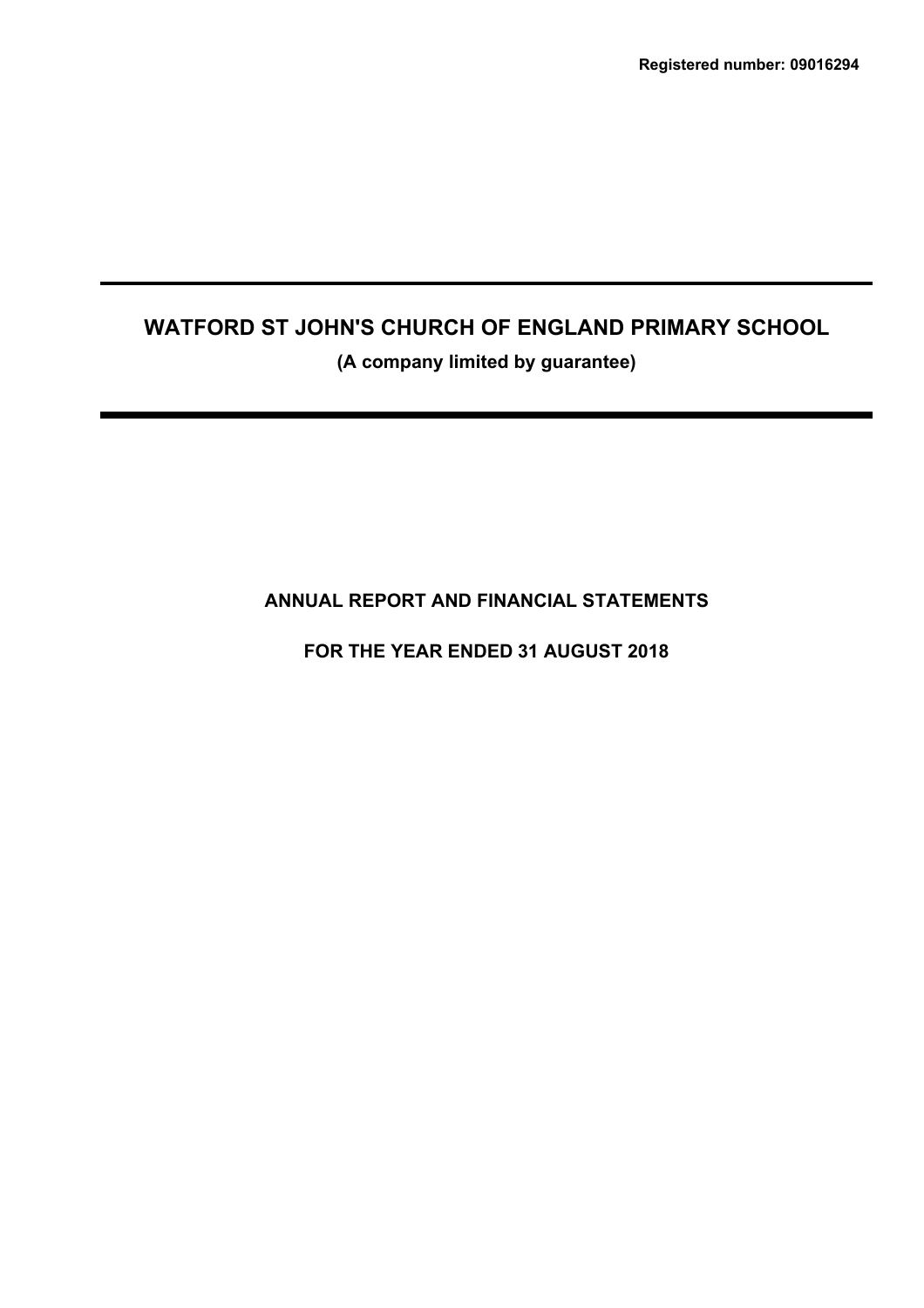**Registered number: 09016294**

# WATFORD ST JOHN'S CHURCH OF ENGLAND PRIMARY SCHOOL

**(A company limited by guarantee)**

## ANNUAL REPORT AND FINANCIAL STATEMENTS

## FOR THE YEAR ENDED 31 AUGUST 2018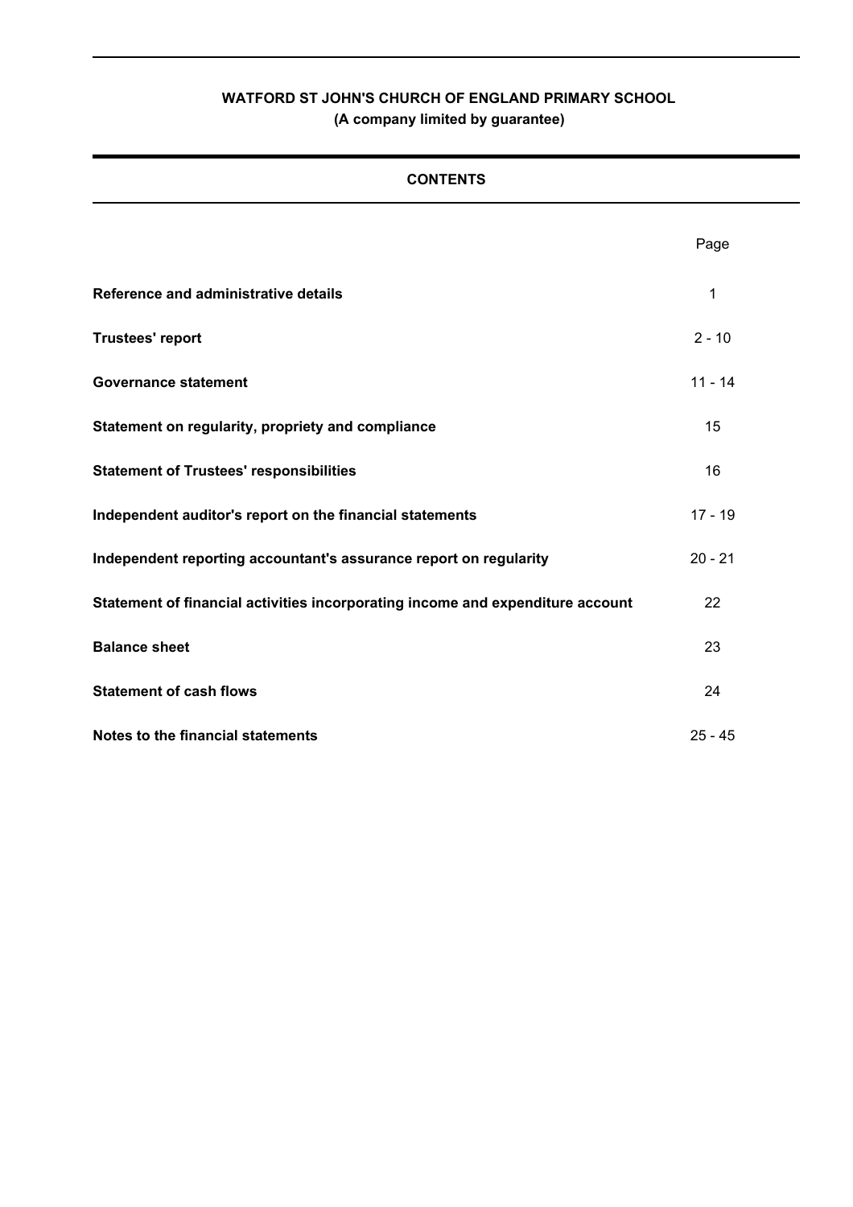**WATFORD ST JOHN'S CHURCH OF ENGLAND PRIMARY SCHOOL**
**(A company limited by guarantee)**

# CONTENTS

| | Page |
|---|---|
| **Reference and administrative details** | 1 |
| **Trustees' report** | 2 - 10 |
| **Governance statement** | 11 - 14 |
| **Statement on regularity, propriety and compliance** | 15 |
| **Statement of Trustees' responsibilities** | 16 |
| **Independent auditor's report on the financial statements** | 17 - 19 |
| **Independent reporting accountant's assurance report on regularity** | 20 - 21 |
| **Statement of financial activities incorporating income and expenditure account** | 22 |
| **Balance sheet** | 23 |
| **Statement of cash flows** | 24 |
| **Notes to the financial statements** | 25 - 45 |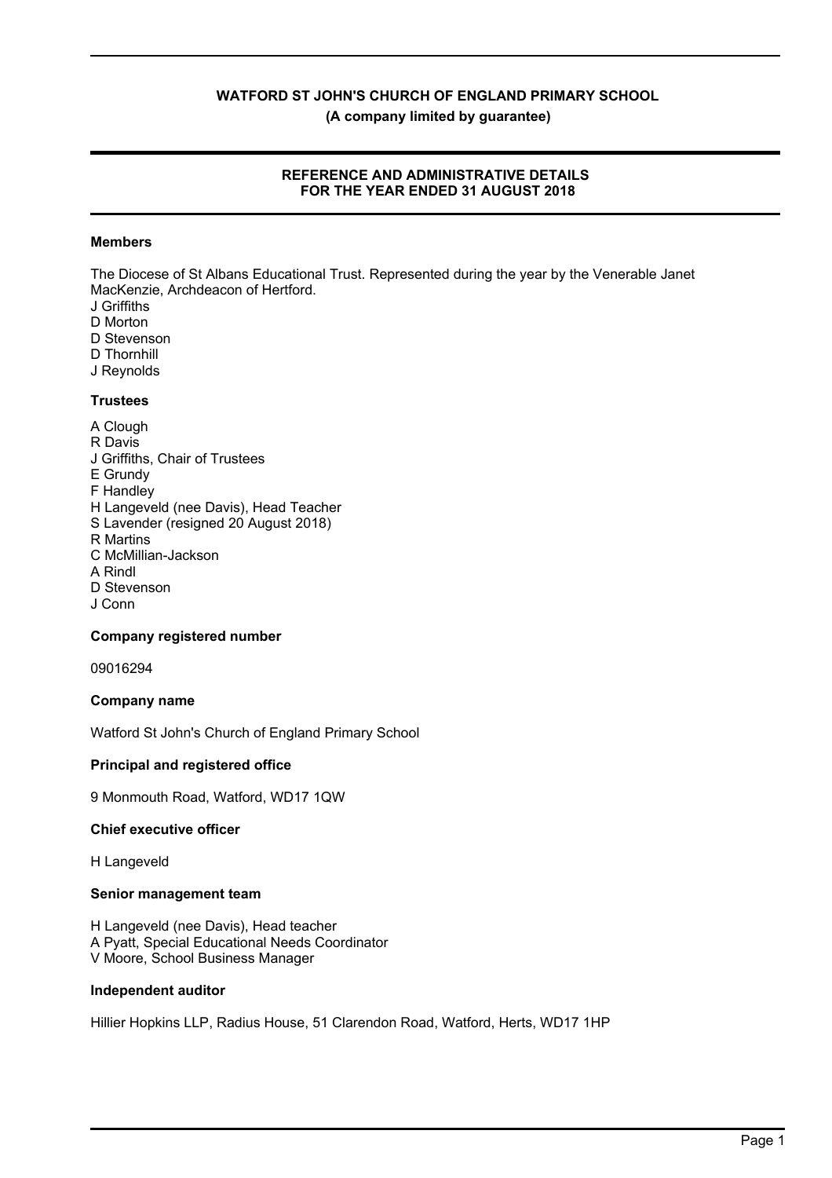**WATFORD ST JOHN'S CHURCH OF ENGLAND PRIMARY SCHOOL**

**(A company limited by guarantee)**

## REFERENCE AND ADMINISTRATIVE DETAILS FOR THE YEAR ENDED 31 AUGUST 2018

### Members

The Diocese of St Albans Educational Trust. Represented during the year by the Venerable Janet MacKenzie, Archdeacon of Hertford.
J Griffiths
D Morton
D Stevenson
D Thornhill
J Reynolds

### Trustees

A Clough
R Davis
J Griffiths, Chair of Trustees
E Grundy
F Handley
H Langeveld (nee Davis), Head Teacher
S Lavender (resigned 20 August 2018)
R Martins
C McMillian-Jackson
A Rindl
D Stevenson
J Conn

### Company registered number

09016294

### Company name

Watford St John's Church of England Primary School

### Principal and registered office

9 Monmouth Road, Watford, WD17 1QW

### Chief executive officer

H Langeveld

### Senior management team

H Langeveld (nee Davis), Head teacher
A Pyatt, Special Educational Needs Coordinator
V Moore, School Business Manager

### Independent auditor

Hillier Hopkins LLP, Radius House, 51 Clarendon Road, Watford, Herts, WD17 1HP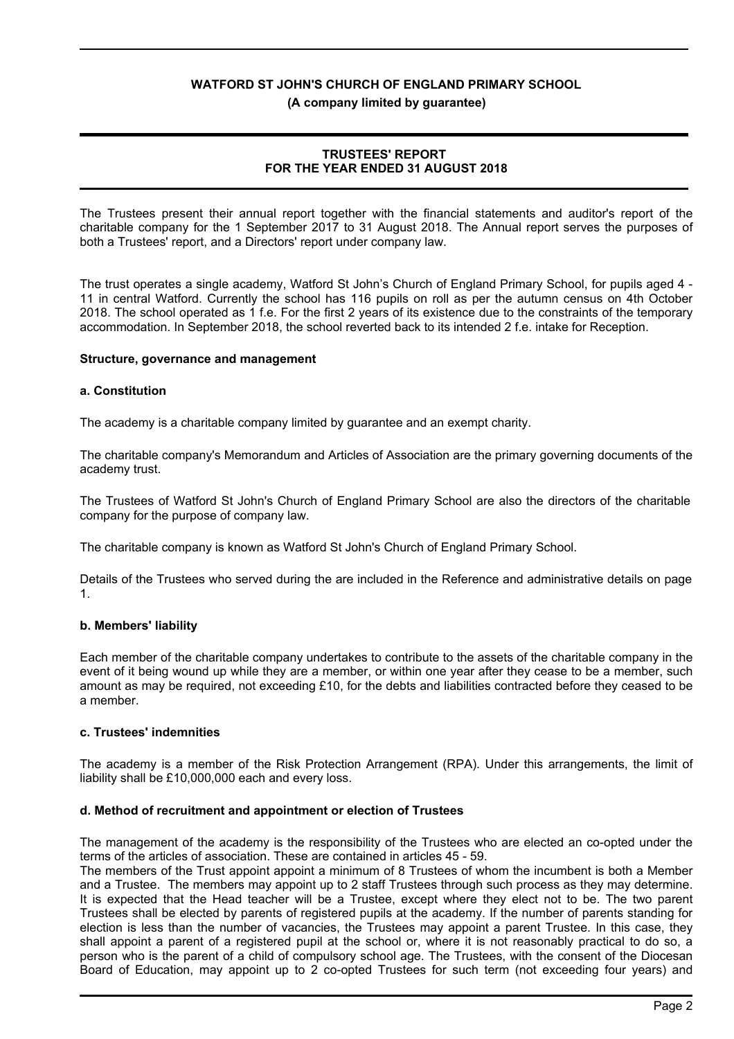**WATFORD ST JOHN'S CHURCH OF ENGLAND PRIMARY SCHOOL**
**(A company limited by guarantee)**

**TRUSTEES' REPORT**
**FOR THE YEAR ENDED 31 AUGUST 2018**

The Trustees present their annual report together with the financial statements and auditor's report of the charitable company for the 1 September 2017 to 31 August 2018. The Annual report serves the purposes of both a Trustees' report, and a Directors' report under company law.

The trust operates a single academy, Watford St John's Church of England Primary School, for pupils aged 4 - 11 in central Watford. Currently the school has 116 pupils on roll as per the autumn census on 4th October 2018. The school operated as 1 f.e. For the first 2 years of its existence due to the constraints of the temporary accommodation. In September 2018, the school reverted back to its intended 2 f.e. intake for Reception.

### Structure, governance and management

#### a. Constitution

The academy is a charitable company limited by guarantee and an exempt charity.

The charitable company's Memorandum and Articles of Association are the primary governing documents of the academy trust.

The Trustees of Watford St John's Church of England Primary School are also the directors of the charitable company for the purpose of company law.

The charitable company is known as Watford St John's Church of England Primary School.

Details of the Trustees who served during the are included in the Reference and administrative details on page 1.

#### b. Members' liability

Each member of the charitable company undertakes to contribute to the assets of the charitable company in the event of it being wound up while they are a member, or within one year after they cease to be a member, such amount as may be required, not exceeding £10, for the debts and liabilities contracted before they ceased to be a member.

#### c. Trustees' indemnities

The academy is a member of the Risk Protection Arrangement (RPA). Under this arrangements, the limit of liability shall be £10,000,000 each and every loss.

#### d. Method of recruitment and appointment or election of Trustees

The management of the academy is the responsibility of the Trustees who are elected an co-opted under the terms of the articles of association. These are contained in articles 45 - 59.
The members of the Trust appoint appoint a minimum of 8 Trustees of whom the incumbent is both a Member and a Trustee. The members may appoint up to 2 staff Trustees through such process as they may determine. It is expected that the Head teacher will be a Trustee, except where they elect not to be. The two parent Trustees shall be elected by parents of registered pupils at the academy. If the number of parents standing for election is less than the number of vacancies, the Trustees may appoint a parent Trustee. In this case, they shall appoint a parent of a registered pupil at the school or, where it is not reasonably practical to do so, a person who is the parent of a child of compulsory school age. The Trustees, with the consent of the Diocesan Board of Education, may appoint up to 2 co-opted Trustees for such term (not exceeding four years) and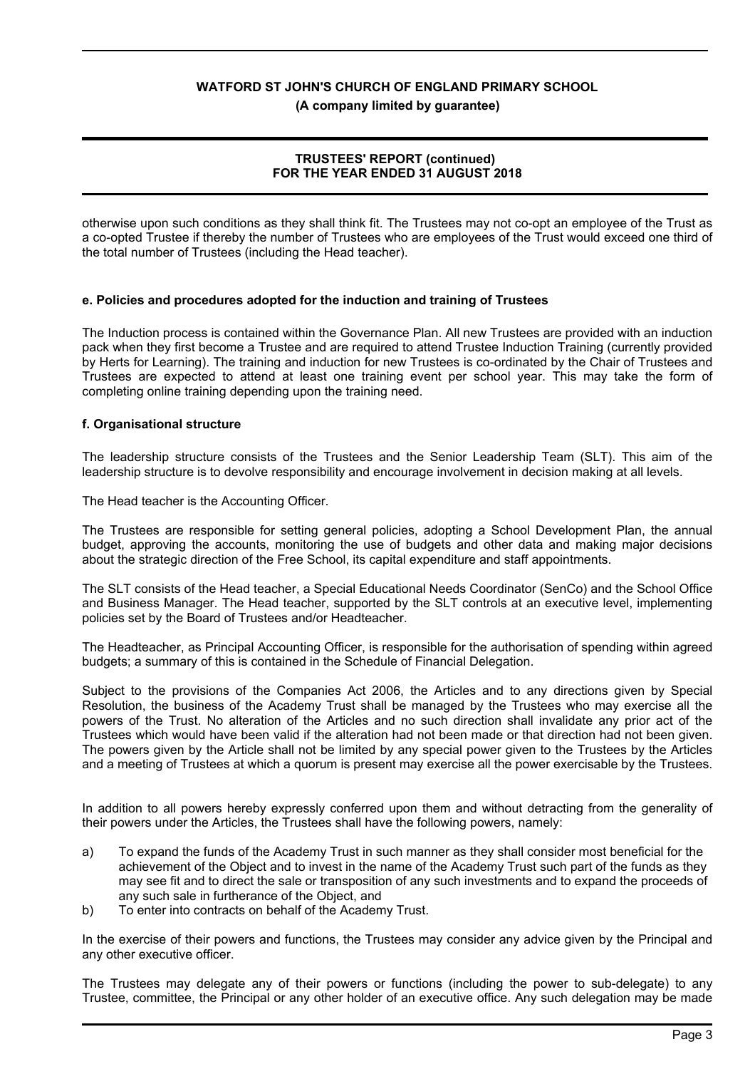otherwise upon such conditions as they shall think fit. The Trustees may not co-opt an employee of the Trust as a co-opted Trustee if thereby the number of Trustees who are employees of the Trust would exceed one third of the total number of Trustees (including the Head teacher).

**e. Policies and procedures adopted for the induction and training of Trustees**

The Induction process is contained within the Governance Plan. All new Trustees are provided with an induction pack when they first become a Trustee and are required to attend Trustee Induction Training (currently provided by Herts for Learning). The training and induction for new Trustees is co-ordinated by the Chair of Trustees and Trustees are expected to attend at least one training event per school year. This may take the form of completing online training depending upon the training need.

**f. Organisational structure**

The leadership structure consists of the Trustees and the Senior Leadership Team (SLT). This aim of the leadership structure is to devolve responsibility and encourage involvement in decision making at all levels.

The Head teacher is the Accounting Officer.

The Trustees are responsible for setting general policies, adopting a School Development Plan, the annual budget, approving the accounts, monitoring the use of budgets and other data and making major decisions about the strategic direction of the Free School, its capital expenditure and staff appointments.

The SLT consists of the Head teacher, a Special Educational Needs Coordinator (SenCo) and the School Office and Business Manager. The Head teacher, supported by the SLT controls at an executive level, implementing policies set by the Board of Trustees and/or Headteacher.

The Headteacher, as Principal Accounting Officer, is responsible for the authorisation of spending within agreed budgets; a summary of this is contained in the Schedule of Financial Delegation.

Subject to the provisions of the Companies Act 2006, the Articles and to any directions given by Special Resolution, the business of the Academy Trust shall be managed by the Trustees who may exercise all the powers of the Trust. No alteration of the Articles and no such direction shall invalidate any prior act of the Trustees which would have been valid if the alteration had not been made or that direction had not been given. The powers given by the Article shall not be limited by any special power given to the Trustees by the Articles and a meeting of Trustees at which a quorum is present may exercise all the power exercisable by the Trustees.

In addition to all powers hereby expressly conferred upon them and without detracting from the generality of their powers under the Articles, the Trustees shall have the following powers, namely:

a) To expand the funds of the Academy Trust in such manner as they shall consider most beneficial for the achievement of the Object and to invest in the name of the Academy Trust such part of the funds as they may see fit and to direct the sale or transposition of any such investments and to expand the proceeds of any such sale in furtherance of the Object, and
b) To enter into contracts on behalf of the Academy Trust.

In the exercise of their powers and functions, the Trustees may consider any advice given by the Principal and any other executive officer.

The Trustees may delegate any of their powers or functions (including the power to sub-delegate) to any Trustee, committee, the Principal or any other holder of an executive office. Any such delegation may be made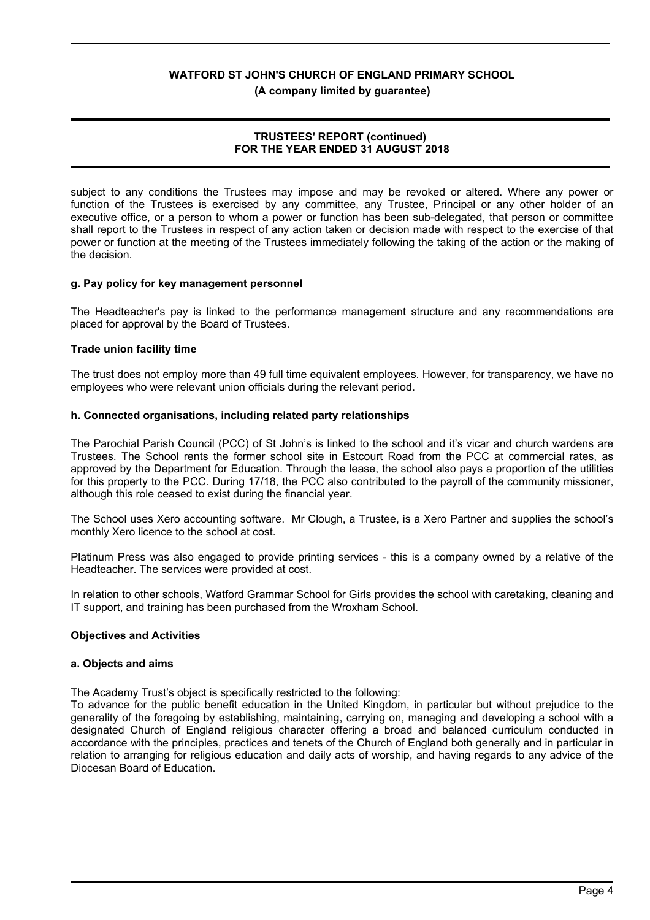subject to any conditions the Trustees may impose and may be revoked or altered. Where any power or function of the Trustees is exercised by any committee, any Trustee, Principal or any other holder of an executive office, or a person to whom a power or function has been sub-delegated, that person or committee shall report to the Trustees in respect of any action taken or decision made with respect to the exercise of that power or function at the meeting of the Trustees immediately following the taking of the action or the making of the decision.

### g. Pay policy for key management personnel

The Headteacher's pay is linked to the performance management structure and any recommendations are placed for approval by the Board of Trustees.

### Trade union facility time

The trust does not employ more than 49 full time equivalent employees. However, for transparency, we have no employees who were relevant union officials during the relevant period.

### h. Connected organisations, including related party relationships

The Parochial Parish Council (PCC) of St John's is linked to the school and it's vicar and church wardens are Trustees. The School rents the former school site in Estcourt Road from the PCC at commercial rates, as approved by the Department for Education. Through the lease, the school also pays a proportion of the utilities for this property to the PCC. During 17/18, the PCC also contributed to the payroll of the community missioner, although this role ceased to exist during the financial year.

The School uses Xero accounting software. Mr Clough, a Trustee, is a Xero Partner and supplies the school's monthly Xero licence to the school at cost.

Platinum Press was also engaged to provide printing services - this is a company owned by a relative of the Headteacher. The services were provided at cost.

In relation to other schools, Watford Grammar School for Girls provides the school with caretaking, cleaning and IT support, and training has been purchased from the Wroxham School.

## Objectives and Activities

### a. Objects and aims

The Academy Trust's object is specifically restricted to the following:
To advance for the public benefit education in the United Kingdom, in particular but without prejudice to the generality of the foregoing by establishing, maintaining, carrying on, managing and developing a school with a designated Church of England religious character offering a broad and balanced curriculum conducted in accordance with the principles, practices and tenets of the Church of England both generally and in particular in relation to arranging for religious education and daily acts of worship, and having regards to any advice of the Diocesan Board of Education.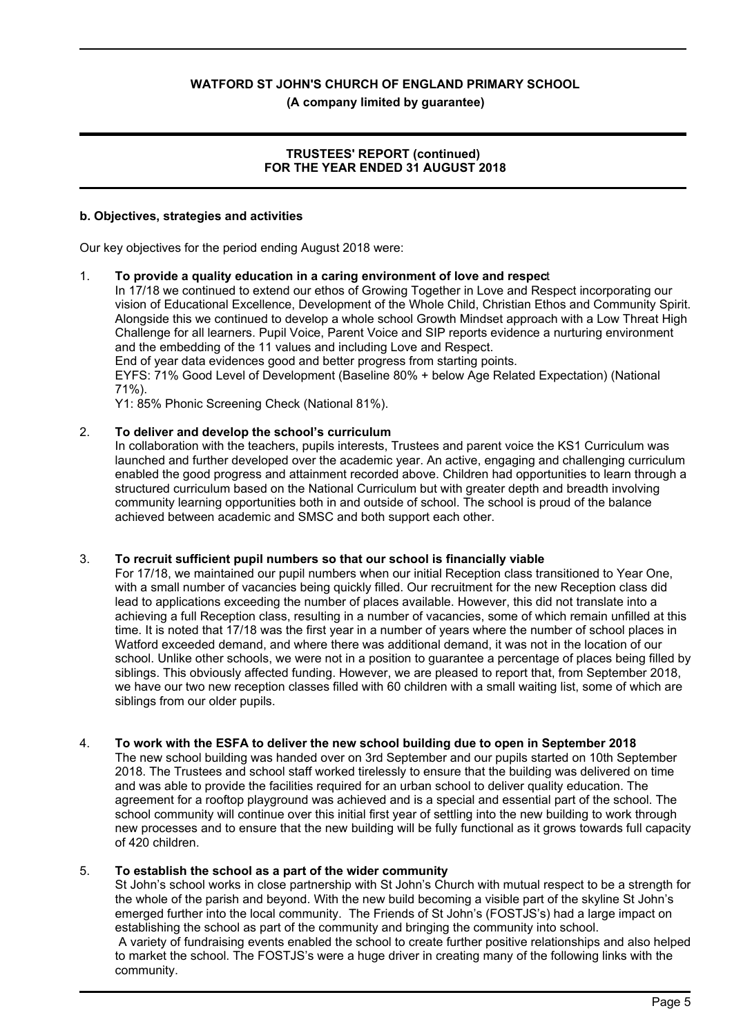### b. Objectives, strategies and activities

Our key objectives for the period ending August 2018 were:

1. **To provide a quality education in a caring environment of love and respect**

   In 17/18 we continued to extend our ethos of Growing Together in Love and Respect incorporating our vision of Educational Excellence, Development of the Whole Child, Christian Ethos and Community Spirit. Alongside this we continued to develop a whole school Growth Mindset approach with a Low Threat High Challenge for all learners. Pupil Voice, Parent Voice and SIP reports evidence a nurturing environment and the embedding of the 11 values and including Love and Respect.

   End of year data evidences good and better progress from starting points.

   EYFS: 71% Good Level of Development (Baseline 80% + below Age Related Expectation) (National 71%).

   Y1: 85% Phonic Screening Check (National 81%).

2. **To deliver and develop the school's curriculum**

   In collaboration with the teachers, pupils interests, Trustees and parent voice the KS1 Curriculum was launched and further developed over the academic year. An active, engaging and challenging curriculum enabled the good progress and attainment recorded above. Children had opportunities to learn through a structured curriculum based on the National Curriculum but with greater depth and breadth involving community learning opportunities both in and outside of school. The school is proud of the balance achieved between academic and SMSC and both support each other.

3. **To recruit sufficient pupil numbers so that our school is financially viable**

   For 17/18, we maintained our pupil numbers when our initial Reception class transitioned to Year One, with a small number of vacancies being quickly filled. Our recruitment for the new Reception class did lead to applications exceeding the number of places available. However, this did not translate into a achieving a full Reception class, resulting in a number of vacancies, some of which remain unfilled at this time. It is noted that 17/18 was the first year in a number of years where the number of school places in Watford exceeded demand, and where there was additional demand, it was not in the location of our school. Unlike other schools, we were not in a position to guarantee a percentage of places being filled by siblings. This obviously affected funding. However, we are pleased to report that, from September 2018, we have our two new reception classes filled with 60 children with a small waiting list, some of which are siblings from our older pupils.

4. **To work with the ESFA to deliver the new school building due to open in September 2018**

   The new school building was handed over on 3rd September and our pupils started on 10th September 2018. The Trustees and school staff worked tirelessly to ensure that the building was delivered on time and was able to provide the facilities required for an urban school to deliver quality education. The agreement for a rooftop playground was achieved and is a special and essential part of the school. The school community will continue over this initial first year of settling into the new building to work through new processes and to ensure that the new building will be fully functional as it grows towards full capacity of 420 children.

5. **To establish the school as a part of the wider community**

   St John's school works in close partnership with St John's Church with mutual respect to be a strength for the whole of the parish and beyond. With the new build becoming a visible part of the skyline St John's emerged further into the local community. The Friends of St John's (FOSTJS's) had a large impact on establishing the school as part of the community and bringing the community into school.

   A variety of fundraising events enabled the school to create further positive relationships and also helped to market the school. The FOSTJS's were a huge driver in creating many of the following links with the community.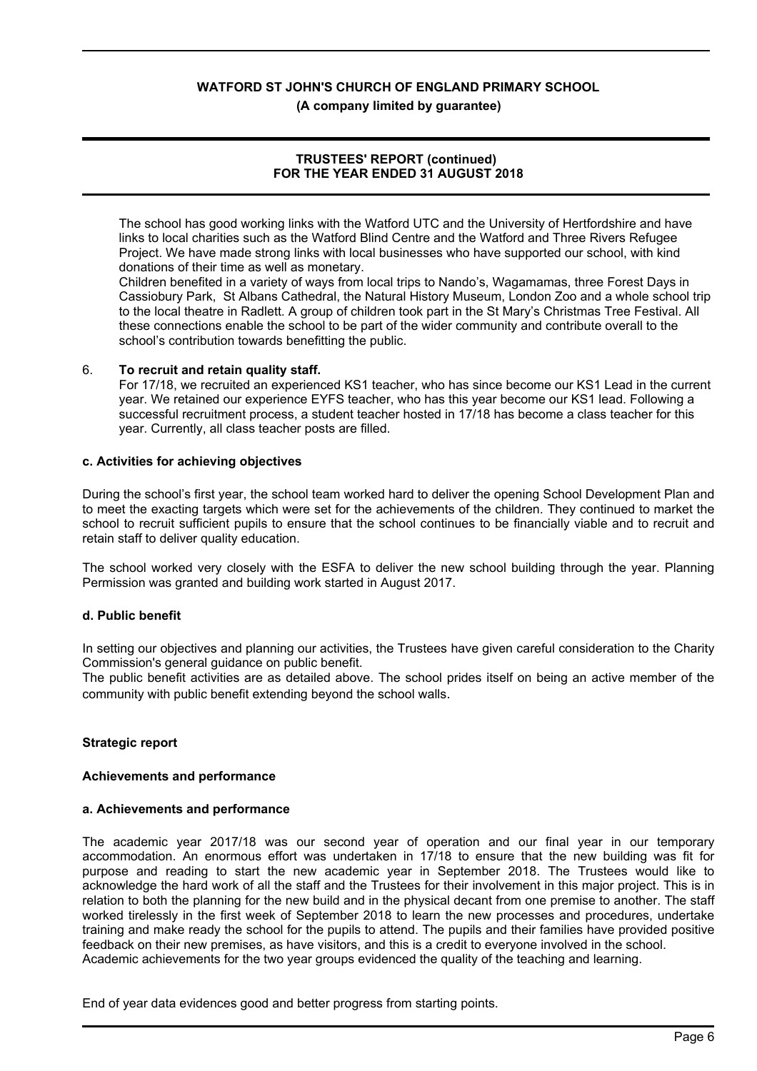The school has good working links with the Watford UTC and the University of Hertfordshire and have links to local charities such as the Watford Blind Centre and the Watford and Three Rivers Refugee Project. We have made strong links with local businesses who have supported our school, with kind donations of their time as well as monetary.

Children benefited in a variety of ways from local trips to Nando's, Wagamamas, three Forest Days in Cassiobury Park, St Albans Cathedral, the Natural History Museum, London Zoo and a whole school trip to the local theatre in Radlett. A group of children took part in the St Mary's Christmas Tree Festival. All these connections enable the school to be part of the wider community and contribute overall to the school's contribution towards benefitting the public.

6. **To recruit and retain quality staff.**
   For 17/18, we recruited an experienced KS1 teacher, who has since become our KS1 Lead in the current year. We retained our experience EYFS teacher, who has this year become our KS1 lead. Following a successful recruitment process, a student teacher hosted in 17/18 has become a class teacher for this year. Currently, all class teacher posts are filled.

#### c. Activities for achieving objectives

During the school's first year, the school team worked hard to deliver the opening School Development Plan and to meet the exacting targets which were set for the achievements of the children. They continued to market the school to recruit sufficient pupils to ensure that the school continues to be financially viable and to recruit and retain staff to deliver quality education.

The school worked very closely with the ESFA to deliver the new school building through the year. Planning Permission was granted and building work started in August 2017.

#### d. Public benefit

In setting our objectives and planning our activities, the Trustees have given careful consideration to the Charity Commission's general guidance on public benefit.

The public benefit activities are as detailed above. The school prides itself on being an active member of the community with public benefit extending beyond the school walls.

## Strategic report

### Achievements and performance

#### a. Achievements and performance

The academic year 2017/18 was our second year of operation and our final year in our temporary accommodation. An enormous effort was undertaken in 17/18 to ensure that the new building was fit for purpose and reading to start the new academic year in September 2018. The Trustees would like to acknowledge the hard work of all the staff and the Trustees for their involvement in this major project. This is in relation to both the planning for the new build and in the physical decant from one premise to another. The staff worked tirelessly in the first week of September 2018 to learn the new processes and procedures, undertake training and make ready the school for the pupils to attend. The pupils and their families have provided positive feedback on their new premises, as have visitors, and this is a credit to everyone involved in the school.

Academic achievements for the two year groups evidenced the quality of the teaching and learning.

End of year data evidences good and better progress from starting points.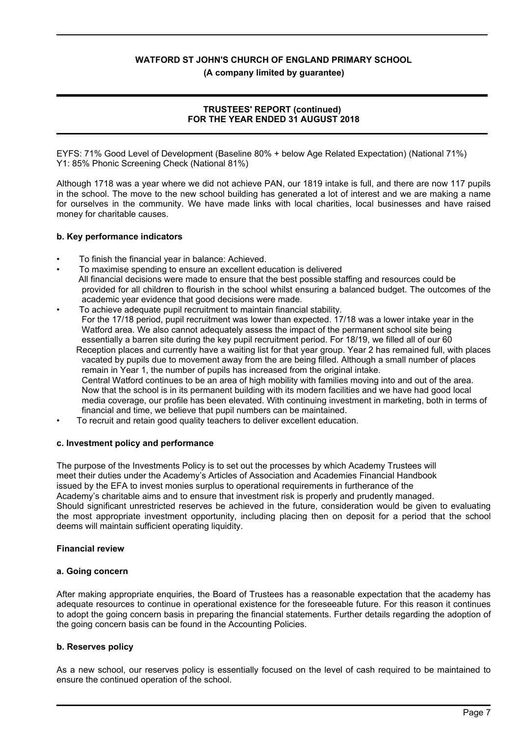EYFS: 71% Good Level of Development (Baseline 80% + below Age Related Expectation) (National 71%)
Y1: 85% Phonic Screening Check (National 81%)

Although 1718 was a year where we did not achieve PAN, our 1819 intake is full, and there are now 117 pupils in the school. The move to the new school building has generated a lot of interest and we are making a name for ourselves in the community. We have made links with local charities, local businesses and have raised money for charitable causes.

### b. Key performance indicators

- To finish the financial year in balance: Achieved.
- To maximise spending to ensure an excellent education is delivered
  All financial decisions were made to ensure that the best possible staffing and resources could be provided for all children to flourish in the school whilst ensuring a balanced budget. The outcomes of the academic year evidence that good decisions were made.
- To achieve adequate pupil recruitment to maintain financial stability.
  For the 17/18 period, pupil recruitment was lower than expected. 17/18 was a lower intake year in the Watford area. We also cannot adequately assess the impact of the permanent school site being essentially a barren site during the key pupil recruitment period. For 18/19, we filled all of our 60 Reception places and currently have a waiting list for that year group. Year 2 has remained full, with places vacated by pupils due to movement away from the are being filled. Although a small number of places remain in Year 1, the number of pupils has increased from the original intake.
  Central Watford continues to be an area of high mobility with families moving into and out of the area. Now that the school is in its permanent building with its modern facilities and we have had good local media coverage, our profile has been elevated. With continuing investment in marketing, both in terms of financial and time, we believe that pupil numbers can be maintained.
- To recruit and retain good quality teachers to deliver excellent education.

### c. Investment policy and performance

The purpose of the Investments Policy is to set out the processes by which Academy Trustees will meet their duties under the Academy's Articles of Association and Academies Financial Handbook issued by the EFA to invest monies surplus to operational requirements in furtherance of the Academy's charitable aims and to ensure that investment risk is properly and prudently managed.
Should significant unrestricted reserves be achieved in the future, consideration would be given to evaluating the most appropriate investment opportunity, including placing then on deposit for a period that the school deems will maintain sufficient operating liquidity.

## Financial review

### a. Going concern

After making appropriate enquiries, the Board of Trustees has a reasonable expectation that the academy has adequate resources to continue in operational existence for the foreseeable future. For this reason it continues to adopt the going concern basis in preparing the financial statements. Further details regarding the adoption of the going concern basis can be found in the Accounting Policies.

### b. Reserves policy

As a new school, our reserves policy is essentially focused on the level of cash required to be maintained to ensure the continued operation of the school.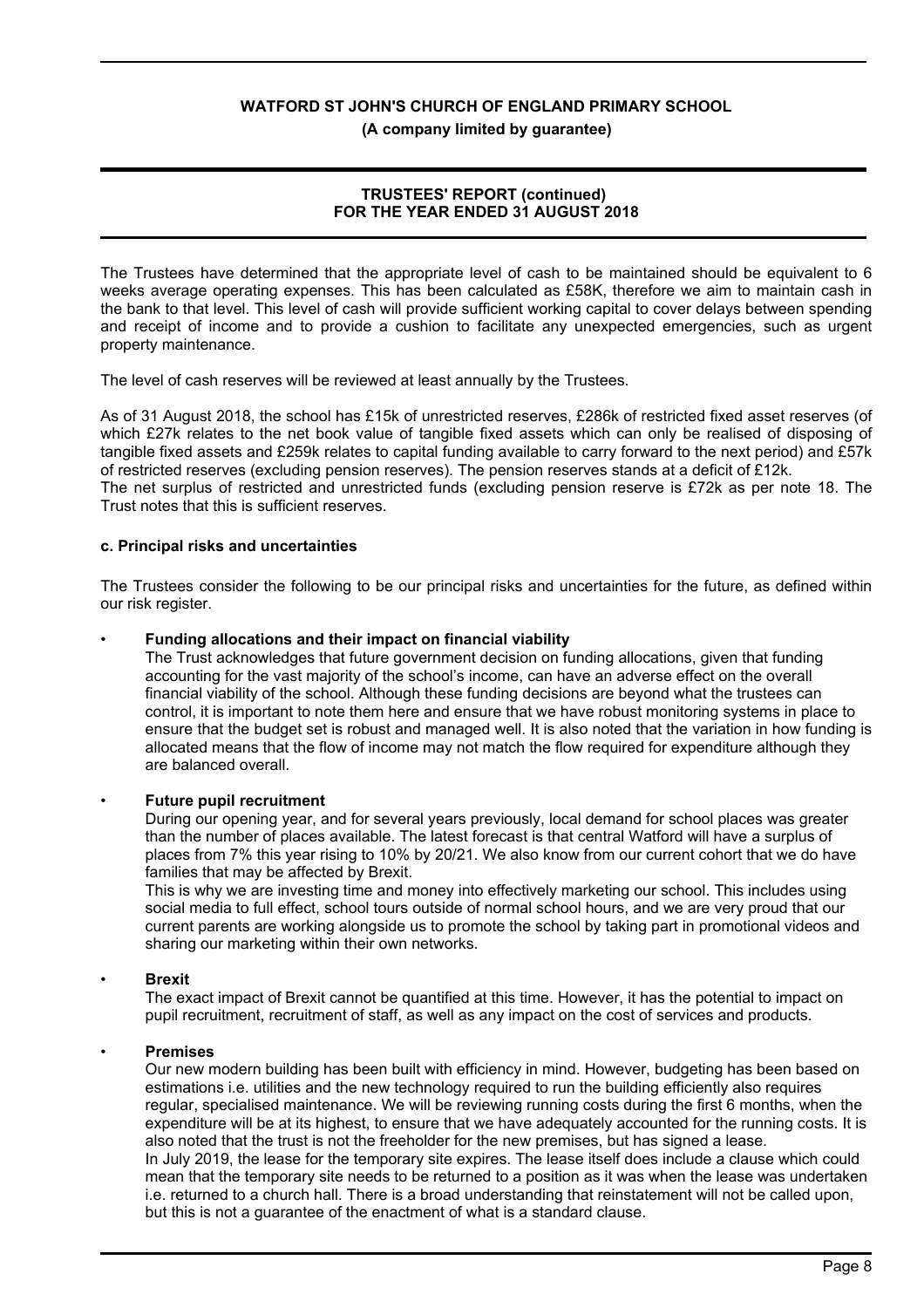The Trustees have determined that the appropriate level of cash to be maintained should be equivalent to 6 weeks average operating expenses. This has been calculated as £58K, therefore we aim to maintain cash in the bank to that level. This level of cash will provide sufficient working capital to cover delays between spending and receipt of income and to provide a cushion to facilitate any unexpected emergencies, such as urgent property maintenance.

The level of cash reserves will be reviewed at least annually by the Trustees.

As of 31 August 2018, the school has £15k of unrestricted reserves, £286k of restricted fixed asset reserves (of which £27k relates to the net book value of tangible fixed assets which can only be realised of disposing of tangible fixed assets and £259k relates to capital funding available to carry forward to the next period) and £57k of restricted reserves (excluding pension reserves). The pension reserves stands at a deficit of £12k.
The net surplus of restricted and unrestricted funds (excluding pension reserve is £72k as per note 18. The Trust notes that this is sufficient reserves.

**c. Principal risks and uncertainties**

The Trustees consider the following to be our principal risks and uncertainties for the future, as defined within our risk register.

- **Funding allocations and their impact on financial viability**
  The Trust acknowledges that future government decision on funding allocations, given that funding accounting for the vast majority of the school's income, can have an adverse effect on the overall financial viability of the school. Although these funding decisions are beyond what the trustees can control, it is important to note them here and ensure that we have robust monitoring systems in place to ensure that the budget set is robust and managed well. It is also noted that the variation in how funding is allocated means that the flow of income may not match the flow required for expenditure although they are balanced overall.

- **Future pupil recruitment**
  During our opening year, and for several years previously, local demand for school places was greater than the number of places available. The latest forecast is that central Watford will have a surplus of places from 7% this year rising to 10% by 20/21. We also know from our current cohort that we do have families that may be affected by Brexit.
  This is why we are investing time and money into effectively marketing our school. This includes using social media to full effect, school tours outside of normal school hours, and we are very proud that our current parents are working alongside us to promote the school by taking part in promotional videos and sharing our marketing within their own networks.

- **Brexit**
  The exact impact of Brexit cannot be quantified at this time. However, it has the potential to impact on pupil recruitment, recruitment of staff, as well as any impact on the cost of services and products.

- **Premises**
  Our new modern building has been built with efficiency in mind. However, budgeting has been based on estimations i.e. utilities and the new technology required to run the building efficiently also requires regular, specialised maintenance. We will be reviewing running costs during the first 6 months, when the expenditure will be at its highest, to ensure that we have adequately accounted for the running costs. It is also noted that the trust is not the freeholder for the new premises, but has signed a lease.
  In July 2019, the lease for the temporary site expires. The lease itself does include a clause which could mean that the temporary site needs to be returned to a position as it was when the lease was undertaken i.e. returned to a church hall. There is a broad understanding that reinstatement will not be called upon, but this is not a guarantee of the enactment of what is a standard clause.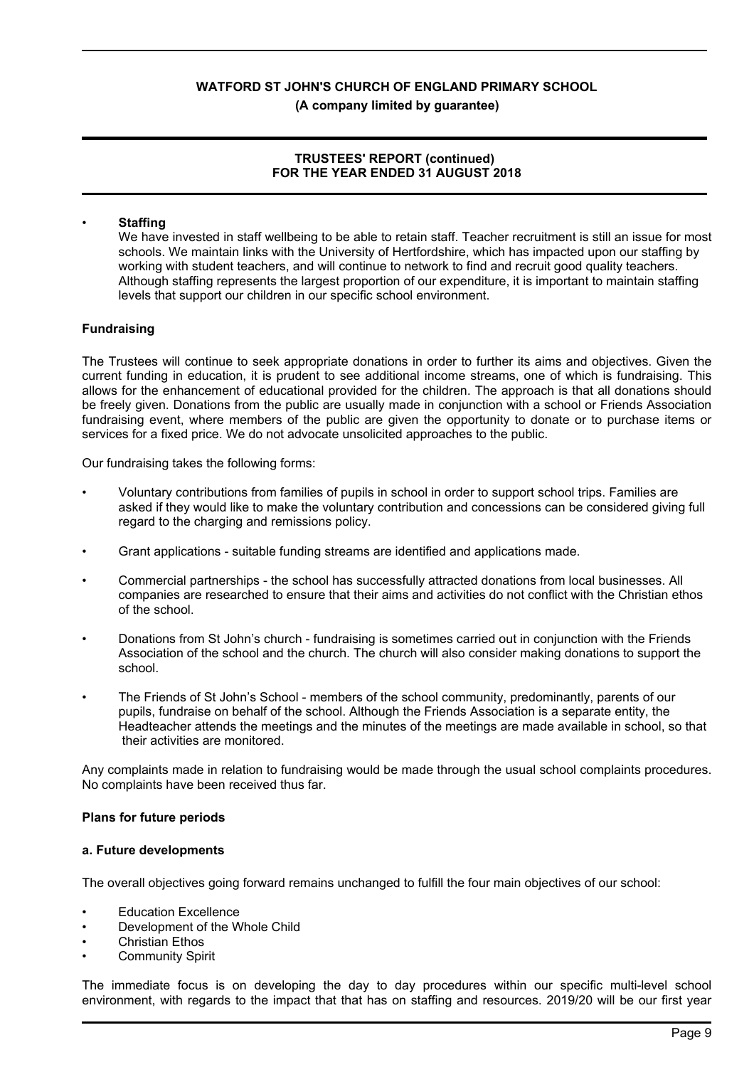- **Staffing**
  We have invested in staff wellbeing to be able to retain staff. Teacher recruitment is still an issue for most schools. We maintain links with the University of Hertfordshire, which has impacted upon our staffing by working with student teachers, and will continue to network to find and recruit good quality teachers. Although staffing represents the largest proportion of our expenditure, it is important to maintain staffing levels that support our children in our specific school environment.

**Fundraising**

The Trustees will continue to seek appropriate donations in order to further its aims and objectives. Given the current funding in education, it is prudent to see additional income streams, one of which is fundraising. This allows for the enhancement of educational provided for the children. The approach is that all donations should be freely given. Donations from the public are usually made in conjunction with a school or Friends Association fundraising event, where members of the public are given the opportunity to donate or to purchase items or services for a fixed price. We do not advocate unsolicited approaches to the public.

Our fundraising takes the following forms:

- Voluntary contributions from families of pupils in school in order to support school trips. Families are asked if they would like to make the voluntary contribution and concessions can be considered giving full regard to the charging and remissions policy.
- Grant applications - suitable funding streams are identified and applications made.
- Commercial partnerships - the school has successfully attracted donations from local businesses. All companies are researched to ensure that their aims and activities do not conflict with the Christian ethos of the school.
- Donations from St John's church - fundraising is sometimes carried out in conjunction with the Friends Association of the school and the church. The church will also consider making donations to support the school.
- The Friends of St John's School - members of the school community, predominantly, parents of our pupils, fundraise on behalf of the school. Although the Friends Association is a separate entity, the Headteacher attends the meetings and the minutes of the meetings are made available in school, so that their activities are monitored.

Any complaints made in relation to fundraising would be made through the usual school complaints procedures. No complaints have been received thus far.

**Plans for future periods**

**a. Future developments**

The overall objectives going forward remains unchanged to fulfill the four main objectives of our school:

- Education Excellence
- Development of the Whole Child
- Christian Ethos
- Community Spirit

The immediate focus is on developing the day to day procedures within our specific multi-level school environment, with regards to the impact that that has on staffing and resources. 2019/20 will be our first year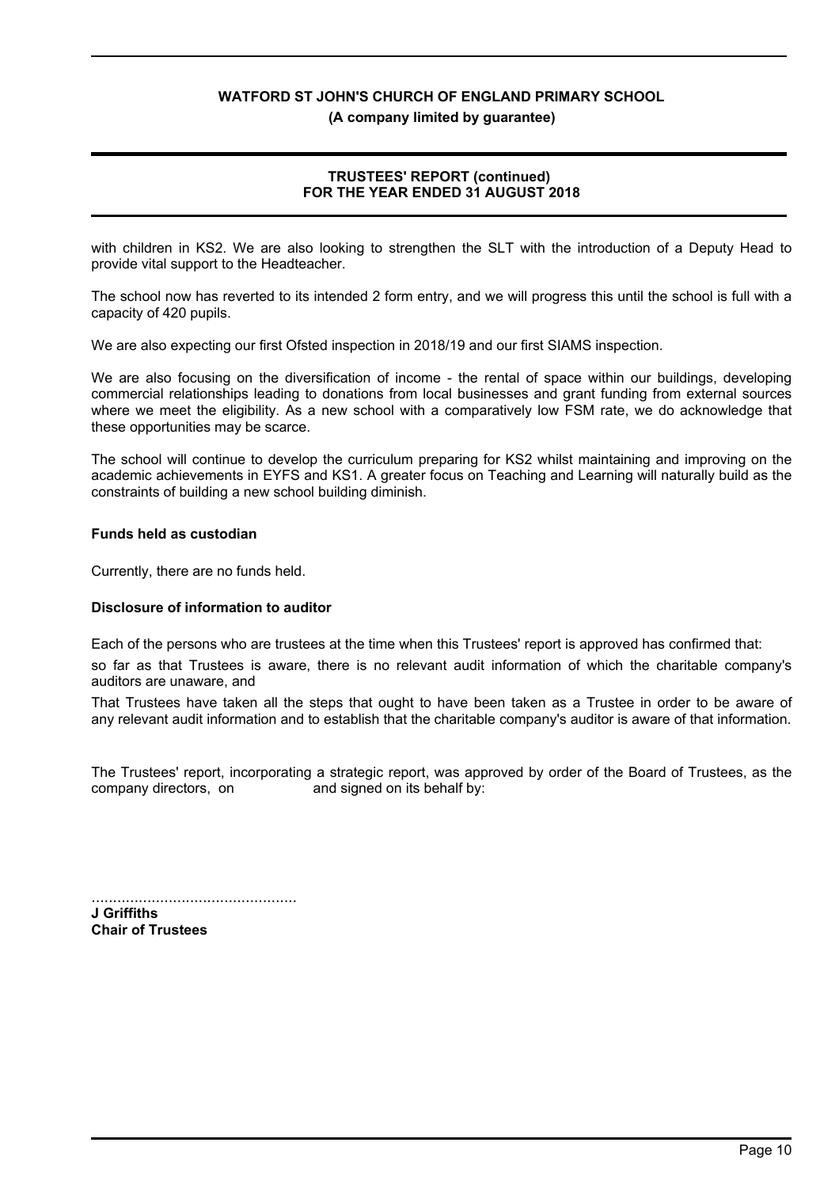with children in KS2. We are also looking to strengthen the SLT with the introduction of a Deputy Head to provide vital support to the Headteacher.

The school now has reverted to its intended 2 form entry, and we will progress this until the school is full with a capacity of 420 pupils.

We are also expecting our first Ofsted inspection in 2018/19 and our first SIAMS inspection.

We are also focusing on the diversification of income - the rental of space within our buildings, developing commercial relationships leading to donations from local businesses and grant funding from external sources where we meet the eligibility. As a new school with a comparatively low FSM rate, we do acknowledge that these opportunities may be scarce.

The school will continue to develop the curriculum preparing for KS2 whilst maintaining and improving on the academic achievements in EYFS and KS1. A greater focus on Teaching and Learning will naturally build as the constraints of building a new school building diminish.

### Funds held as custodian

Currently, there are no funds held.

### Disclosure of information to auditor

Each of the persons who are trustees at the time when this Trustees' report is approved has confirmed that:

so far as that Trustees is aware, there is no relevant audit information of which the charitable company's auditors are unaware, and

That Trustees have taken all the steps that ought to have been taken as a Trustee in order to be aware of any relevant audit information and to establish that the charitable company's auditor is aware of that information.

The Trustees' report, incorporating a strategic report, was approved by order of the Board of Trustees, as the company directors, on and signed on its behalf by:

................................................

**J Griffiths**
**Chair of Trustees**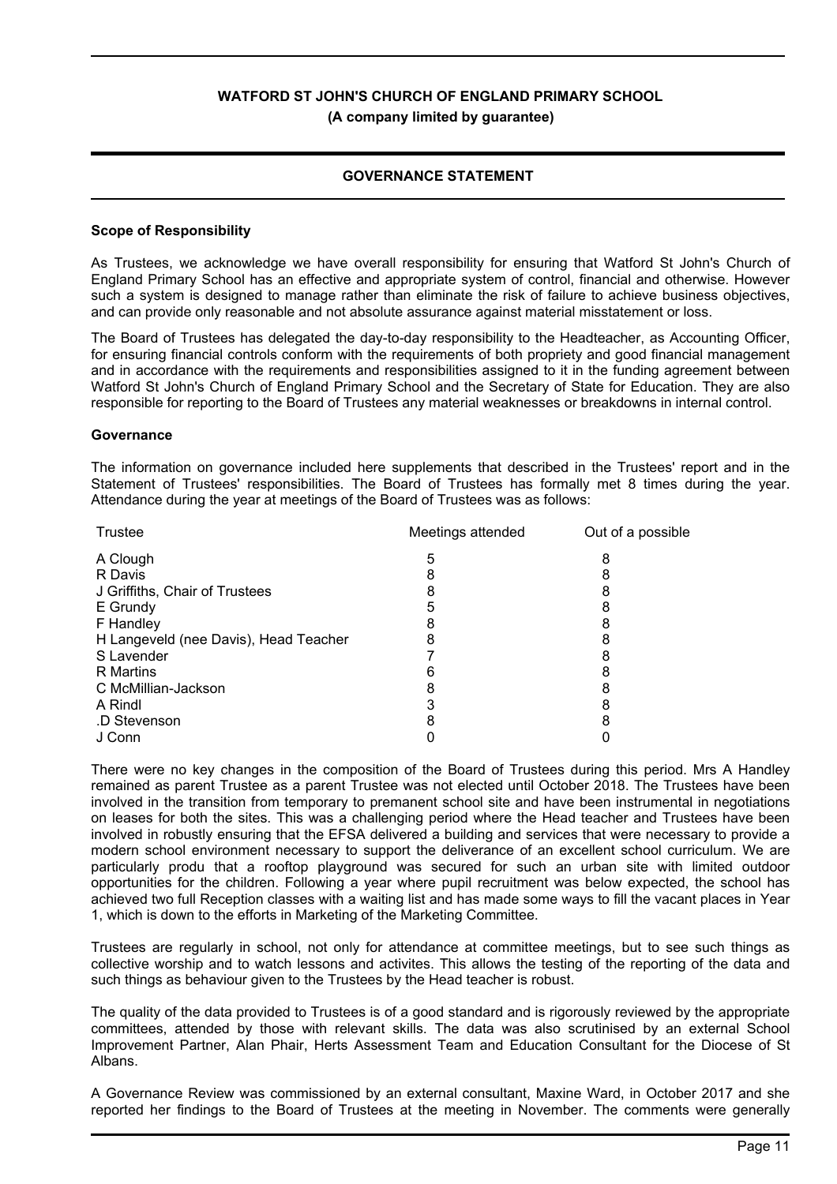**WATFORD ST JOHN'S CHURCH OF ENGLAND PRIMARY SCHOOL**

**(A company limited by guarantee)**

## GOVERNANCE STATEMENT

### Scope of Responsibility

As Trustees, we acknowledge we have overall responsibility for ensuring that Watford St John's Church of England Primary School has an effective and appropriate system of control, financial and otherwise. However such a system is designed to manage rather than eliminate the risk of failure to achieve business objectives, and can provide only reasonable and not absolute assurance against material misstatement or loss.

The Board of Trustees has delegated the day-to-day responsibility to the Headteacher, as Accounting Officer, for ensuring financial controls conform with the requirements of both propriety and good financial management and in accordance with the requirements and responsibilities assigned to it in the funding agreement between Watford St John's Church of England Primary School and the Secretary of State for Education. They are also responsible for reporting to the Board of Trustees any material weaknesses or breakdowns in internal control.

### Governance

The information on governance included here supplements that described in the Trustees' report and in the Statement of Trustees' responsibilities. The Board of Trustees has formally met 8 times during the year. Attendance during the year at meetings of the Board of Trustees was as follows:

| Trustee | Meetings attended | Out of a possible |
|---|---|---|
| A Clough | 5 | 8 |
| R Davis | 8 | 8 |
| J Griffiths, Chair of Trustees | 8 | 8 |
| E Grundy | 5 | 8 |
| F Handley | 8 | 8 |
| H Langeveld (nee Davis), Head Teacher | 8 | 8 |
| S Lavender | 7 | 8 |
| R Martins | 6 | 8 |
| C McMillian-Jackson | 8 | 8 |
| A Rindl | 3 | 8 |
| .D Stevenson | 8 | 8 |
| J Conn | 0 | 0 |

There were no key changes in the composition of the Board of Trustees during this period. Mrs A Handley remained as parent Trustee as a parent Trustee was not elected until October 2018. The Trustees have been involved in the transition from temporary to premanent school site and have been instrumental in negotiations on leases for both the sites. This was a challenging period where the Head teacher and Trustees have been involved in robustly ensuring that the EFSA delivered a building and services that were necessary to provide a modern school environment necessary to support the deliverance of an excellent school curriculum. We are particularly produ that a rooftop playground was secured for such an urban site with limited outdoor opportunities for the children. Following a year where pupil recruitment was below expected, the school has achieved two full Reception classes with a waiting list and has made some ways to fill the vacant places in Year 1, which is down to the efforts in Marketing of the Marketing Committee.

Trustees are regularly in school, not only for attendance at committee meetings, but to see such things as collective worship and to watch lessons and activites. This allows the testing of the reporting of the data and such things as behaviour given to the Trustees by the Head teacher is robust.

The quality of the data provided to Trustees is of a good standard and is rigorously reviewed by the appropriate committees, attended by those with relevant skills. The data was also scrutinised by an external School Improvement Partner, Alan Phair, Herts Assessment Team and Education Consultant for the Diocese of St Albans.

A Governance Review was commissioned by an external consultant, Maxine Ward, in October 2017 and she reported her findings to the Board of Trustees at the meeting in November. The comments were generally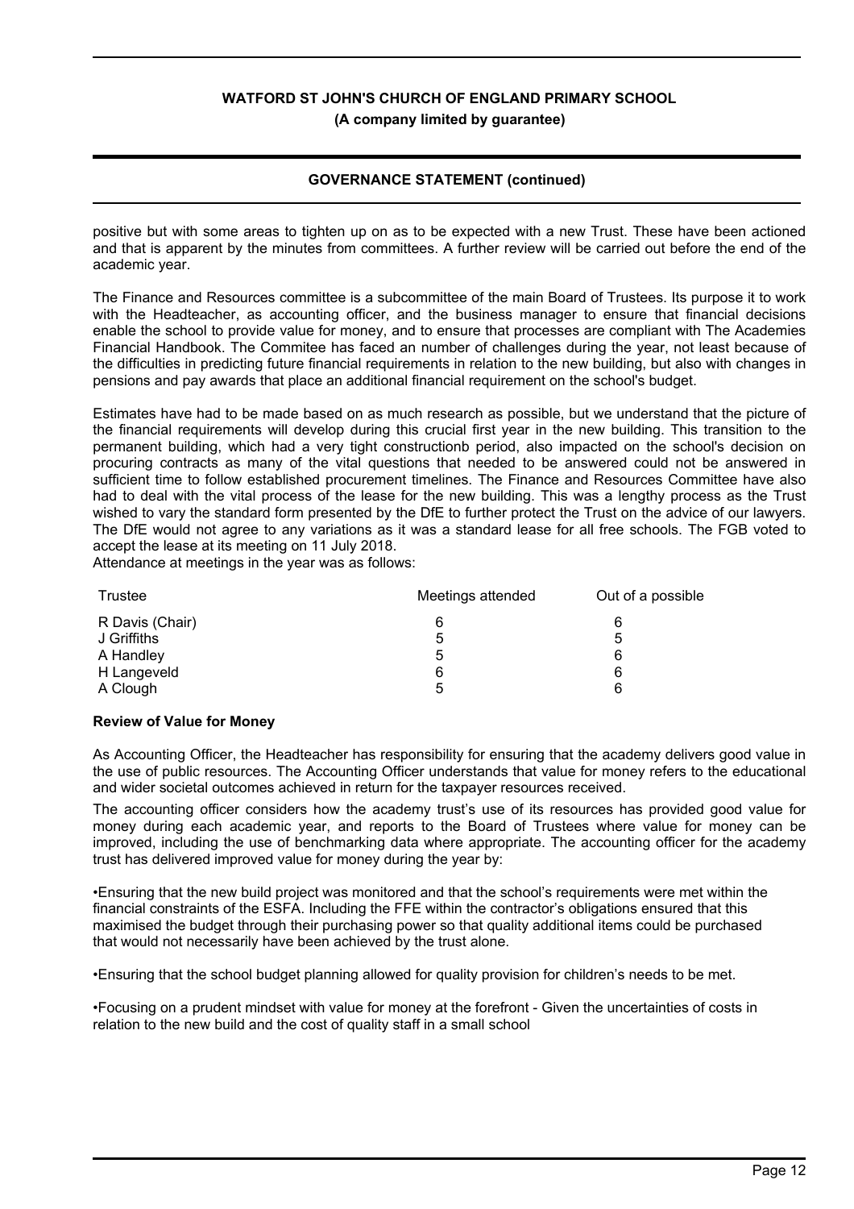positive but with some areas to tighten up on as to be expected with a new Trust. These have been actioned and that is apparent by the minutes from committees. A further review will be carried out before the end of the academic year.

The Finance and Resources committee is a subcommittee of the main Board of Trustees. Its purpose it to work with the Headteacher, as accounting officer, and the business manager to ensure that financial decisions enable the school to provide value for money, and to ensure that processes are compliant with The Academies Financial Handbook. The Commitee has faced an number of challenges during the year, not least because of the difficulties in predicting future financial requirements in relation to the new building, but also with changes in pensions and pay awards that place an additional financial requirement on the school's budget.

Estimates have had to be made based on as much research as possible, but we understand that the picture of the financial requirements will develop during this crucial first year in the new building. This transition to the permanent building, which had a very tight constructionb period, also impacted on the school's decision on procuring contracts as many of the vital questions that needed to be answered could not be answered in sufficient time to follow established procurement timelines. The Finance and Resources Committee have also had to deal with the vital process of the lease for the new building. This was a lengthy process as the Trust wished to vary the standard form presented by the DfE to further protect the Trust on the advice of our lawyers. The DfE would not agree to any variations as it was a standard lease for all free schools. The FGB voted to accept the lease at its meeting on 11 July 2018.
Attendance at meetings in the year was as follows:

| Trustee | Meetings attended | Out of a possible |
|---|---|---|
| R Davis (Chair) | 6 | 6 |
| J Griffiths | 5 | 5 |
| A Handley | 5 | 6 |
| H Langeveld | 6 | 6 |
| A Clough | 5 | 6 |

**Review of Value for Money**

As Accounting Officer, the Headteacher has responsibility for ensuring that the academy delivers good value in the use of public resources. The Accounting Officer understands that value for money refers to the educational and wider societal outcomes achieved in return for the taxpayer resources received.

The accounting officer considers how the academy trust's use of its resources has provided good value for money during each academic year, and reports to the Board of Trustees where value for money can be improved, including the use of benchmarking data where appropriate. The accounting officer for the academy trust has delivered improved value for money during the year by:

•Ensuring that the new build project was monitored and that the school's requirements were met within the financial constraints of the ESFA. Including the FFE within the contractor's obligations ensured that this maximised the budget through their purchasing power so that quality additional items could be purchased that would not necessarily have been achieved by the trust alone.

•Ensuring that the school budget planning allowed for quality provision for children's needs to be met.

•Focusing on a prudent mindset with value for money at the forefront - Given the uncertainties of costs in relation to the new build and the cost of quality staff in a small school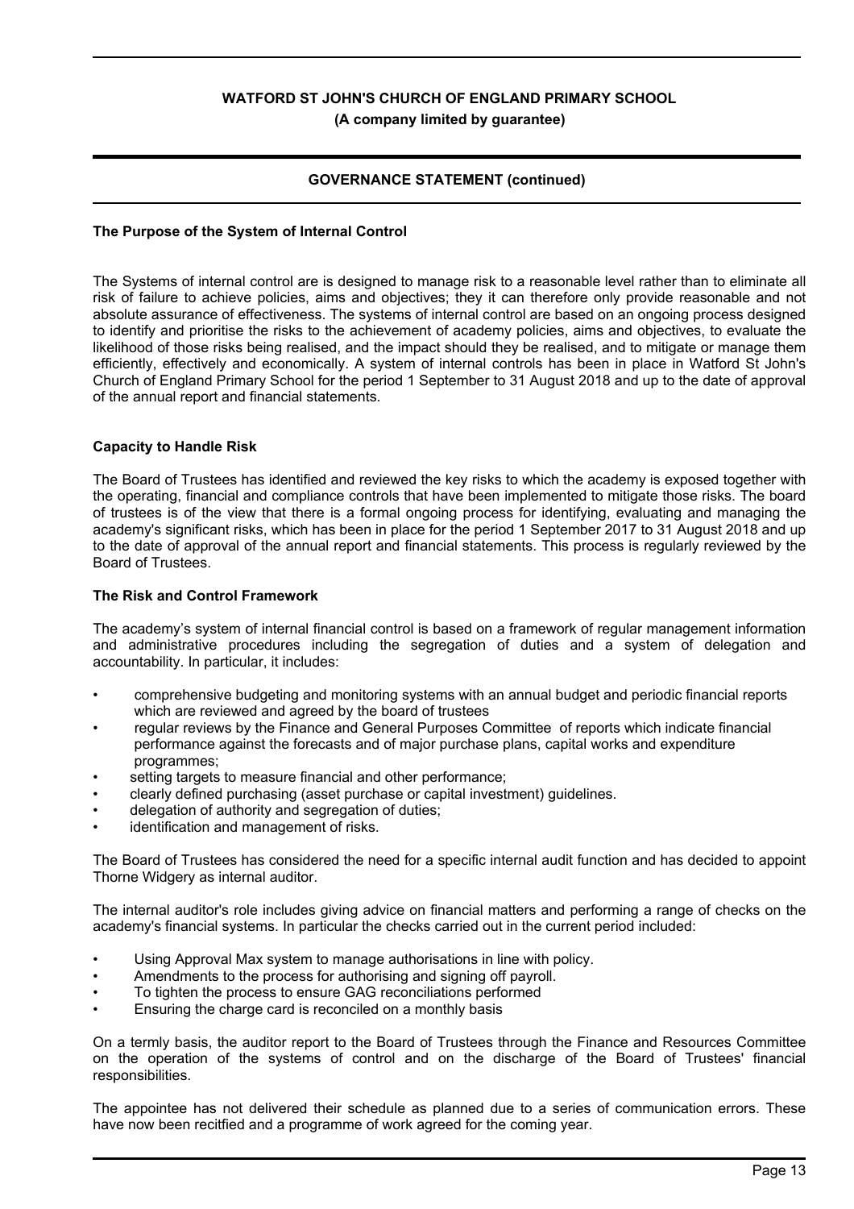**WATFORD ST JOHN'S CHURCH OF ENGLAND PRIMARY SCHOOL**
**(A company limited by guarantee)**

**GOVERNANCE STATEMENT (continued)**

### The Purpose of the System of Internal Control

The Systems of internal control are is designed to manage risk to a reasonable level rather than to eliminate all risk of failure to achieve policies, aims and objectives; they it can therefore only provide reasonable and not absolute assurance of effectiveness. The systems of internal control are based on an ongoing process designed to identify and prioritise the risks to the achievement of academy policies, aims and objectives, to evaluate the likelihood of those risks being realised, and the impact should they be realised, and to mitigate or manage them efficiently, effectively and economically. A system of internal controls has been in place in Watford St John's Church of England Primary School for the period 1 September to 31 August 2018 and up to the date of approval of the annual report and financial statements.

### Capacity to Handle Risk

The Board of Trustees has identified and reviewed the key risks to which the academy is exposed together with the operating, financial and compliance controls that have been implemented to mitigate those risks. The board of trustees is of the view that there is a formal ongoing process for identifying, evaluating and managing the academy's significant risks, which has been in place for the period 1 September 2017 to 31 August 2018 and up to the date of approval of the annual report and financial statements. This process is regularly reviewed by the Board of Trustees.

### The Risk and Control Framework

The academy's system of internal financial control is based on a framework of regular management information and administrative procedures including the segregation of duties and a system of delegation and accountability. In particular, it includes:

- comprehensive budgeting and monitoring systems with an annual budget and periodic financial reports which are reviewed and agreed by the board of trustees
- regular reviews by the Finance and General Purposes Committee of reports which indicate financial performance against the forecasts and of major purchase plans, capital works and expenditure programmes;
- setting targets to measure financial and other performance;
- clearly defined purchasing (asset purchase or capital investment) guidelines.
- delegation of authority and segregation of duties;
- identification and management of risks.

The Board of Trustees has considered the need for a specific internal audit function and has decided to appoint Thorne Widgery as internal auditor.

The internal auditor's role includes giving advice on financial matters and performing a range of checks on the academy's financial systems. In particular the checks carried out in the current period included:

- Using Approval Max system to manage authorisations in line with policy.
- Amendments to the process for authorising and signing off payroll.
- To tighten the process to ensure GAG reconciliations performed
- Ensuring the charge card is reconciled on a monthly basis

On a termly basis, the auditor report to the Board of Trustees through the Finance and Resources Committee on the operation of the systems of control and on the discharge of the Board of Trustees' financial responsibilities.

The appointee has not delivered their schedule as planned due to a series of communication errors. These have now been recitfied and a programme of work agreed for the coming year.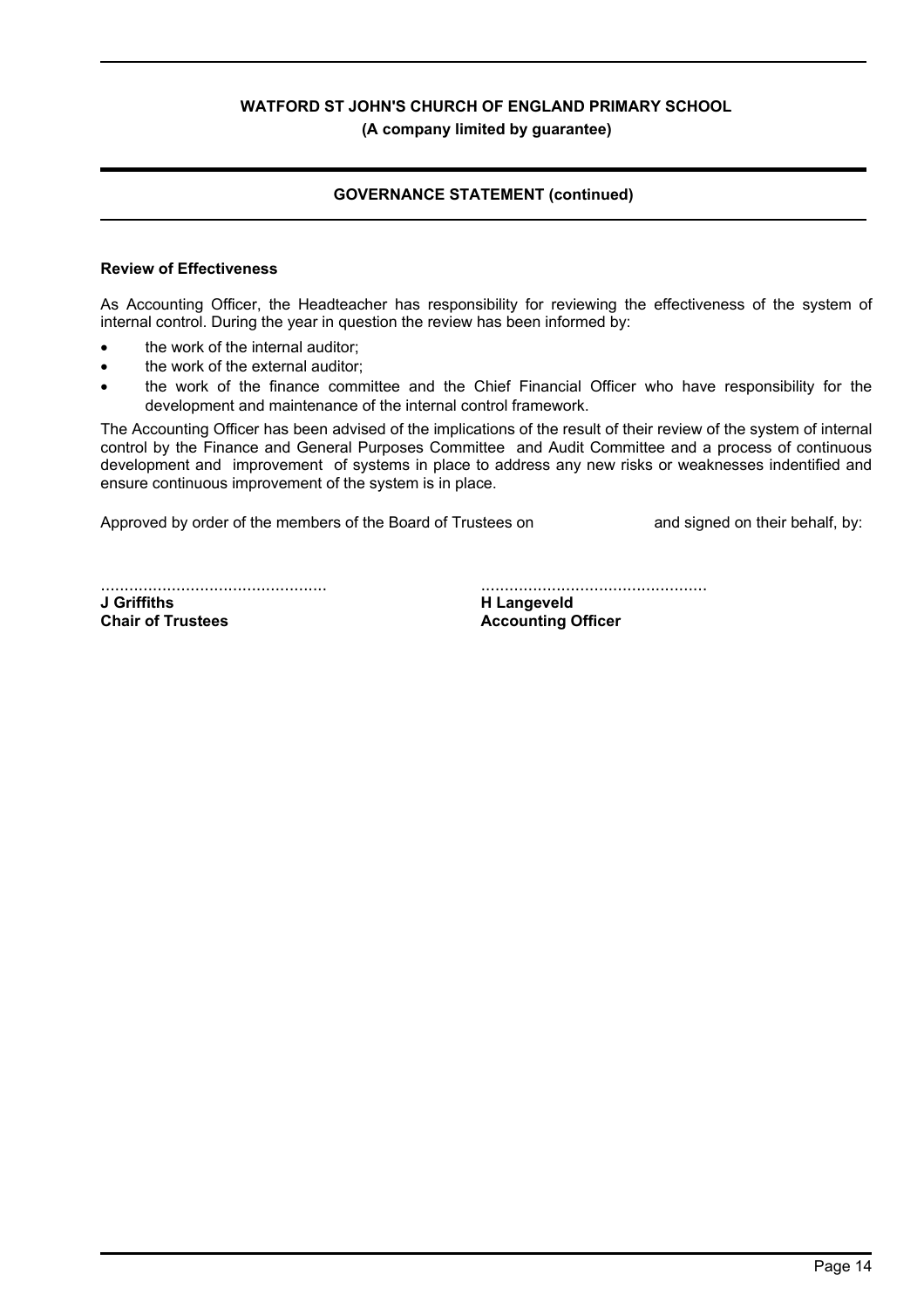## Review of Effectiveness

As Accounting Officer, the Headteacher has responsibility for reviewing the effectiveness of the system of internal control. During the year in question the review has been informed by:

- the work of the internal auditor;
- the work of the external auditor;
- the work of the finance committee and the Chief Financial Officer who have responsibility for the development and maintenance of the internal control framework.

The Accounting Officer has been advised of the implications of the result of their review of the system of internal control by the Finance and General Purposes Committee and Audit Committee and a process of continuous development and improvement of systems in place to address any new risks or weaknesses indentified and ensure continuous improvement of the system is in place.

Approved by order of the members of the Board of Trustees on and signed on their behalf, by:

................................................ ................................................

**J Griffiths**
**Chair of Trustees**

**H Langeveld**
**Accounting Officer**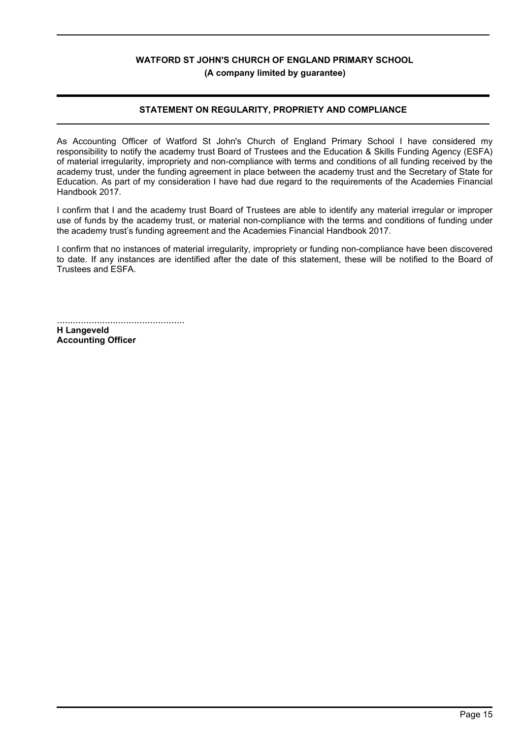**WATFORD ST JOHN'S CHURCH OF ENGLAND PRIMARY SCHOOL**
**(A company limited by guarantee)**

## STATEMENT ON REGULARITY, PROPRIETY AND COMPLIANCE

As Accounting Officer of Watford St John's Church of England Primary School I have considered my responsibility to notify the academy trust Board of Trustees and the Education & Skills Funding Agency (ESFA) of material irregularity, impropriety and non-compliance with terms and conditions of all funding received by the academy trust, under the funding agreement in place between the academy trust and the Secretary of State for Education. As part of my consideration I have had due regard to the requirements of the Academies Financial Handbook 2017.

I confirm that I and the academy trust Board of Trustees are able to identify any material irregular or improper use of funds by the academy trust, or material non-compliance with the terms and conditions of funding under the academy trust's funding agreement and the Academies Financial Handbook 2017.

I confirm that no instances of material irregularity, impropriety or funding non-compliance have been discovered to date. If any instances are identified after the date of this statement, these will be notified to the Board of Trustees and ESFA.

................................................
**H Langeveld**
**Accounting Officer**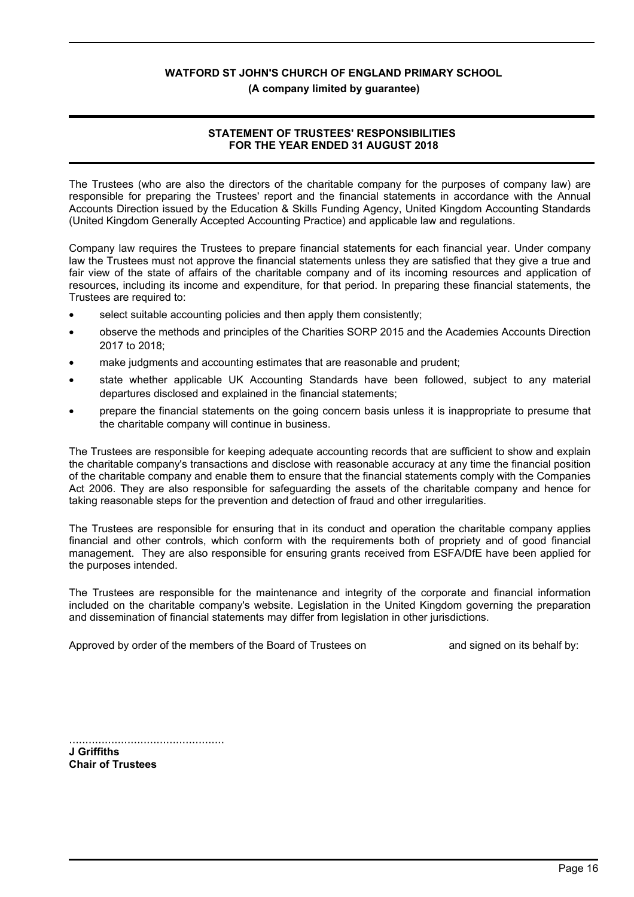**WATFORD ST JOHN'S CHURCH OF ENGLAND PRIMARY SCHOOL**

**(A company limited by guarantee)**

## STATEMENT OF TRUSTEES' RESPONSIBILITIES FOR THE YEAR ENDED 31 AUGUST 2018

The Trustees (who are also the directors of the charitable company for the purposes of company law) are responsible for preparing the Trustees' report and the financial statements in accordance with the Annual Accounts Direction issued by the Education & Skills Funding Agency, United Kingdom Accounting Standards (United Kingdom Generally Accepted Accounting Practice) and applicable law and regulations.

Company law requires the Trustees to prepare financial statements for each financial year. Under company law the Trustees must not approve the financial statements unless they are satisfied that they give a true and fair view of the state of affairs of the charitable company and of its incoming resources and application of resources, including its income and expenditure, for that period. In preparing these financial statements, the Trustees are required to:

- select suitable accounting policies and then apply them consistently;
- observe the methods and principles of the Charities SORP 2015 and the Academies Accounts Direction 2017 to 2018;
- make judgments and accounting estimates that are reasonable and prudent;
- state whether applicable UK Accounting Standards have been followed, subject to any material departures disclosed and explained in the financial statements;
- prepare the financial statements on the going concern basis unless it is inappropriate to presume that the charitable company will continue in business.

The Trustees are responsible for keeping adequate accounting records that are sufficient to show and explain the charitable company's transactions and disclose with reasonable accuracy at any time the financial position of the charitable company and enable them to ensure that the financial statements comply with the Companies Act 2006. They are also responsible for safeguarding the assets of the charitable company and hence for taking reasonable steps for the prevention and detection of fraud and other irregularities.

The Trustees are responsible for ensuring that in its conduct and operation the charitable company applies financial and other controls, which conform with the requirements both of propriety and of good financial management. They are also responsible for ensuring grants received from ESFA/DfE have been applied for the purposes intended.

The Trustees are responsible for the maintenance and integrity of the corporate and financial information included on the charitable company's website. Legislation in the United Kingdom governing the preparation and dissemination of financial statements may differ from legislation in other jurisdictions.

Approved by order of the members of the Board of Trustees on and signed on its behalf by:

................................................

**J Griffiths**
**Chair of Trustees**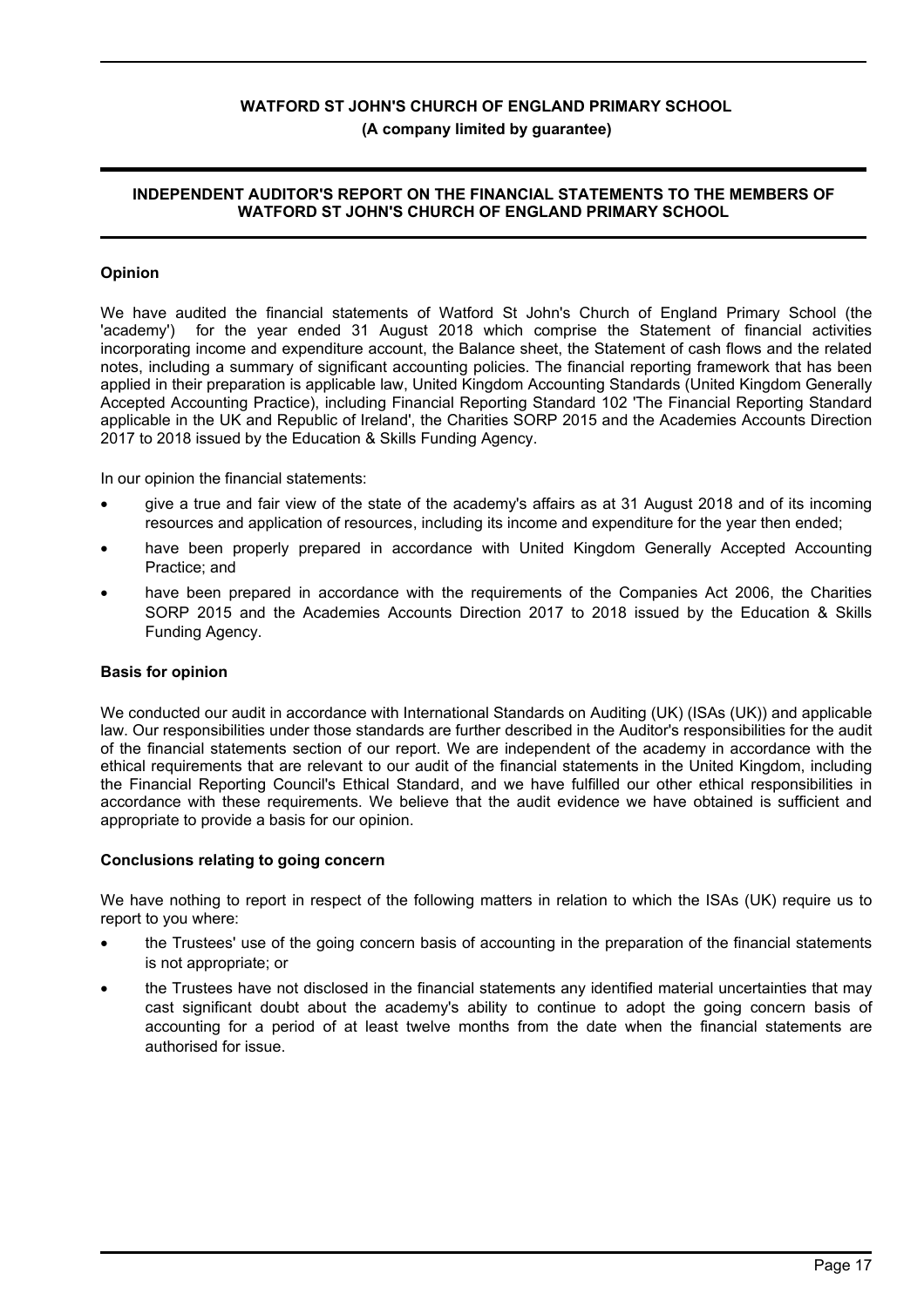**WATFORD ST JOHN'S CHURCH OF ENGLAND PRIMARY SCHOOL**
**(A company limited by guarantee)**

## INDEPENDENT AUDITOR'S REPORT ON THE FINANCIAL STATEMENTS TO THE MEMBERS OF WATFORD ST JOHN'S CHURCH OF ENGLAND PRIMARY SCHOOL

### Opinion

We have audited the financial statements of Watford St John's Church of England Primary School (the 'academy') for the year ended 31 August 2018 which comprise the Statement of financial activities incorporating income and expenditure account, the Balance sheet, the Statement of cash flows and the related notes, including a summary of significant accounting policies. The financial reporting framework that has been applied in their preparation is applicable law, United Kingdom Accounting Standards (United Kingdom Generally Accepted Accounting Practice), including Financial Reporting Standard 102 'The Financial Reporting Standard applicable in the UK and Republic of Ireland', the Charities SORP 2015 and the Academies Accounts Direction 2017 to 2018 issued by the Education & Skills Funding Agency.

In our opinion the financial statements:

- give a true and fair view of the state of the academy's affairs as at 31 August 2018 and of its incoming resources and application of resources, including its income and expenditure for the year then ended;
- have been properly prepared in accordance with United Kingdom Generally Accepted Accounting Practice; and
- have been prepared in accordance with the requirements of the Companies Act 2006, the Charities SORP 2015 and the Academies Accounts Direction 2017 to 2018 issued by the Education & Skills Funding Agency.

### Basis for opinion

We conducted our audit in accordance with International Standards on Auditing (UK) (ISAs (UK)) and applicable law. Our responsibilities under those standards are further described in the Auditor's responsibilities for the audit of the financial statements section of our report. We are independent of the academy in accordance with the ethical requirements that are relevant to our audit of the financial statements in the United Kingdom, including the Financial Reporting Council's Ethical Standard, and we have fulfilled our other ethical responsibilities in accordance with these requirements. We believe that the audit evidence we have obtained is sufficient and appropriate to provide a basis for our opinion.

### Conclusions relating to going concern

We have nothing to report in respect of the following matters in relation to which the ISAs (UK) require us to report to you where:

- the Trustees' use of the going concern basis of accounting in the preparation of the financial statements is not appropriate; or
- the Trustees have not disclosed in the financial statements any identified material uncertainties that may cast significant doubt about the academy's ability to continue to adopt the going concern basis of accounting for a period of at least twelve months from the date when the financial statements are authorised for issue.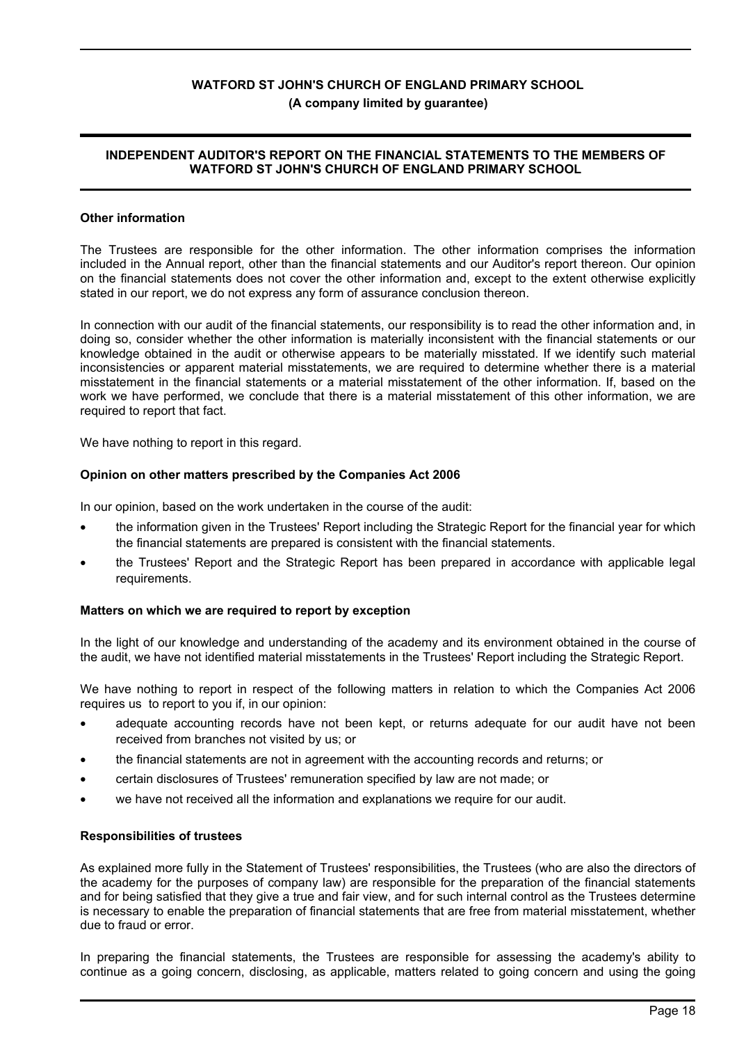## Other information

The Trustees are responsible for the other information. The other information comprises the information included in the Annual report, other than the financial statements and our Auditor's report thereon. Our opinion on the financial statements does not cover the other information and, except to the extent otherwise explicitly stated in our report, we do not express any form of assurance conclusion thereon.

In connection with our audit of the financial statements, our responsibility is to read the other information and, in doing so, consider whether the other information is materially inconsistent with the financial statements or our knowledge obtained in the audit or otherwise appears to be materially misstated. If we identify such material inconsistencies or apparent material misstatements, we are required to determine whether there is a material misstatement in the financial statements or a material misstatement of the other information. If, based on the work we have performed, we conclude that there is a material misstatement of this other information, we are required to report that fact.

We have nothing to report in this regard.

## Opinion on other matters prescribed by the Companies Act 2006

In our opinion, based on the work undertaken in the course of the audit:

- the information given in the Trustees' Report including the Strategic Report for the financial year for which the financial statements are prepared is consistent with the financial statements.
- the Trustees' Report and the Strategic Report has been prepared in accordance with applicable legal requirements.

## Matters on which we are required to report by exception

In the light of our knowledge and understanding of the academy and its environment obtained in the course of the audit, we have not identified material misstatements in the Trustees' Report including the Strategic Report.

We have nothing to report in respect of the following matters in relation to which the Companies Act 2006 requires us to report to you if, in our opinion:

- adequate accounting records have not been kept, or returns adequate for our audit have not been received from branches not visited by us; or
- the financial statements are not in agreement with the accounting records and returns; or
- certain disclosures of Trustees' remuneration specified by law are not made; or
- we have not received all the information and explanations we require for our audit.

## Responsibilities of trustees

As explained more fully in the Statement of Trustees' responsibilities, the Trustees (who are also the directors of the academy for the purposes of company law) are responsible for the preparation of the financial statements and for being satisfied that they give a true and fair view, and for such internal control as the Trustees determine is necessary to enable the preparation of financial statements that are free from material misstatement, whether due to fraud or error.

In preparing the financial statements, the Trustees are responsible for assessing the academy's ability to continue as a going concern, disclosing, as applicable, matters related to going concern and using the going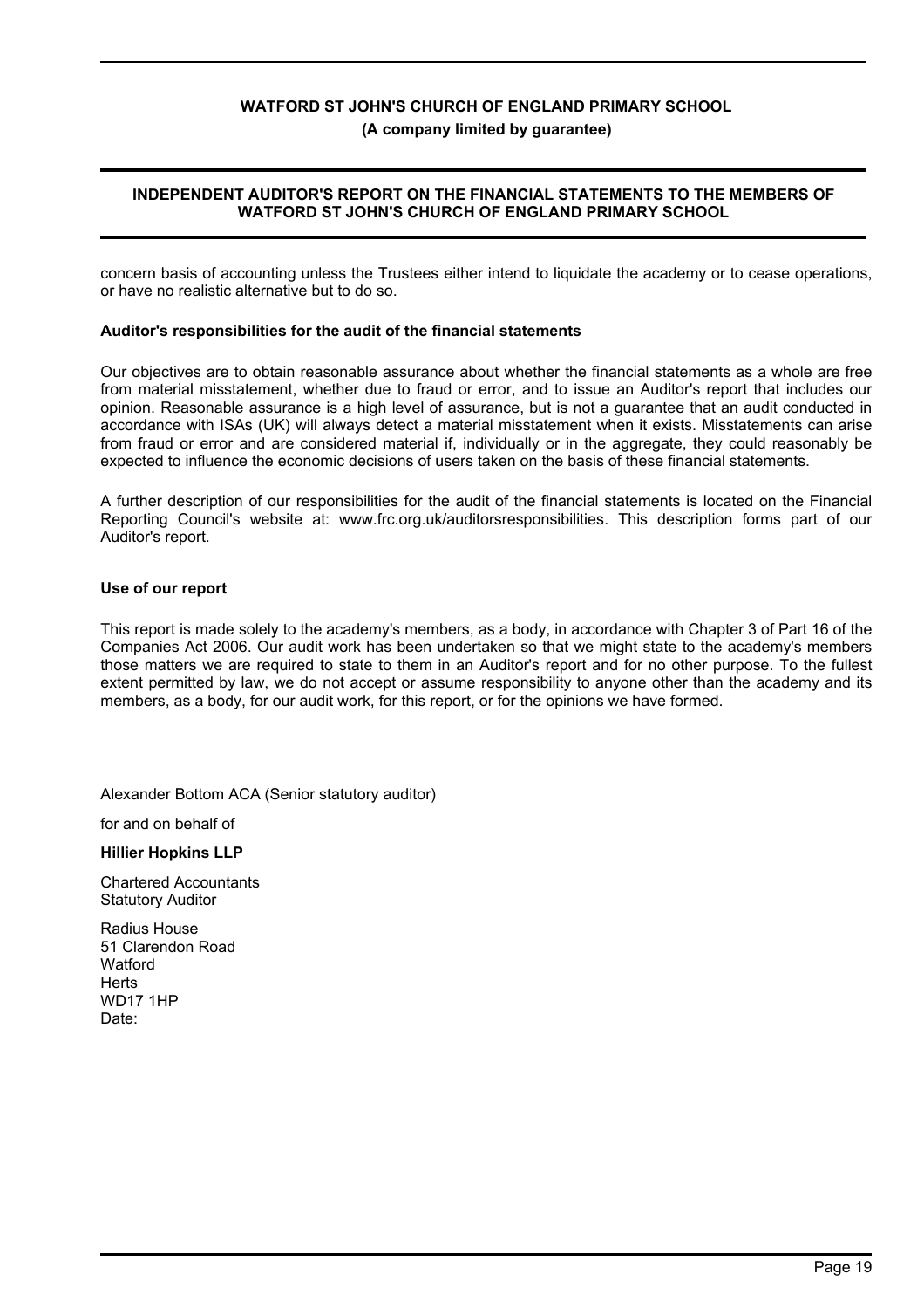concern basis of accounting unless the Trustees either intend to liquidate the academy or to cease operations, or have no realistic alternative but to do so.

**Auditor's responsibilities for the audit of the financial statements**

Our objectives are to obtain reasonable assurance about whether the financial statements as a whole are free from material misstatement, whether due to fraud or error, and to issue an Auditor's report that includes our opinion. Reasonable assurance is a high level of assurance, but is not a guarantee that an audit conducted in accordance with ISAs (UK) will always detect a material misstatement when it exists. Misstatements can arise from fraud or error and are considered material if, individually or in the aggregate, they could reasonably be expected to influence the economic decisions of users taken on the basis of these financial statements.

A further description of our responsibilities for the audit of the financial statements is located on the Financial Reporting Council's website at: www.frc.org.uk/auditorsresponsibilities. This description forms part of our Auditor's report.

**Use of our report**

This report is made solely to the academy's members, as a body, in accordance with Chapter 3 of Part 16 of the Companies Act 2006. Our audit work has been undertaken so that we might state to the academy's members those matters we are required to state to them in an Auditor's report and for no other purpose. To the fullest extent permitted by law, we do not accept or assume responsibility to anyone other than the academy and its members, as a body, for our audit work, for this report, or for the opinions we have formed.

Alexander Bottom ACA (Senior statutory auditor)

for and on behalf of

**Hillier Hopkins LLP**

Chartered Accountants
Statutory Auditor

Radius House
51 Clarendon Road
Watford
Herts
WD17 1HP
Date: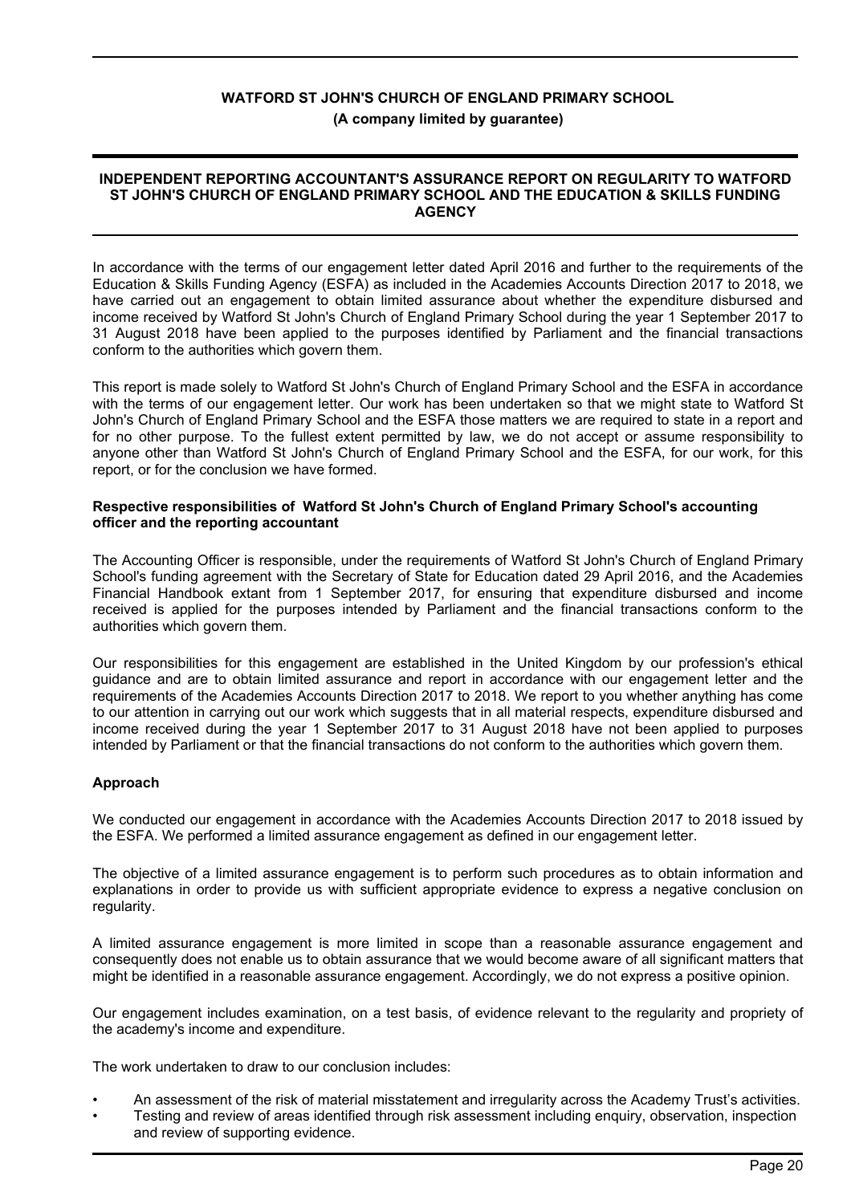# INDEPENDENT REPORTING ACCOUNTANT'S ASSURANCE REPORT ON REGULARITY TO WATFORD ST JOHN'S CHURCH OF ENGLAND PRIMARY SCHOOL AND THE EDUCATION & SKILLS FUNDING AGENCY

In accordance with the terms of our engagement letter dated April 2016 and further to the requirements of the Education & Skills Funding Agency (ESFA) as included in the Academies Accounts Direction 2017 to 2018, we have carried out an engagement to obtain limited assurance about whether the expenditure disbursed and income received by Watford St John's Church of England Primary School during the year 1 September 2017 to 31 August 2018 have been applied to the purposes identified by Parliament and the financial transactions conform to the authorities which govern them.

This report is made solely to Watford St John's Church of England Primary School and the ESFA in accordance with the terms of our engagement letter. Our work has been undertaken so that we might state to Watford St John's Church of England Primary School and the ESFA those matters we are required to state in a report and for no other purpose. To the fullest extent permitted by law, we do not accept or assume responsibility to anyone other than Watford St John's Church of England Primary School and the ESFA, for our work, for this report, or for the conclusion we have formed.

**Respective responsibilities of Watford St John's Church of England Primary School's accounting officer and the reporting accountant**

The Accounting Officer is responsible, under the requirements of Watford St John's Church of England Primary School's funding agreement with the Secretary of State for Education dated 29 April 2016, and the Academies Financial Handbook extant from 1 September 2017, for ensuring that expenditure disbursed and income received is applied for the purposes intended by Parliament and the financial transactions conform to the authorities which govern them.

Our responsibilities for this engagement are established in the United Kingdom by our profession's ethical guidance and are to obtain limited assurance and report in accordance with our engagement letter and the requirements of the Academies Accounts Direction 2017 to 2018. We report to you whether anything has come to our attention in carrying out our work which suggests that in all material respects, expenditure disbursed and income received during the year 1 September 2017 to 31 August 2018 have not been applied to purposes intended by Parliament or that the financial transactions do not conform to the authorities which govern them.

**Approach**

We conducted our engagement in accordance with the Academies Accounts Direction 2017 to 2018 issued by the ESFA. We performed a limited assurance engagement as defined in our engagement letter.

The objective of a limited assurance engagement is to perform such procedures as to obtain information and explanations in order to provide us with sufficient appropriate evidence to express a negative conclusion on regularity.

A limited assurance engagement is more limited in scope than a reasonable assurance engagement and consequently does not enable us to obtain assurance that we would become aware of all significant matters that might be identified in a reasonable assurance engagement. Accordingly, we do not express a positive opinion.

Our engagement includes examination, on a test basis, of evidence relevant to the regularity and propriety of the academy's income and expenditure.

The work undertaken to draw to our conclusion includes:

- An assessment of the risk of material misstatement and irregularity across the Academy Trust's activities.
- Testing and review of areas identified through risk assessment including enquiry, observation, inspection and review of supporting evidence.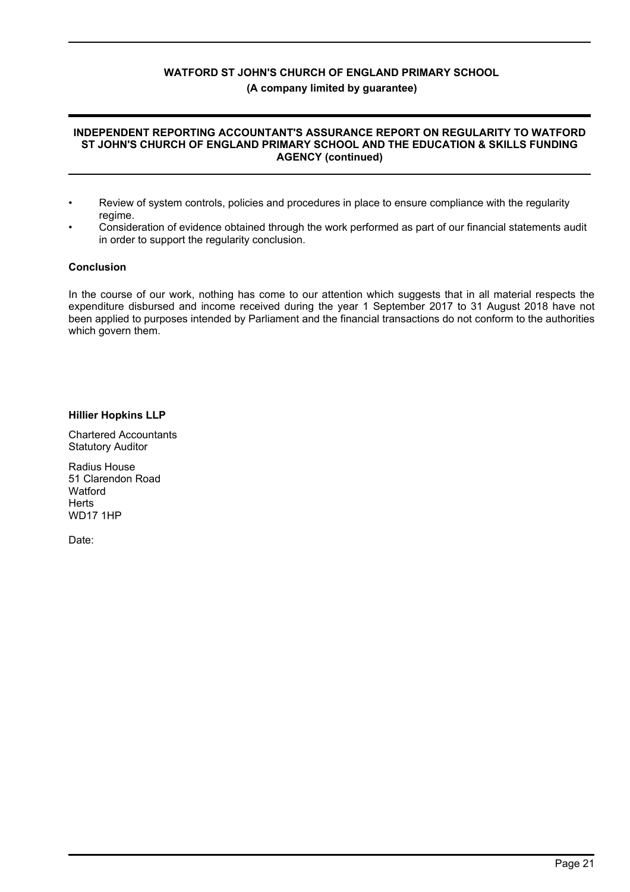**INDEPENDENT REPORTING ACCOUNTANT'S ASSURANCE REPORT ON REGULARITY TO WATFORD ST JOHN'S CHURCH OF ENGLAND PRIMARY SCHOOL AND THE EDUCATION & SKILLS FUNDING AGENCY (continued)**

- Review of system controls, policies and procedures in place to ensure compliance with the regularity regime.
- Consideration of evidence obtained through the work performed as part of our financial statements audit in order to support the regularity conclusion.

**Conclusion**

In the course of our work, nothing has come to our attention which suggests that in all material respects the expenditure disbursed and income received during the year 1 September 2017 to 31 August 2018 have not been applied to purposes intended by Parliament and the financial transactions do not conform to the authorities which govern them.

**Hillier Hopkins LLP**

Chartered Accountants
Statutory Auditor

Radius House
51 Clarendon Road
Watford
Herts
WD17 1HP

Date: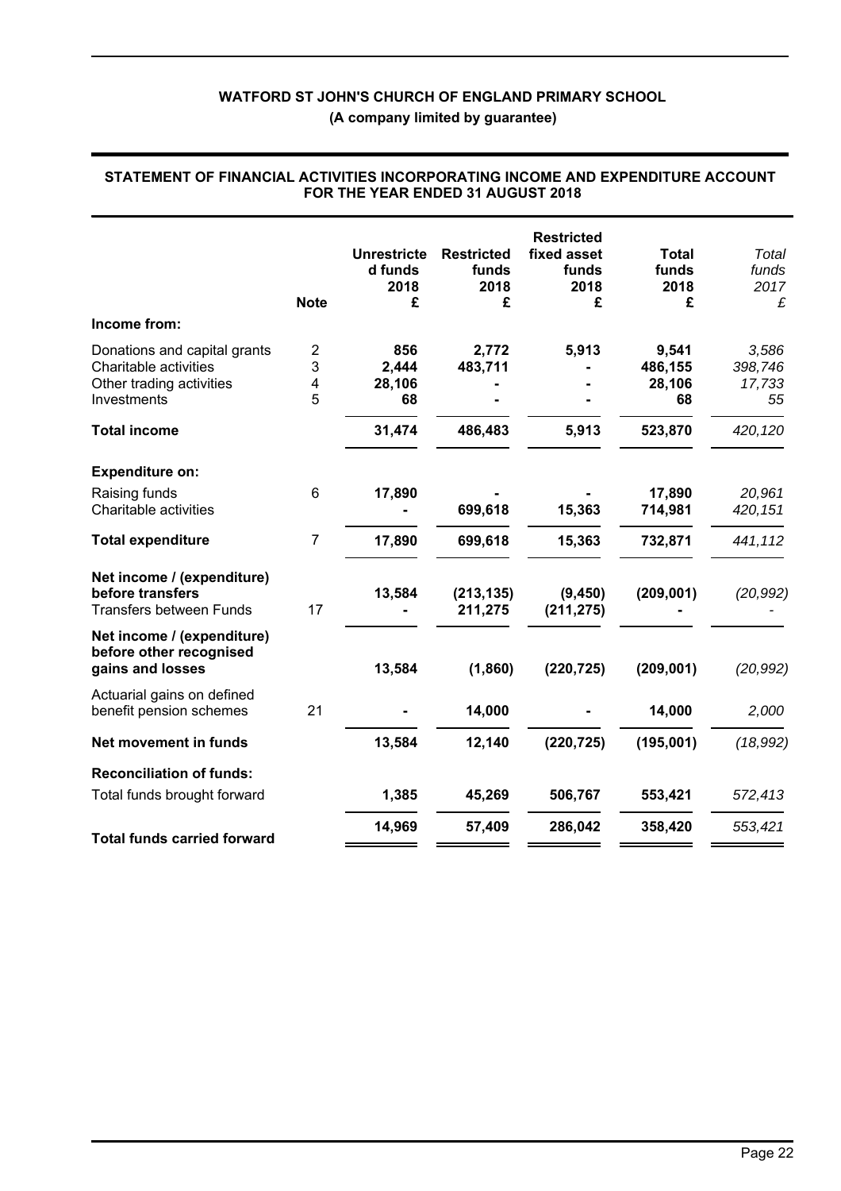**WATFORD ST JOHN'S CHURCH OF ENGLAND PRIMARY SCHOOL**

**(A company limited by guarantee)**

**STATEMENT OF FINANCIAL ACTIVITIES INCORPORATING INCOME AND EXPENDITURE ACCOUNT FOR THE YEAR ENDED 31 AUGUST 2018**

| | Note | Unrestricted funds 2018 £ | Restricted funds 2018 £ | Restricted fixed asset funds 2018 £ | Total funds 2018 £ | *Total funds 2017 £* |
|---|---|---|---|---|---|---|
| **Income from:** | | | | | | |
| Donations and capital grants | 2 | **856** | **2,772** | **5,913** | **9,541** | *3,586* |
| Charitable activities | 3 | **2,444** | **483,711** | **-** | **486,155** | *398,746* |
| Other trading activities | 4 | **28,106** | **-** | **-** | **28,106** | *17,733* |
| Investments | 5 | **68** | **-** | **-** | **68** | *55* |
| **Total income** | | **31,474** | **486,483** | **5,913** | **523,870** | *420,120* |
| **Expenditure on:** | | | | | | |
| Raising funds | 6 | **17,890** | **-** | **-** | **17,890** | *20,961* |
| Charitable activities | | **-** | **699,618** | **15,363** | **714,981** | *420,151* |
| **Total expenditure** | 7 | **17,890** | **699,618** | **15,363** | **732,871** | *441,112* |
| **Net income / (expenditure) before transfers** | | **13,584** | **(213,135)** | **(9,450)** | **(209,001)** | *(20,992)* |
| Transfers between Funds | 17 | **-** | **211,275** | **(211,275)** | **-** | *-* |
| **Net income / (expenditure) before other recognised gains and losses** | | **13,584** | **(1,860)** | **(220,725)** | **(209,001)** | *(20,992)* |
| Actuarial gains on defined benefit pension schemes | 21 | **-** | **14,000** | **-** | **14,000** | *2,000* |
| **Net movement in funds** | | **13,584** | **12,140** | **(220,725)** | **(195,001)** | *(18,992)* |
| **Reconciliation of funds:** | | | | | | |
| Total funds brought forward | | **1,385** | **45,269** | **506,767** | **553,421** | *572,413* |
| **Total funds carried forward** | | **14,969** | **57,409** | **286,042** | **358,420** | *553,421* |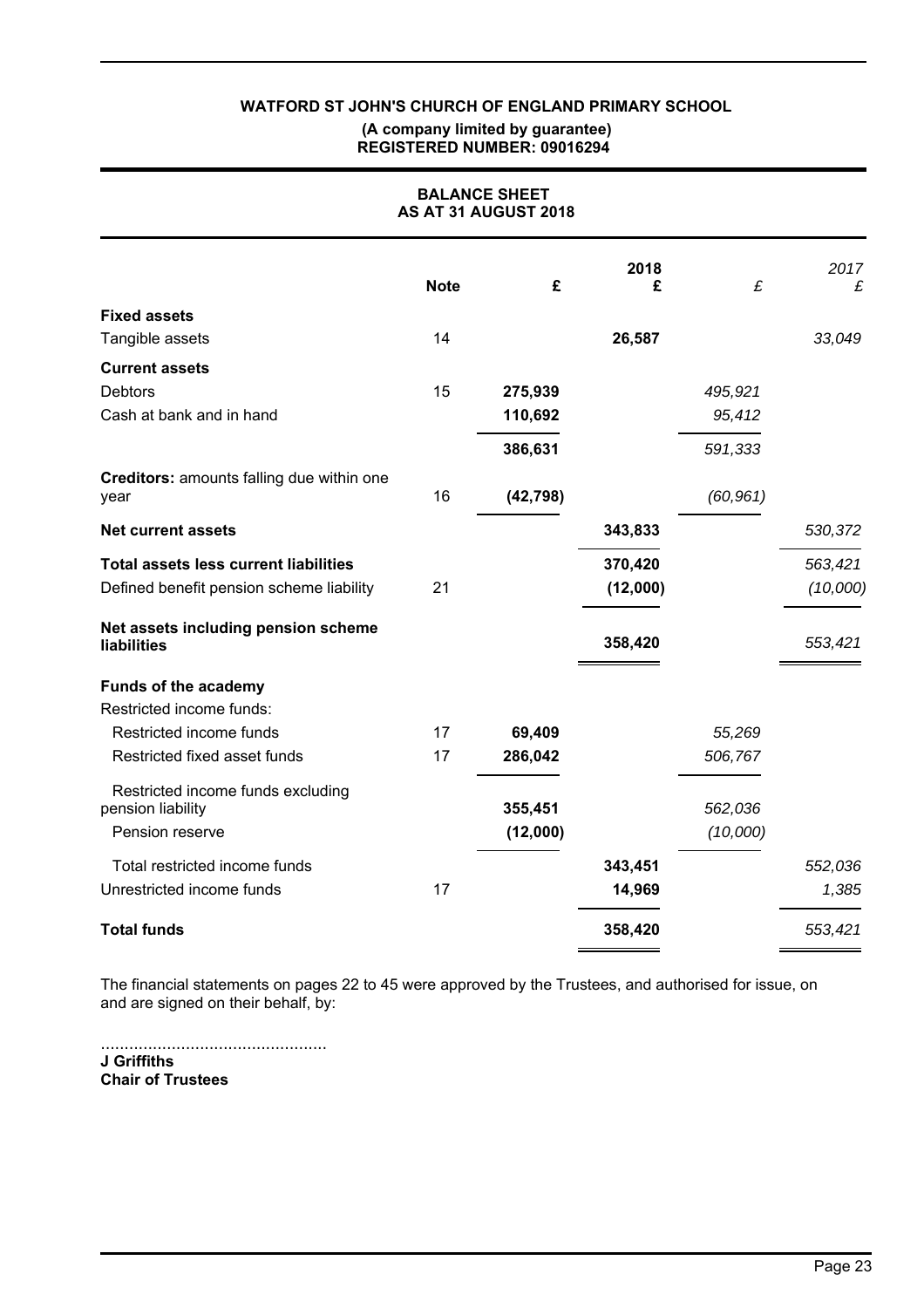**WATFORD ST JOHN'S CHURCH OF ENGLAND PRIMARY SCHOOL**
**(A company limited by guarantee)**
**REGISTERED NUMBER: 09016294**

# BALANCE SHEET
## AS AT 31 AUGUST 2018

| | Note | £ | 2018 £ | *£* | *2017 £* |
|---|---|---|---|---|---|
| **Fixed assets** | | | | | |
| Tangible assets | 14 | | **26,587** | | *33,049* |
| **Current assets** | | | | | |
| Debtors | 15 | **275,939** | | *495,921* | |
| Cash at bank and in hand | | **110,692** | | *95,412* | |
| | | **386,631** | | *591,333* | |
| **Creditors:** amounts falling due within one year | 16 | **(42,798)** | | *(60,961)* | |
| **Net current assets** | | | **343,833** | | *530,372* |
| **Total assets less current liabilities** | | | **370,420** | | *563,421* |
| Defined benefit pension scheme liability | 21 | | **(12,000)** | | *(10,000)* |
| **Net assets including pension scheme liabilities** | | | **358,420** | | *553,421* |
| **Funds of the academy** | | | | | |
| Restricted income funds: | | | | | |
| Restricted income funds | 17 | **69,409** | | *55,269* | |
| Restricted fixed asset funds | 17 | **286,042** | | *506,767* | |
| Restricted income funds excluding pension liability | | **355,451** | | *562,036* | |
| Pension reserve | | **(12,000)** | | *(10,000)* | |
| Total restricted income funds | | | **343,451** | | *552,036* |
| Unrestricted income funds | 17 | | **14,969** | | *1,385* |
| **Total funds** | | | **358,420** | | *553,421* |

The financial statements on pages 22 to 45 were approved by the Trustees, and authorised for issue, on and are signed on their behalf, by:

................................................
**J Griffiths**
**Chair of Trustees**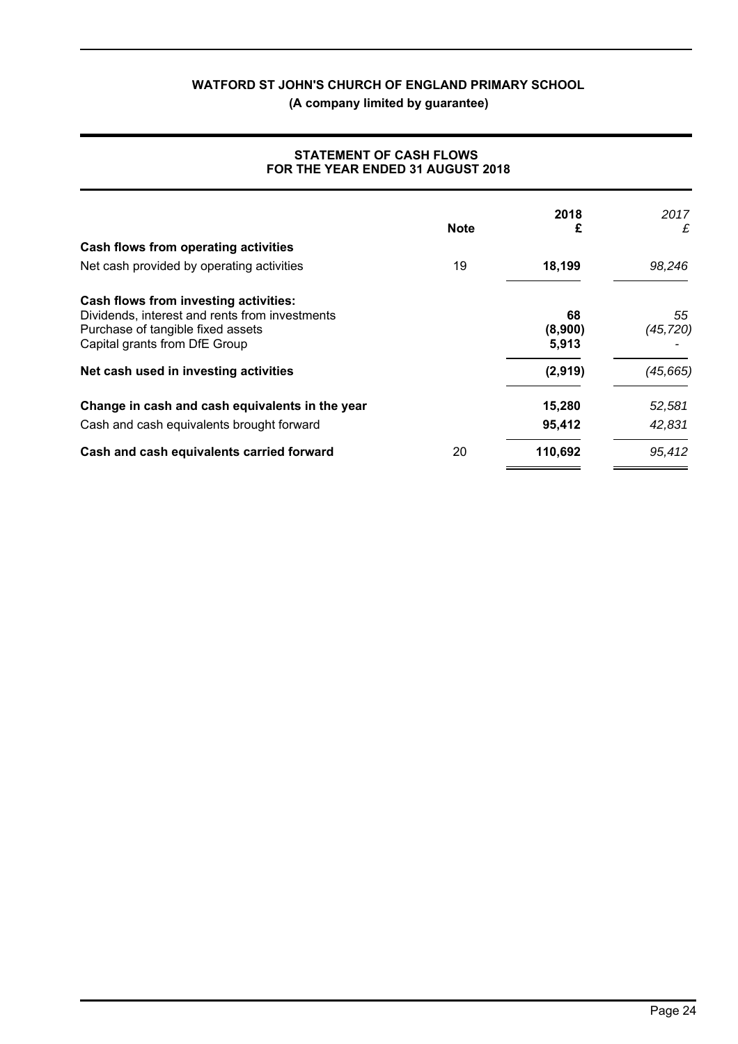**WATFORD ST JOHN'S CHURCH OF ENGLAND PRIMARY SCHOOL**

**(A company limited by guarantee)**

## STATEMENT OF CASH FLOWS FOR THE YEAR ENDED 31 AUGUST 2018

| | Note | 2018 £ | *2017 £* |
|---|---|---|---|
| **Cash flows from operating activities** | | | |
| Net cash provided by operating activities | 19 | **18,199** | *98,246* |
| **Cash flows from investing activities:** | | | |
| Dividends, interest and rents from investments | | **68** | *55* |
| Purchase of tangible fixed assets | | **(8,900)** | *(45,720)* |
| Capital grants from DfE Group | | **5,913** | *-* |
| **Net cash used in investing activities** | | **(2,919)** | *(45,665)* |
| **Change in cash and cash equivalents in the year** | | **15,280** | *52,581* |
| Cash and cash equivalents brought forward | | **95,412** | *42,831* |
| **Cash and cash equivalents carried forward** | 20 | **110,692** | *95,412* |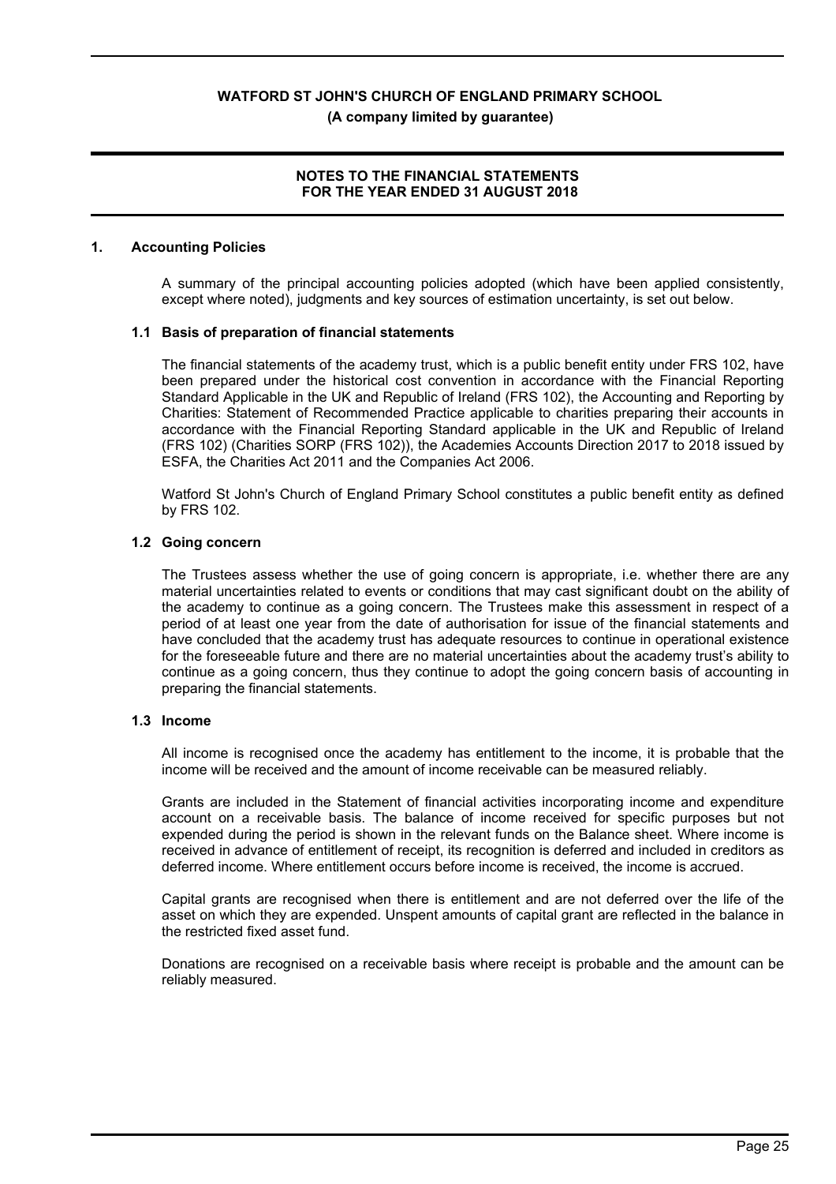# WATFORD ST JOHN'S CHURCH OF ENGLAND PRIMARY SCHOOL

**(A company limited by guarantee)**

## NOTES TO THE FINANCIAL STATEMENTS FOR THE YEAR ENDED 31 AUGUST 2018

### 1. Accounting Policies

A summary of the principal accounting policies adopted (which have been applied consistently, except where noted), judgments and key sources of estimation uncertainty, is set out below.

#### 1.1 Basis of preparation of financial statements

The financial statements of the academy trust, which is a public benefit entity under FRS 102, have been prepared under the historical cost convention in accordance with the Financial Reporting Standard Applicable in the UK and Republic of Ireland (FRS 102), the Accounting and Reporting by Charities: Statement of Recommended Practice applicable to charities preparing their accounts in accordance with the Financial Reporting Standard applicable in the UK and Republic of Ireland (FRS 102) (Charities SORP (FRS 102)), the Academies Accounts Direction 2017 to 2018 issued by ESFA, the Charities Act 2011 and the Companies Act 2006.

Watford St John's Church of England Primary School constitutes a public benefit entity as defined by FRS 102.

#### 1.2 Going concern

The Trustees assess whether the use of going concern is appropriate, i.e. whether there are any material uncertainties related to events or conditions that may cast significant doubt on the ability of the academy to continue as a going concern. The Trustees make this assessment in respect of a period of at least one year from the date of authorisation for issue of the financial statements and have concluded that the academy trust has adequate resources to continue in operational existence for the foreseeable future and there are no material uncertainties about the academy trust's ability to continue as a going concern, thus they continue to adopt the going concern basis of accounting in preparing the financial statements.

#### 1.3 Income

All income is recognised once the academy has entitlement to the income, it is probable that the income will be received and the amount of income receivable can be measured reliably.

Grants are included in the Statement of financial activities incorporating income and expenditure account on a receivable basis. The balance of income received for specific purposes but not expended during the period is shown in the relevant funds on the Balance sheet. Where income is received in advance of entitlement of receipt, its recognition is deferred and included in creditors as deferred income. Where entitlement occurs before income is received, the income is accrued.

Capital grants are recognised when there is entitlement and are not deferred over the life of the asset on which they are expended. Unspent amounts of capital grant are reflected in the balance in the restricted fixed asset fund.

Donations are recognised on a receivable basis where receipt is probable and the amount can be reliably measured.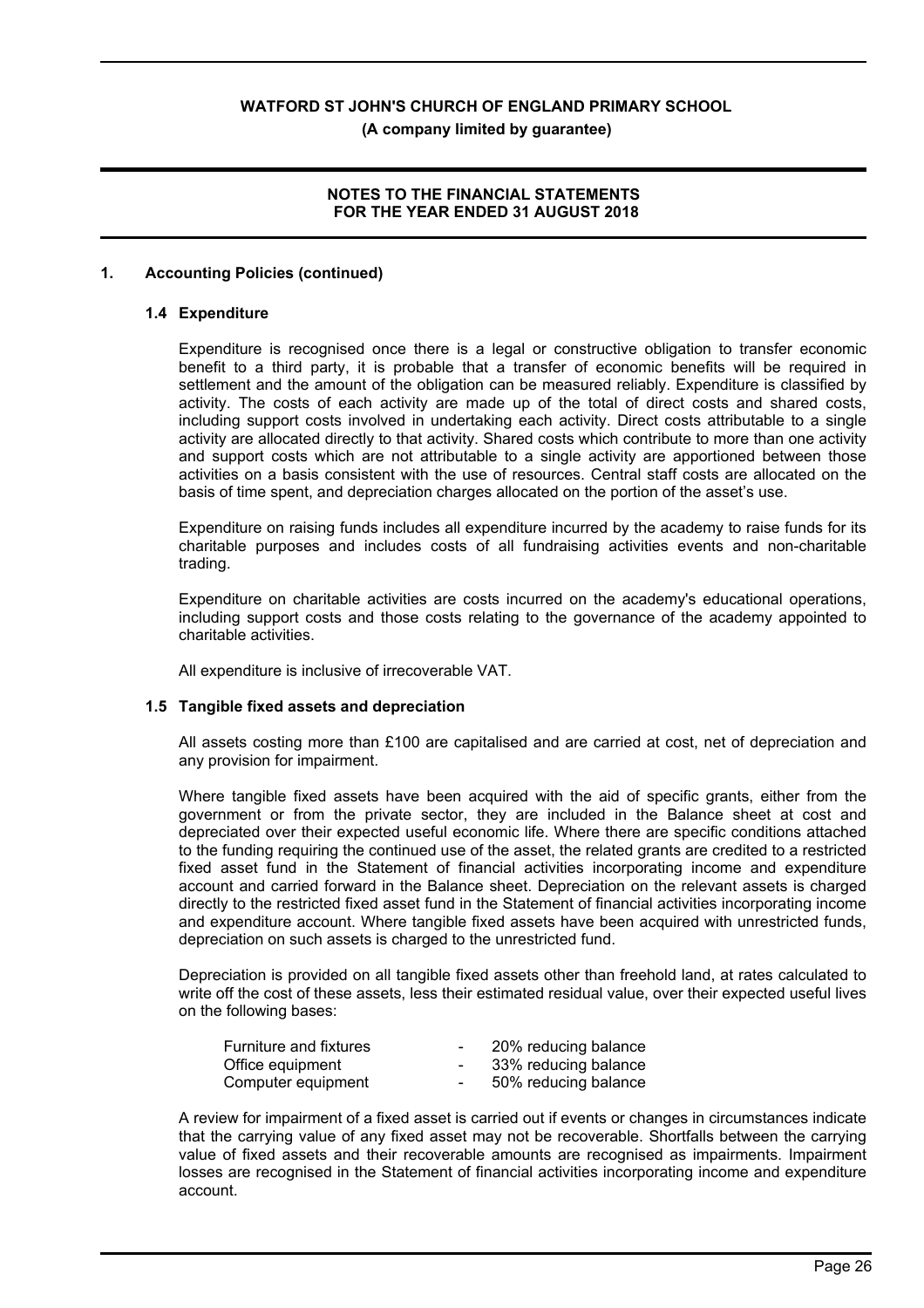## 1. Accounting Policies (continued)

### 1.4 Expenditure

Expenditure is recognised once there is a legal or constructive obligation to transfer economic benefit to a third party, it is probable that a transfer of economic benefits will be required in settlement and the amount of the obligation can be measured reliably. Expenditure is classified by activity. The costs of each activity are made up of the total of direct costs and shared costs, including support costs involved in undertaking each activity. Direct costs attributable to a single activity are allocated directly to that activity. Shared costs which contribute to more than one activity and support costs which are not attributable to a single activity are apportioned between those activities on a basis consistent with the use of resources. Central staff costs are allocated on the basis of time spent, and depreciation charges allocated on the portion of the asset's use.

Expenditure on raising funds includes all expenditure incurred by the academy to raise funds for its charitable purposes and includes costs of all fundraising activities events and non-charitable trading.

Expenditure on charitable activities are costs incurred on the academy's educational operations, including support costs and those costs relating to the governance of the academy appointed to charitable activities.

All expenditure is inclusive of irrecoverable VAT.

### 1.5 Tangible fixed assets and depreciation

All assets costing more than £100 are capitalised and are carried at cost, net of depreciation and any provision for impairment.

Where tangible fixed assets have been acquired with the aid of specific grants, either from the government or from the private sector, they are included in the Balance sheet at cost and depreciated over their expected useful economic life. Where there are specific conditions attached to the funding requiring the continued use of the asset, the related grants are credited to a restricted fixed asset fund in the Statement of financial activities incorporating income and expenditure account and carried forward in the Balance sheet. Depreciation on the relevant assets is charged directly to the restricted fixed asset fund in the Statement of financial activities incorporating income and expenditure account. Where tangible fixed assets have been acquired with unrestricted funds, depreciation on such assets is charged to the unrestricted fund.

Depreciation is provided on all tangible fixed assets other than freehold land, at rates calculated to write off the cost of these assets, less their estimated residual value, over their expected useful lives on the following bases:

| | | |
|---|---|---|
| Furniture and fixtures | - | 20% reducing balance |
| Office equipment | - | 33% reducing balance |
| Computer equipment | - | 50% reducing balance |

A review for impairment of a fixed asset is carried out if events or changes in circumstances indicate that the carrying value of any fixed asset may not be recoverable. Shortfalls between the carrying value of fixed assets and their recoverable amounts are recognised as impairments. Impairment losses are recognised in the Statement of financial activities incorporating income and expenditure account.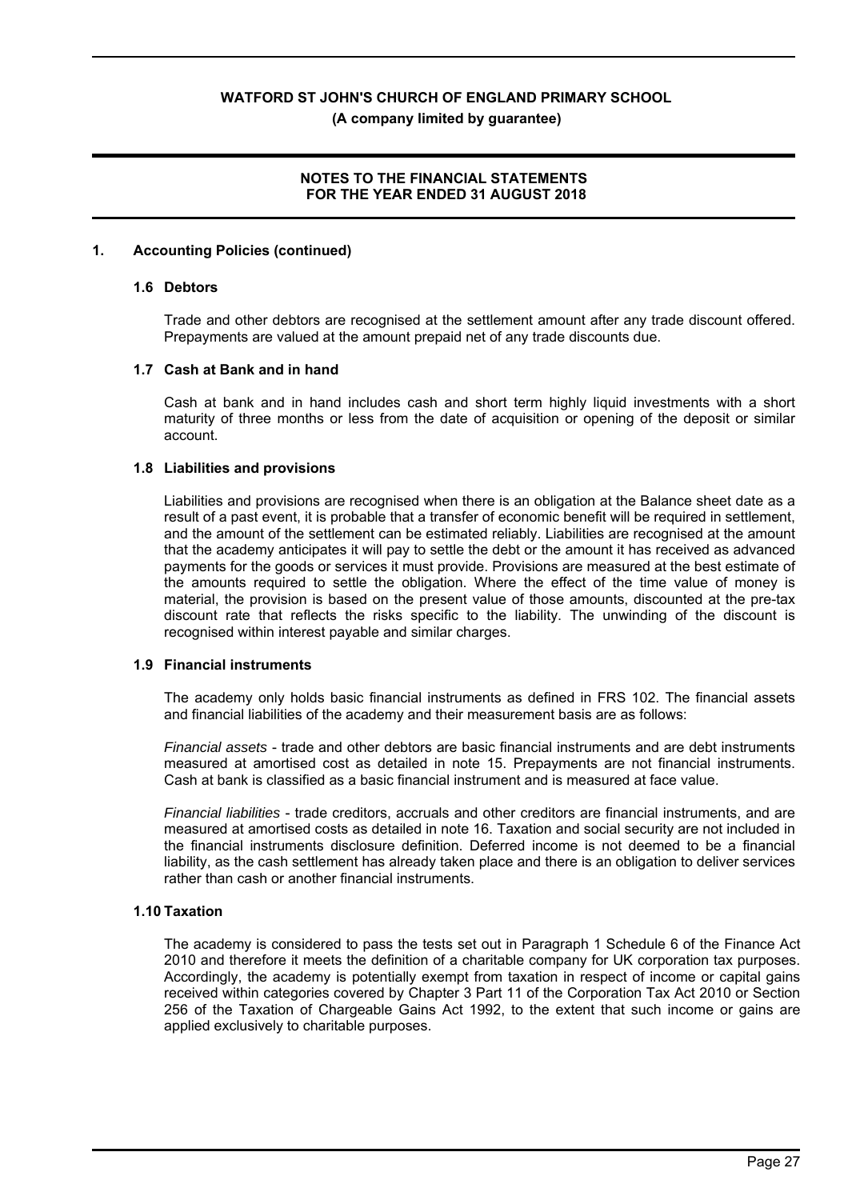## 1. Accounting Policies (continued)

### 1.6 Debtors

Trade and other debtors are recognised at the settlement amount after any trade discount offered. Prepayments are valued at the amount prepaid net of any trade discounts due.

### 1.7 Cash at Bank and in hand

Cash at bank and in hand includes cash and short term highly liquid investments with a short maturity of three months or less from the date of acquisition or opening of the deposit or similar account.

### 1.8 Liabilities and provisions

Liabilities and provisions are recognised when there is an obligation at the Balance sheet date as a result of a past event, it is probable that a transfer of economic benefit will be required in settlement, and the amount of the settlement can be estimated reliably. Liabilities are recognised at the amount that the academy anticipates it will pay to settle the debt or the amount it has received as advanced payments for the goods or services it must provide. Provisions are measured at the best estimate of the amounts required to settle the obligation. Where the effect of the time value of money is material, the provision is based on the present value of those amounts, discounted at the pre-tax discount rate that reflects the risks specific to the liability. The unwinding of the discount is recognised within interest payable and similar charges.

### 1.9 Financial instruments

The academy only holds basic financial instruments as defined in FRS 102. The financial assets and financial liabilities of the academy and their measurement basis are as follows:

*Financial assets* - trade and other debtors are basic financial instruments and are debt instruments measured at amortised cost as detailed in note 15. Prepayments are not financial instruments. Cash at bank is classified as a basic financial instrument and is measured at face value.

*Financial liabilities* - trade creditors, accruals and other creditors are financial instruments, and are measured at amortised costs as detailed in note 16. Taxation and social security are not included in the financial instruments disclosure definition. Deferred income is not deemed to be a financial liability, as the cash settlement has already taken place and there is an obligation to deliver services rather than cash or another financial instruments.

### 1.10 Taxation

The academy is considered to pass the tests set out in Paragraph 1 Schedule 6 of the Finance Act 2010 and therefore it meets the definition of a charitable company for UK corporation tax purposes. Accordingly, the academy is potentially exempt from taxation in respect of income or capital gains received within categories covered by Chapter 3 Part 11 of the Corporation Tax Act 2010 or Section 256 of the Taxation of Chargeable Gains Act 1992, to the extent that such income or gains are applied exclusively to charitable purposes.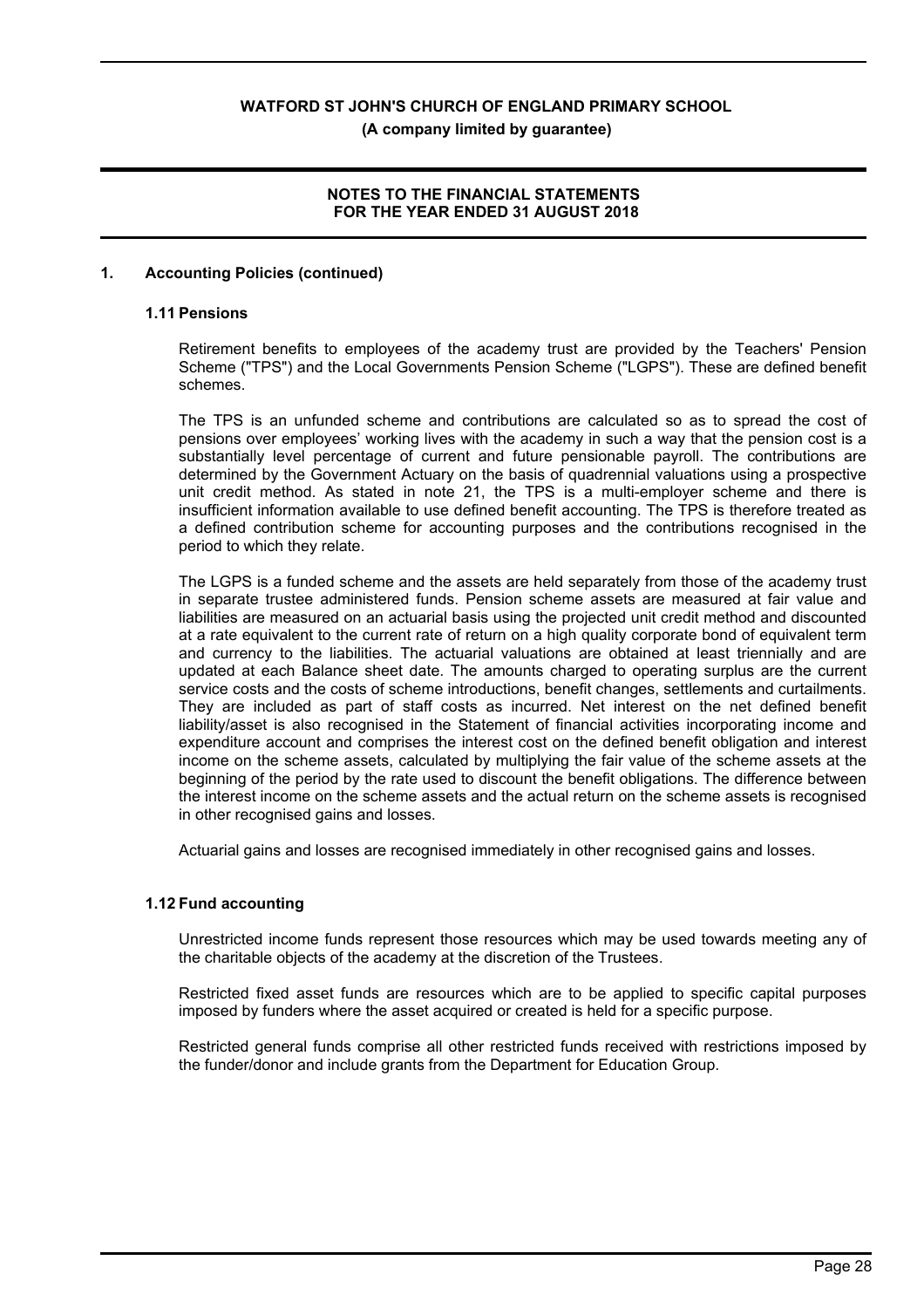## 1. Accounting Policies (continued)

### 1.11 Pensions

Retirement benefits to employees of the academy trust are provided by the Teachers' Pension Scheme ("TPS") and the Local Governments Pension Scheme ("LGPS"). These are defined benefit schemes.

The TPS is an unfunded scheme and contributions are calculated so as to spread the cost of pensions over employees' working lives with the academy in such a way that the pension cost is a substantially level percentage of current and future pensionable payroll. The contributions are determined by the Government Actuary on the basis of quadrennial valuations using a prospective unit credit method. As stated in note 21, the TPS is a multi-employer scheme and there is insufficient information available to use defined benefit accounting. The TPS is therefore treated as a defined contribution scheme for accounting purposes and the contributions recognised in the period to which they relate.

The LGPS is a funded scheme and the assets are held separately from those of the academy trust in separate trustee administered funds. Pension scheme assets are measured at fair value and liabilities are measured on an actuarial basis using the projected unit credit method and discounted at a rate equivalent to the current rate of return on a high quality corporate bond of equivalent term and currency to the liabilities. The actuarial valuations are obtained at least triennially and are updated at each Balance sheet date. The amounts charged to operating surplus are the current service costs and the costs of scheme introductions, benefit changes, settlements and curtailments. They are included as part of staff costs as incurred. Net interest on the net defined benefit liability/asset is also recognised in the Statement of financial activities incorporating income and expenditure account and comprises the interest cost on the defined benefit obligation and interest income on the scheme assets, calculated by multiplying the fair value of the scheme assets at the beginning of the period by the rate used to discount the benefit obligations. The difference between the interest income on the scheme assets and the actual return on the scheme assets is recognised in other recognised gains and losses.

Actuarial gains and losses are recognised immediately in other recognised gains and losses.

### 1.12 Fund accounting

Unrestricted income funds represent those resources which may be used towards meeting any of the charitable objects of the academy at the discretion of the Trustees.

Restricted fixed asset funds are resources which are to be applied to specific capital purposes imposed by funders where the asset acquired or created is held for a specific purpose.

Restricted general funds comprise all other restricted funds received with restrictions imposed by the funder/donor and include grants from the Department for Education Group.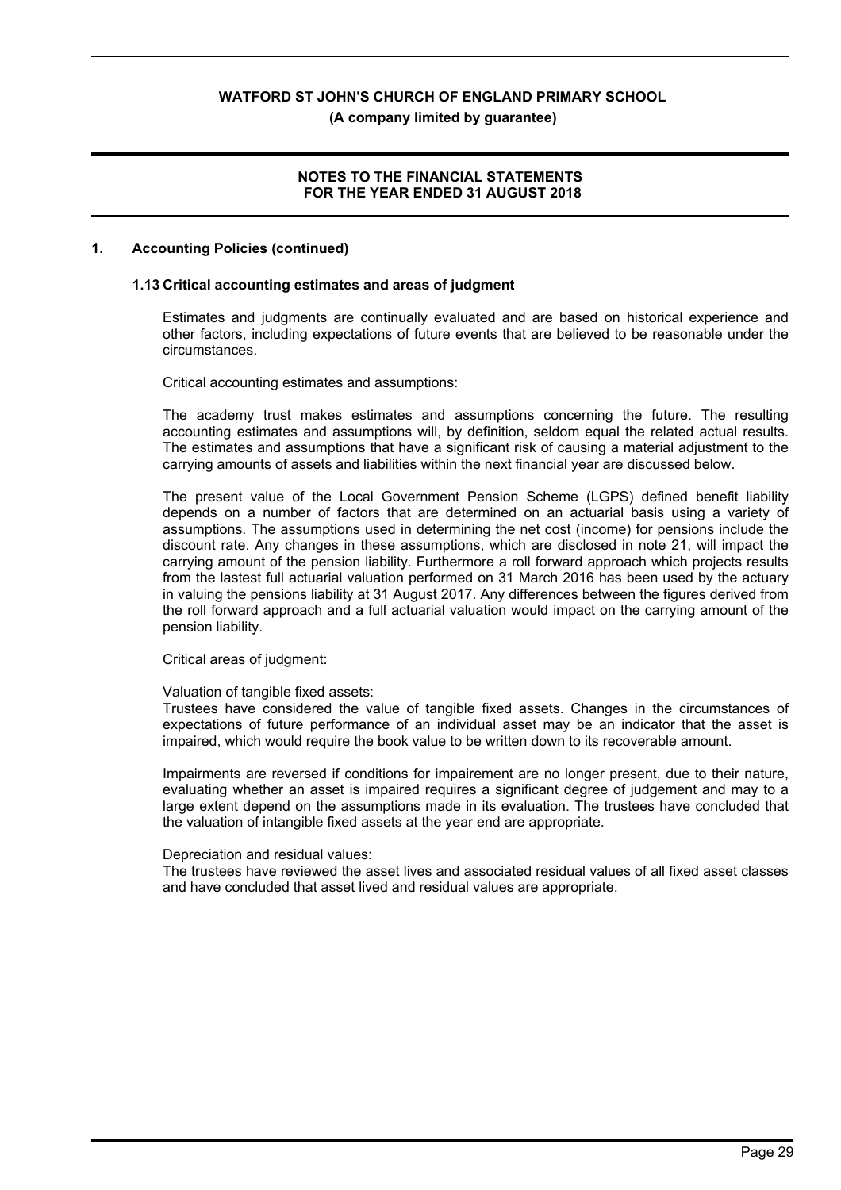## 1. Accounting Policies (continued)

### 1.13 Critical accounting estimates and areas of judgment

Estimates and judgments are continually evaluated and are based on historical experience and other factors, including expectations of future events that are believed to be reasonable under the circumstances.

Critical accounting estimates and assumptions:

The academy trust makes estimates and assumptions concerning the future. The resulting accounting estimates and assumptions will, by definition, seldom equal the related actual results. The estimates and assumptions that have a significant risk of causing a material adjustment to the carrying amounts of assets and liabilities within the next financial year are discussed below.

The present value of the Local Government Pension Scheme (LGPS) defined benefit liability depends on a number of factors that are determined on an actuarial basis using a variety of assumptions. The assumptions used in determining the net cost (income) for pensions include the discount rate. Any changes in these assumptions, which are disclosed in note 21, will impact the carrying amount of the pension liability. Furthermore a roll forward approach which projects results from the lastest full actuarial valuation performed on 31 March 2016 has been used by the actuary in valuing the pensions liability at 31 August 2017. Any differences between the figures derived from the roll forward approach and a full actuarial valuation would impact on the carrying amount of the pension liability.

Critical areas of judgment:

Valuation of tangible fixed assets:
Trustees have considered the value of tangible fixed assets. Changes in the circumstances of expectations of future performance of an individual asset may be an indicator that the asset is impaired, which would require the book value to be written down to its recoverable amount.

Impairments are reversed if conditions for impairement are no longer present, due to their nature, evaluating whether an asset is impaired requires a significant degree of judgement and may to a large extent depend on the assumptions made in its evaluation. The trustees have concluded that the valuation of intangible fixed assets at the year end are appropriate.

Depreciation and residual values:
The trustees have reviewed the asset lives and associated residual values of all fixed asset classes and have concluded that asset lived and residual values are appropriate.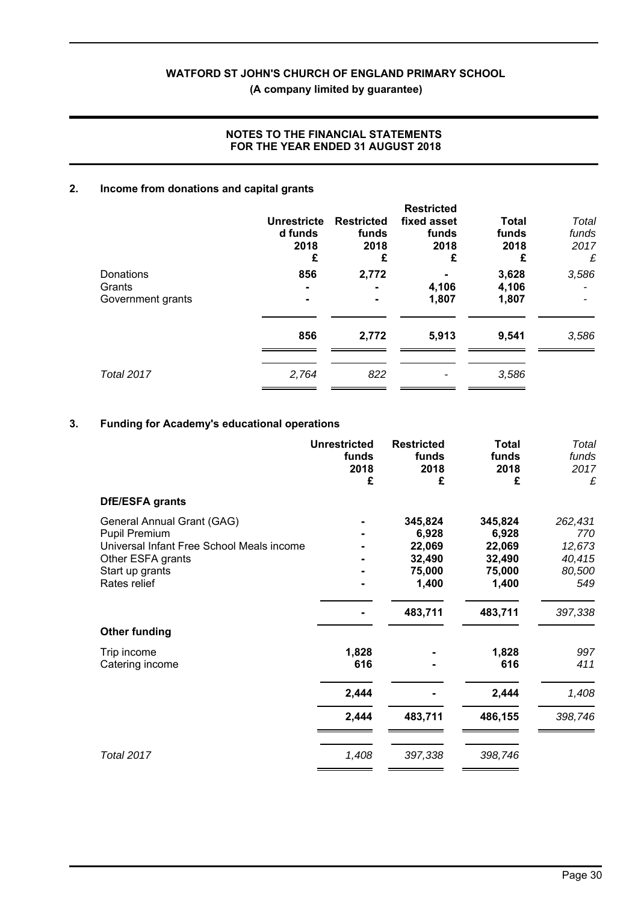# WATFORD ST JOHN'S CHURCH OF ENGLAND PRIMARY SCHOOL

**(A company limited by guarantee)**

**NOTES TO THE FINANCIAL STATEMENTS FOR THE YEAR ENDED 31 AUGUST 2018**

## 2. Income from donations and capital grants

| | Unrestricted funds 2018 £ | Restricted funds 2018 £ | Restricted fixed asset funds 2018 £ | Total funds 2018 £ | *Total funds 2017 £* |
|---|---|---|---|---|---|
| Donations | **856** | **2,772** | **-** | **3,628** | *3,586* |
| Grants | **-** | **-** | **4,106** | **4,106** | *-* |
| Government grants | **-** | **-** | **1,807** | **1,807** | *-* |
| | **856** | **2,772** | **5,913** | **9,541** | *3,586* |
| *Total 2017* | *2,764* | *822* | *-* | *3,586* | |

## 3. Funding for Academy's educational operations

| | Unrestricted funds 2018 £ | Restricted funds 2018 £ | Total funds 2018 £ | *Total funds 2017 £* |
|---|---|---|---|---|
| **DfE/ESFA grants** | | | | |
| General Annual Grant (GAG) | **-** | **345,824** | **345,824** | *262,431* |
| Pupil Premium | **-** | **6,928** | **6,928** | *770* |
| Universal Infant Free School Meals income | **-** | **22,069** | **22,069** | *12,673* |
| Other ESFA grants | **-** | **32,490** | **32,490** | *40,415* |
| Start up grants | **-** | **75,000** | **75,000** | *80,500* |
| Rates relief | **-** | **1,400** | **1,400** | *549* |
| | **-** | **483,711** | **483,711** | *397,338* |
| **Other funding** | | | | |
| Trip income | **1,828** | **-** | **1,828** | *997* |
| Catering income | **616** | **-** | **616** | *411* |
| | **2,444** | **-** | **2,444** | *1,408* |
| | **2,444** | **483,711** | **486,155** | *398,746* |
| *Total 2017* | *1,408* | *397,338* | *398,746* | |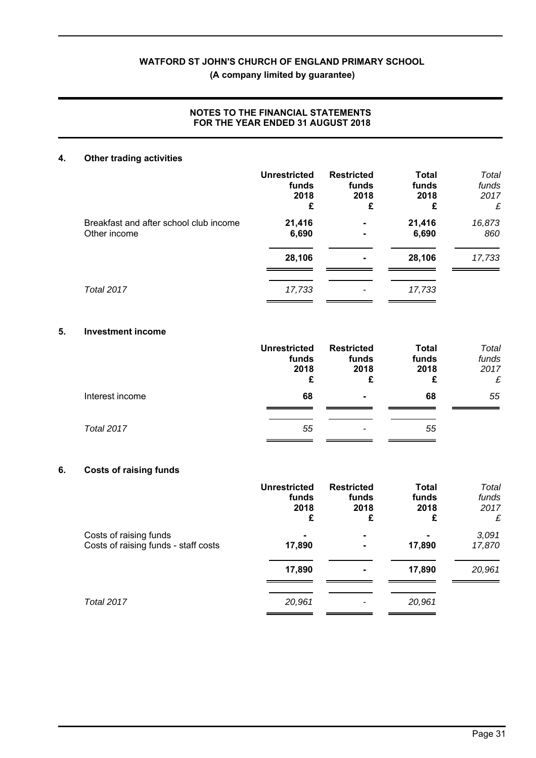## 4. Other trading activities

| | Unrestricted funds 2018 £ | Restricted funds 2018 £ | Total funds 2018 £ | *Total funds 2017 £* |
|---|---|---|---|---|
| Breakfast and after school club income | 21,416 | - | 21,416 | *16,873* |
| Other income | 6,690 | - | 6,690 | *860* |
| | **28,106** | **-** | **28,106** | *17,733* |
| *Total 2017* | *17,733* | *-* | *17,733* | |

## 5. Investment income

| | Unrestricted funds 2018 £ | Restricted funds 2018 £ | Total funds 2018 £ | *Total funds 2017 £* |
|---|---|---|---|---|
| Interest income | 68 | - | 68 | *55* |
| *Total 2017* | *55* | *-* | *55* | |

## 6. Costs of raising funds

| | Unrestricted funds 2018 £ | Restricted funds 2018 £ | Total funds 2018 £ | *Total funds 2017 £* |
|---|---|---|---|---|
| Costs of raising funds | - | - | - | *3,091* |
| Costs of raising funds - staff costs | 17,890 | - | 17,890 | *17,870* |
| | **17,890** | **-** | **17,890** | *20,961* |
| *Total 2017* | *20,961* | *-* | *20,961* | |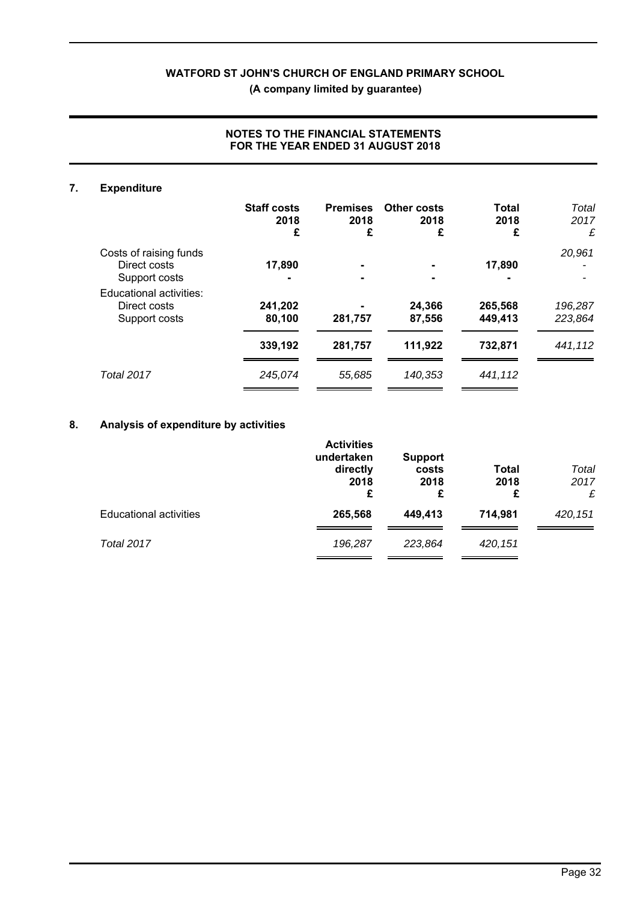## 7. Expenditure

| | Staff costs 2018 £ | Premises 2018 £ | Other costs 2018 £ | Total 2018 £ | *Total 2017 £* |
|---|---|---|---|---|---|
| Costs of raising funds | | | | | *20,961* |
| Direct costs | **17,890** | **-** | **-** | **17,890** | *-* |
| Support costs | **-** | **-** | **-** | **-** | *-* |
| Educational activities: | | | | | |
| Direct costs | **241,202** | **-** | **24,366** | **265,568** | *196,287* |
| Support costs | **80,100** | **281,757** | **87,556** | **449,413** | *223,864* |
| | **339,192** | **281,757** | **111,922** | **732,871** | *441,112* |
| *Total 2017* | *245,074* | *55,685* | *140,353* | *441,112* | |

## 8. Analysis of expenditure by activities

| | Activities undertaken directly 2018 £ | Support costs 2018 £ | Total 2018 £ | *Total 2017 £* |
|---|---|---|---|---|
| Educational activities | **265,568** | **449,413** | **714,981** | *420,151* |
| *Total 2017* | *196,287* | *223,864* | *420,151* | |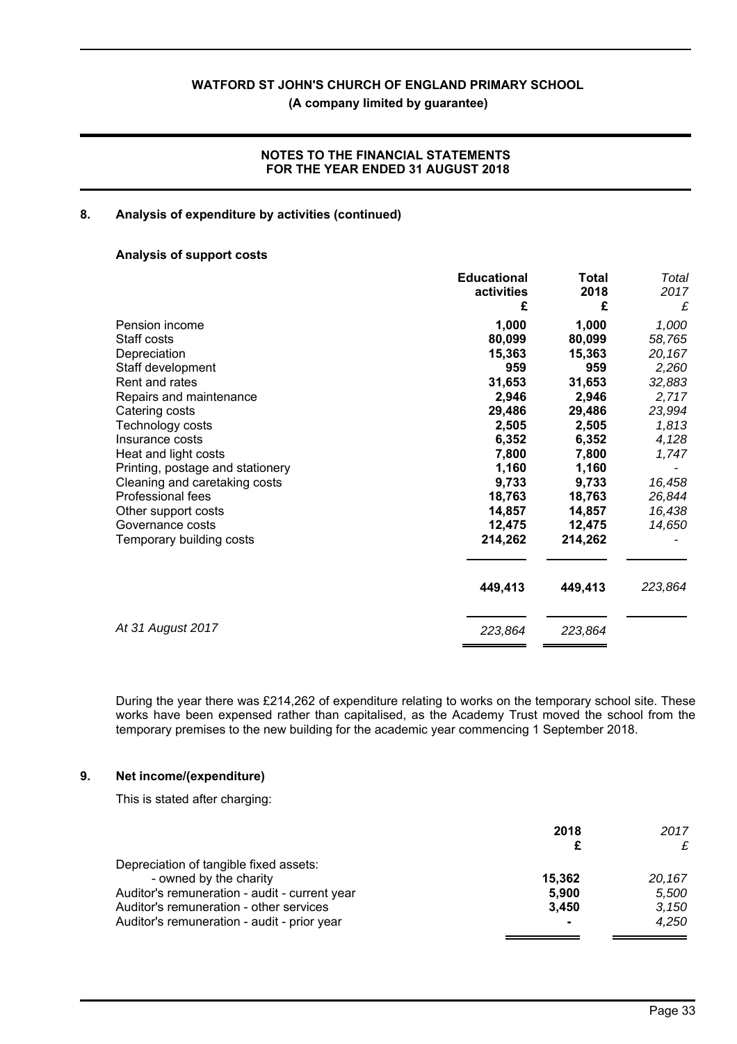## 8. Analysis of expenditure by activities (continued)

### Analysis of support costs

| | Educational activities £ | Total 2018 £ | *Total 2017 £* |
|---|---|---|---|
| Pension income | **1,000** | **1,000** | *1,000* |
| Staff costs | **80,099** | **80,099** | *58,765* |
| Depreciation | **15,363** | **15,363** | *20,167* |
| Staff development | **959** | **959** | *2,260* |
| Rent and rates | **31,653** | **31,653** | *32,883* |
| Repairs and maintenance | **2,946** | **2,946** | *2,717* |
| Catering costs | **29,486** | **29,486** | *23,994* |
| Technology costs | **2,505** | **2,505** | *1,813* |
| Insurance costs | **6,352** | **6,352** | *4,128* |
| Heat and light costs | **7,800** | **7,800** | *1,747* |
| Printing, postage and stationery | **1,160** | **1,160** | *-* |
| Cleaning and caretaking costs | **9,733** | **9,733** | *16,458* |
| Professional fees | **18,763** | **18,763** | *26,844* |
| Other support costs | **14,857** | **14,857** | *16,438* |
| Governance costs | **12,475** | **12,475** | *14,650* |
| Temporary building costs | **214,262** | **214,262** | *-* |
| | **449,413** | **449,413** | *223,864* |
| *At 31 August 2017* | *223,864* | *223,864* | |

During the year there was £214,262 of expenditure relating to works on the temporary school site. These works have been expensed rather than capitalised, as the Academy Trust moved the school from the temporary premises to the new building for the academic year commencing 1 September 2018.

## 9. Net income/(expenditure)

This is stated after charging:

| | 2018 £ | *2017 £* |
|---|---|---|
| Depreciation of tangible fixed assets: | | |
| - owned by the charity | **15,362** | *20,167* |
| Auditor's remuneration - audit - current year | **5,900** | *5,500* |
| Auditor's remuneration - other services | **3,450** | *3,150* |
| Auditor's remuneration - audit - prior year | **-** | *4,250* |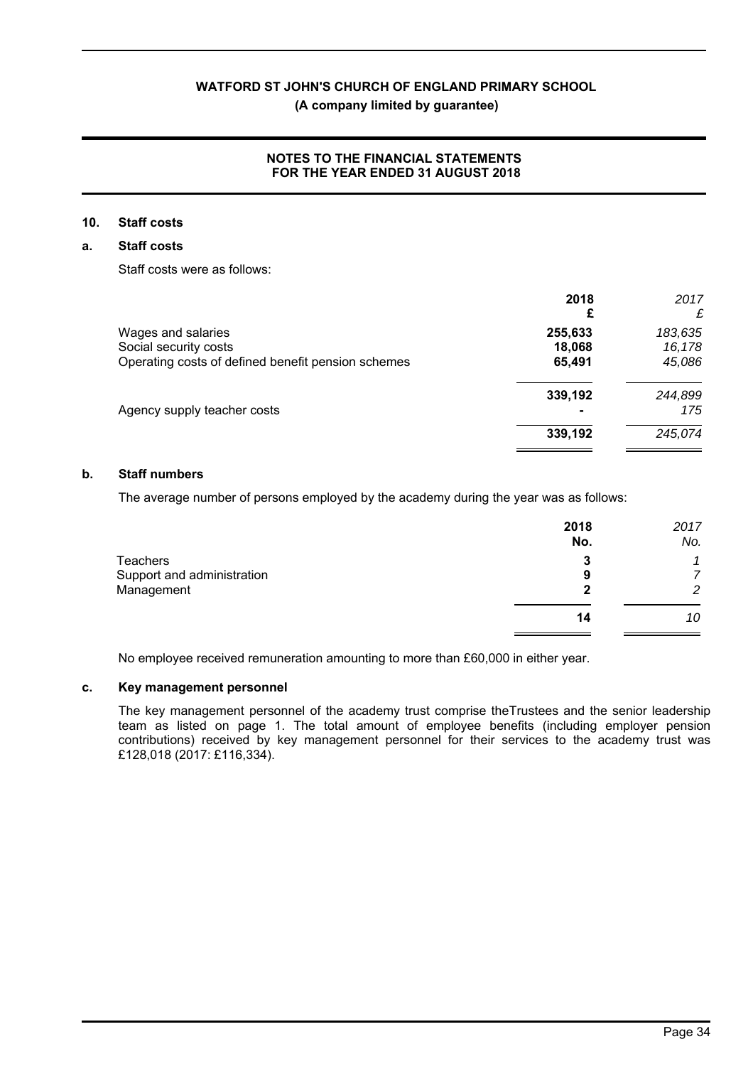## 10. Staff costs

### a. Staff costs

Staff costs were as follows:

| | 2018 £ | *2017 £* |
|---|---|---|
| Wages and salaries | 255,633 | *183,635* |
| Social security costs | 18,068 | *16,178* |
| Operating costs of defined benefit pension schemes | 65,491 | *45,086* |
| | 339,192 | *244,899* |
| Agency supply teacher costs | - | *175* |
| | 339,192 | *245,074* |

### b. Staff numbers

The average number of persons employed by the academy during the year was as follows:

| | 2018 No. | *2017 No.* |
|---|---|---|
| Teachers | 3 | *1* |
| Support and administration | 9 | *7* |
| Management | 2 | *2* |
| | 14 | *10* |

No employee received remuneration amounting to more than £60,000 in either year.

### c. Key management personnel

The key management personnel of the academy trust comprise theTrustees and the senior leadership team as listed on page 1. The total amount of employee benefits (including employer pension contributions) received by key management personnel for their services to the academy trust was £128,018 (2017: £116,334).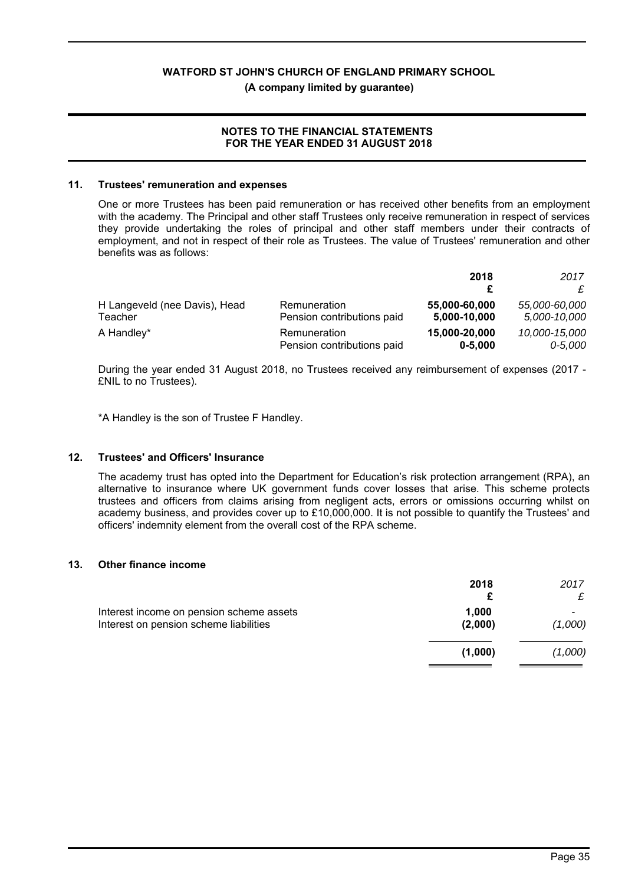**WATFORD ST JOHN'S CHURCH OF ENGLAND PRIMARY SCHOOL**
**(A company limited by guarantee)**

**NOTES TO THE FINANCIAL STATEMENTS**
**FOR THE YEAR ENDED 31 AUGUST 2018**

## 11. Trustees' remuneration and expenses

One or more Trustees has been paid remuneration or has received other benefits from an employment with the academy. The Principal and other staff Trustees only receive remuneration in respect of services they provide undertaking the roles of principal and other staff members under their contracts of employment, and not in respect of their role as Trustees. The value of Trustees' remuneration and other benefits was as follows:

| | | **2018** **£** | *2017* *£* |
|---|---|---|---|
| H Langeveld (nee Davis), Head Teacher | Remuneration | **55,000-60,000** | *55,000-60,000* |
| | Pension contributions paid | **5,000-10,000** | *5,000-10,000* |
| A Handley* | Remuneration | **15,000-20,000** | *10,000-15,000* |
| | Pension contributions paid | **0-5,000** | *0-5,000* |

During the year ended 31 August 2018, no Trustees received any reimbursement of expenses (2017 - £NIL to no Trustees).

*A Handley is the son of Trustee F Handley.

## 12. Trustees' and Officers' Insurance

The academy trust has opted into the Department for Education's risk protection arrangement (RPA), an alternative to insurance where UK government funds cover losses that arise. This scheme protects trustees and officers from claims arising from negligent acts, errors or omissions occurring whilst on academy business, and provides cover up to £10,000,000. It is not possible to quantify the Trustees' and officers' indemnity element from the overall cost of the RPA scheme.

## 13. Other finance income

| | **2018** **£** | *2017* *£* |
|---|---|---|
| Interest income on pension scheme assets | **1,000** | - |
| Interest on pension scheme liabilities | **(2,000)** | *(1,000)* |
| | **(1,000)** | *(1,000)* |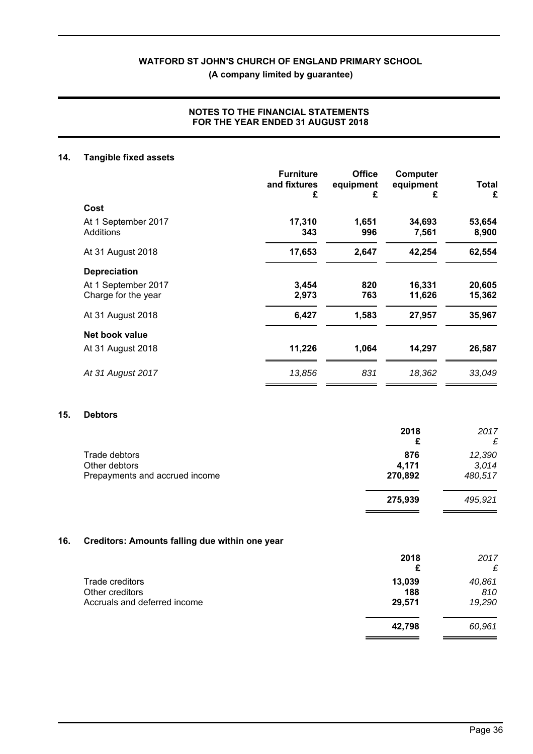## 14. Tangible fixed assets

| | Furniture and fixtures £ | Office equipment £ | Computer equipment £ | Total £ |
|---|---|---|---|---|
| **Cost** | | | | |
| At 1 September 2017 | **17,310** | **1,651** | **34,693** | **53,654** |
| Additions | **343** | **996** | **7,561** | **8,900** |
| At 31 August 2018 | **17,653** | **2,647** | **42,254** | **62,554** |
| **Depreciation** | | | | |
| At 1 September 2017 | **3,454** | **820** | **16,331** | **20,605** |
| Charge for the year | **2,973** | **763** | **11,626** | **15,362** |
| At 31 August 2018 | **6,427** | **1,583** | **27,957** | **35,967** |
| **Net book value** | | | | |
| At 31 August 2018 | **11,226** | **1,064** | **14,297** | **26,587** |
| *At 31 August 2017* | *13,856* | *831* | *18,362* | *33,049* |

## 15. Debtors

| | 2018 £ | *2017 £* |
|---|---|---|
| Trade debtors | **876** | *12,390* |
| Other debtors | **4,171** | *3,014* |
| Prepayments and accrued income | **270,892** | *480,517* |
| | **275,939** | *495,921* |

## 16. Creditors: Amounts falling due within one year

| | 2018 £ | *2017 £* |
|---|---|---|
| Trade creditors | **13,039** | *40,861* |
| Other creditors | **188** | *810* |
| Accruals and deferred income | **29,571** | *19,290* |
| | **42,798** | *60,961* |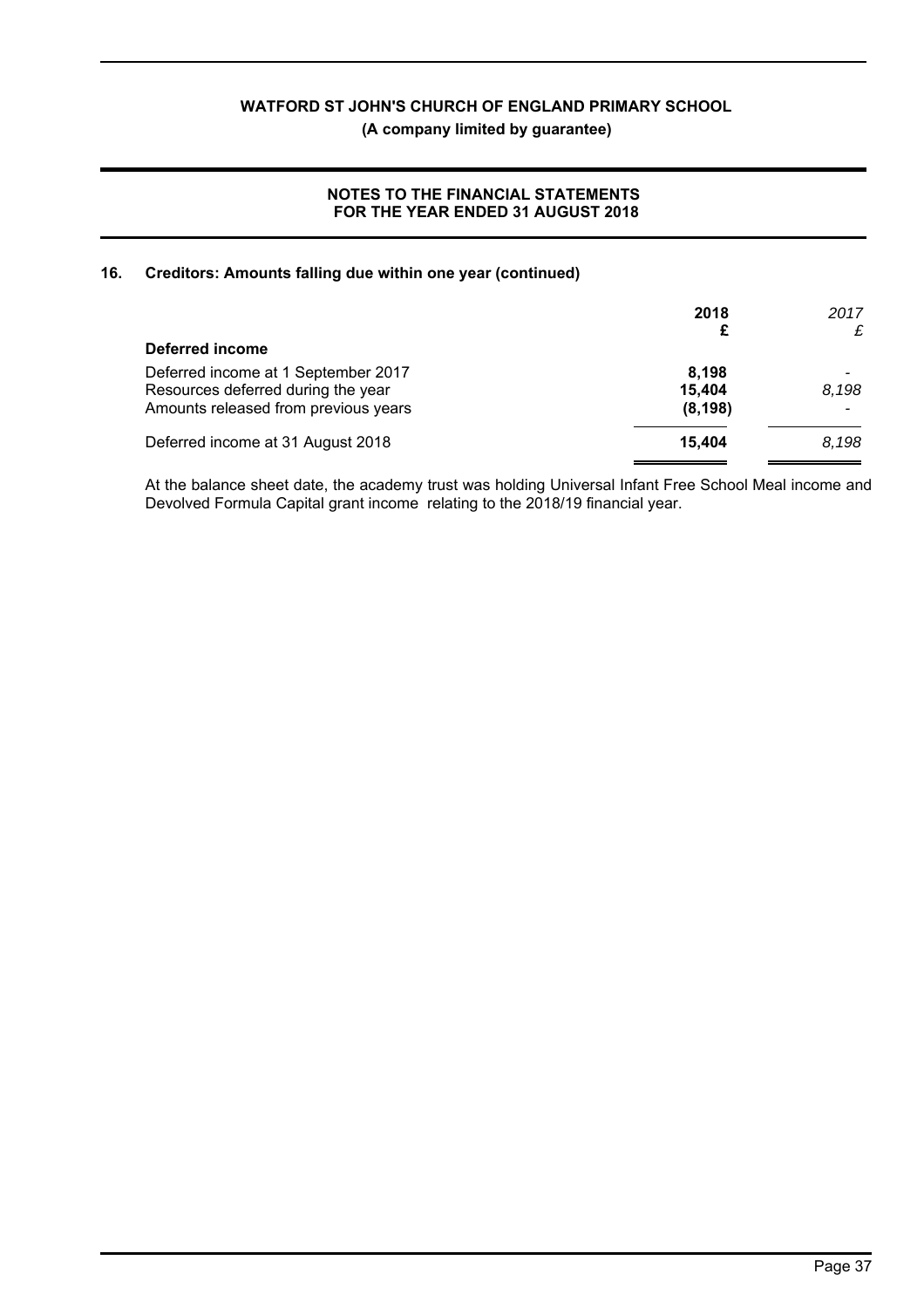## 16. Creditors: Amounts falling due within one year (continued)

| | 2018<br>£ | *2017*<br>*£* |
|---|---|---|
| **Deferred income** | | |
| Deferred income at 1 September 2017 | **8,198** | *-* |
| Resources deferred during the year | **15,404** | *8,198* |
| Amounts released from previous years | **(8,198)** | *-* |
| Deferred income at 31 August 2018 | **15,404** | *8,198* |

At the balance sheet date, the academy trust was holding Universal Infant Free School Meal income and Devolved Formula Capital grant income relating to the 2018/19 financial year.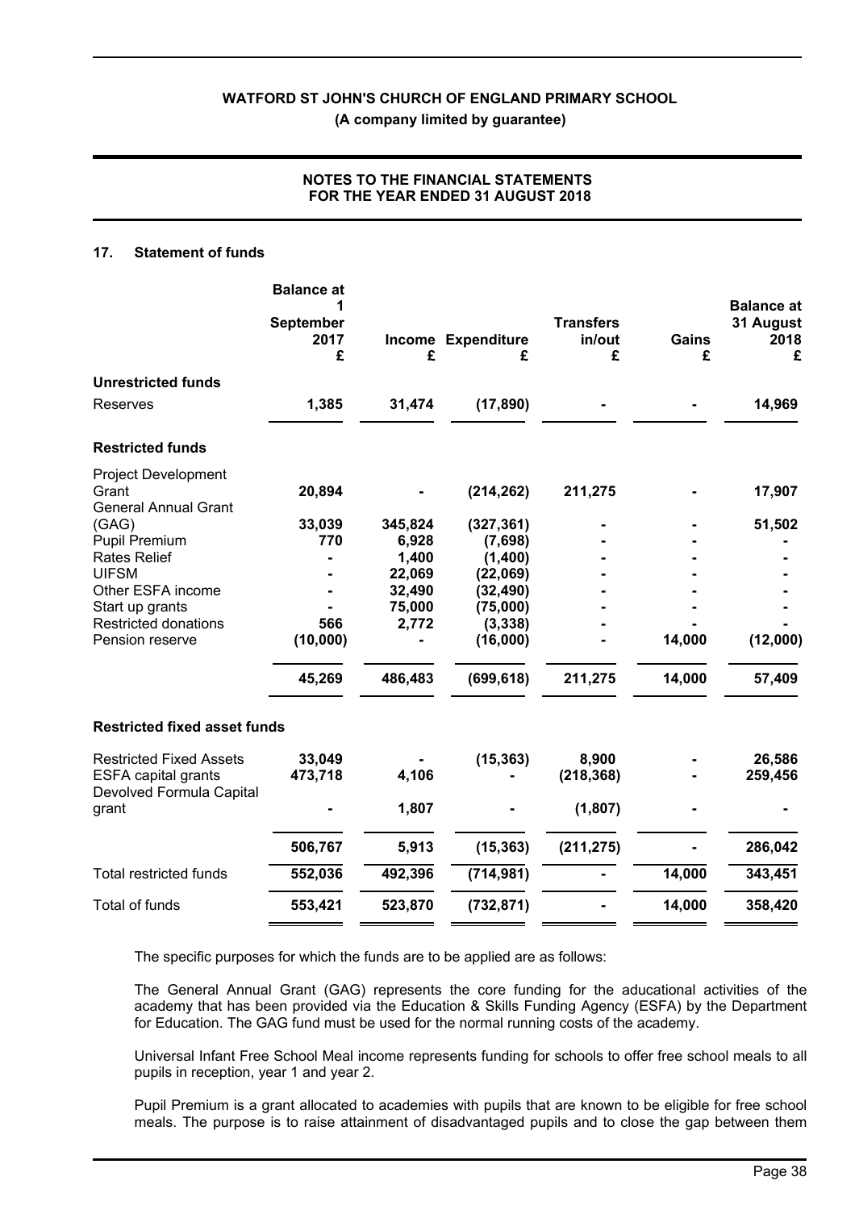## 17. Statement of funds

| | Balance at 1 September 2017 £ | Income £ | Expenditure £ | Transfers in/out £ | Gains £ | Balance at 31 August 2018 £ |
|---|---|---|---|---|---|---|
| **Unrestricted funds** | | | | | | |
| Reserves | **1,385** | **31,474** | **(17,890)** | **-** | **-** | **14,969** |
| **Restricted funds** | | | | | | |
| Project Development Grant | 20,894 | - | (214,262) | 211,275 | - | 17,907 |
| General Annual Grant (GAG) | 33,039 | 345,824 | (327,361) | - | - | 51,502 |
| Pupil Premium | 770 | 6,928 | (7,698) | - | - | - |
| Rates Relief | - | 1,400 | (1,400) | - | - | - |
| UIFSM | - | 22,069 | (22,069) | - | - | - |
| Other ESFA income | - | 32,490 | (32,490) | - | - | - |
| Start up grants | - | 75,000 | (75,000) | - | - | - |
| Restricted donations | 566 | 2,772 | (3,338) | - | - | - |
| Pension reserve | (10,000) | - | (16,000) | - | 14,000 | (12,000) |
| | **45,269** | **486,483** | **(699,618)** | **211,275** | **14,000** | **57,409** |
| **Restricted fixed asset funds** | | | | | | |
| Restricted Fixed Assets | 33,049 | - | (15,363) | 8,900 | - | 26,586 |
| ESFA capital grants | 473,718 | 4,106 | - | (218,368) | - | 259,456 |
| Devolved Formula Capital grant | - | 1,807 | - | (1,807) | - | - |
| | **506,767** | **5,913** | **(15,363)** | **(211,275)** | **-** | **286,042** |
| Total restricted funds | **552,036** | **492,396** | **(714,981)** | **-** | **14,000** | **343,451** |
| Total of funds | **553,421** | **523,870** | **(732,871)** | **-** | **14,000** | **358,420** |

The specific purposes for which the funds are to be applied are as follows:

The General Annual Grant (GAG) represents the core funding for the adducational activities of the academy that has been provided via the Education & Skills Funding Agency (ESFA) by the Department for Education. The GAG fund must be used for the normal running costs of the academy.

Universal Infant Free School Meal income represents funding for schools to offer free school meals to all pupils in reception, year 1 and year 2.

Pupil Premium is a grant allocated to academies with pupils that are known to be eligible for free school meals. The purpose is to raise attainment of disadvantaged pupils and to close the gap between them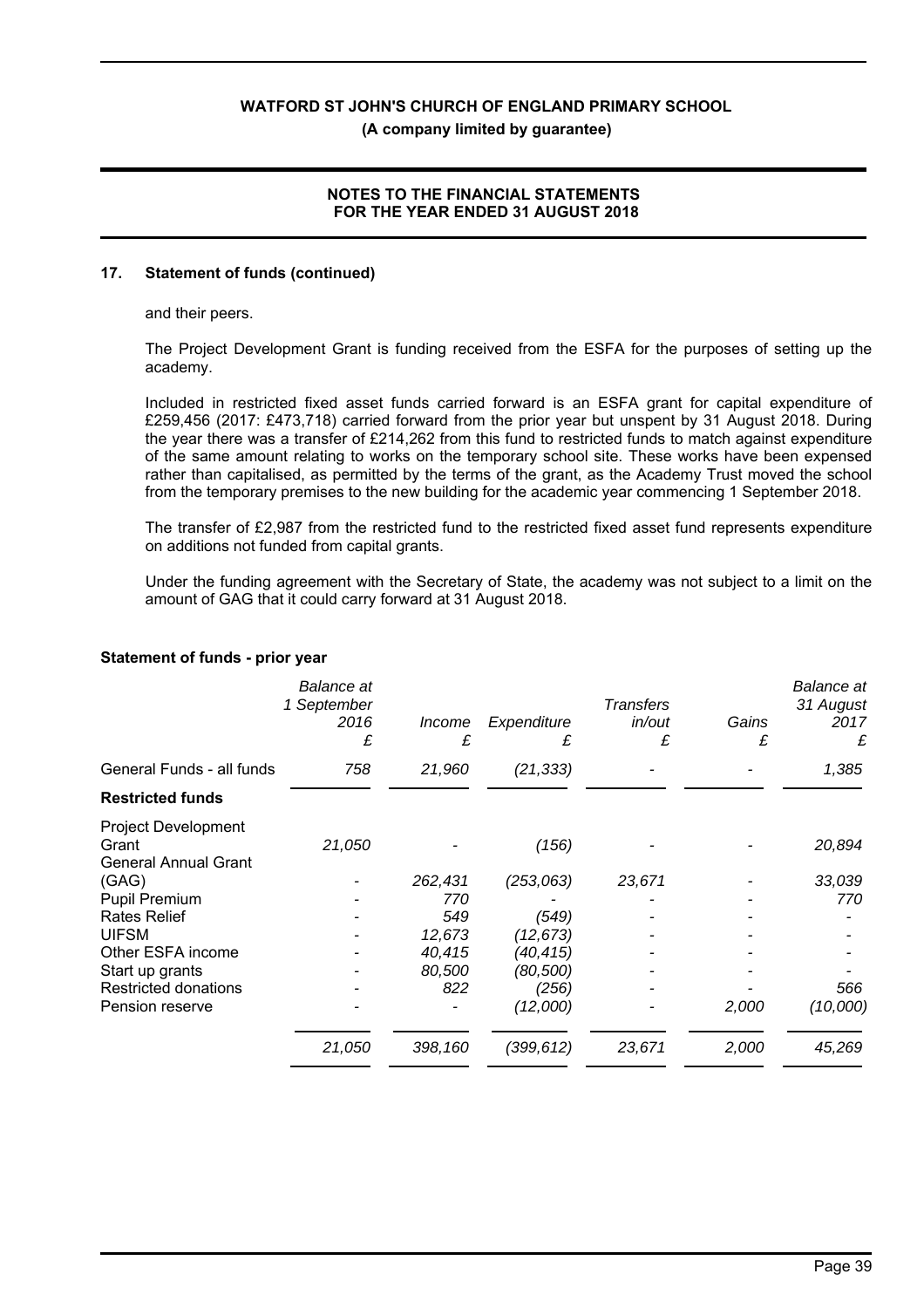## 17. Statement of funds (continued)

and their peers.

The Project Development Grant is funding received from the ESFA for the purposes of setting up the academy.

Included in restricted fixed asset funds carried forward is an ESFA grant for capital expenditure of £259,456 (2017: £473,718) carried forward from the prior year but unspent by 31 August 2018. During the year there was a transfer of £214,262 from this fund to restricted funds to match against expenditure of the same amount relating to works on the temporary school site. These works have been expensed rather than capitalised, as permitted by the terms of the grant, as the Academy Trust moved the school from the temporary premises to the new building for the academic year commencing 1 September 2018.

The transfer of £2,987 from the restricted fund to the restricted fixed asset fund represents expenditure on additions not funded from capital grants.

Under the funding agreement with the Secretary of State, the academy was not subject to a limit on the amount of GAG that it could carry forward at 31 August 2018.

### Statement of funds - prior year

| | *Balance at 1 September 2016 £* | *Income £* | *Expenditure £* | *Transfers in/out £* | *Gains £* | *Balance at 31 August 2017 £* |
|---|---|---|---|---|---|---|
| General Funds - all funds | *758* | *21,960* | *(21,333)* | *-* | *-* | *1,385* |
| **Restricted funds** | | | | | | |
| Project Development Grant | *21,050* | *-* | *(156)* | *-* | *-* | *20,894* |
| General Annual Grant (GAG) | *-* | *262,431* | *(253,063)* | *23,671* | *-* | *33,039* |
| Pupil Premium | *-* | *770* | *-* | *-* | *-* | *770* |
| Rates Relief | *-* | *549* | *(549)* | *-* | *-* | *-* |
| UIFSM | *-* | *12,673* | *(12,673)* | *-* | *-* | *-* |
| Other ESFA income | *-* | *40,415* | *(40,415)* | *-* | *-* | *-* |
| Start up grants | *-* | *80,500* | *(80,500)* | *-* | *-* | *-* |
| Restricted donations | *-* | *822* | *(256)* | *-* | *-* | *566* |
| Pension reserve | *-* | *-* | *(12,000)* | *-* | *2,000* | *(10,000)* |
| | *21,050* | *398,160* | *(399,612)* | *23,671* | *2,000* | *45,269* |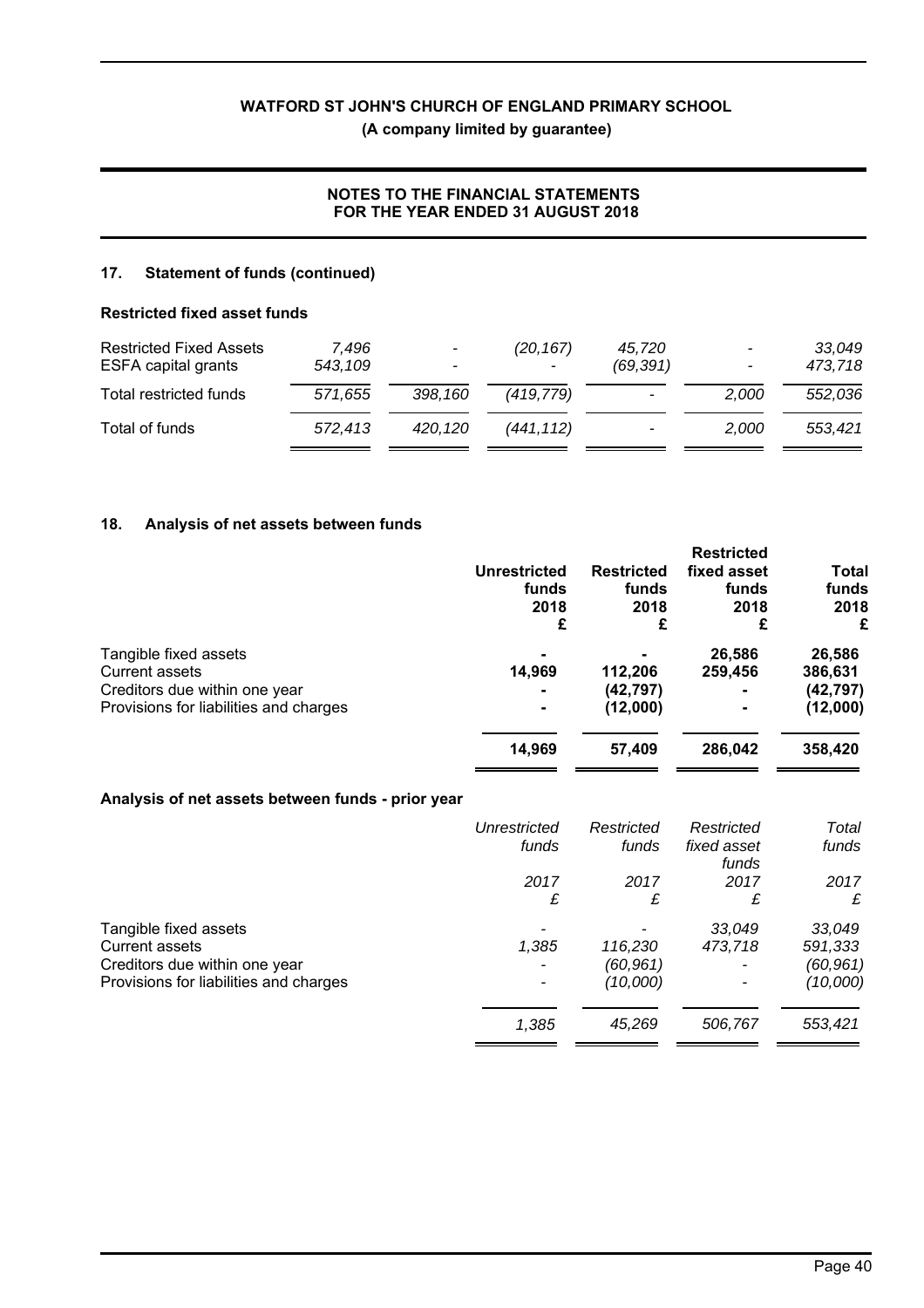## 17. Statement of funds (continued)

### Restricted fixed asset funds

| | | | | | | |
|---|---|---|---|---|---|---|
| *Restricted Fixed Assets* | *7,496* | *-* | *(20,167)* | *45,720* | *-* | *33,049* |
| *ESFA capital grants* | *543,109* | *-* | *-* | *(69,391)* | *-* | *473,718* |
| *Total restricted funds* | *571,655* | *398,160* | *(419,779)* | *-* | *2,000* | *552,036* |
| *Total of funds* | *572,413* | *420,120* | *(441,112)* | *-* | *2,000* | *553,421* |

## 18. Analysis of net assets between funds

| | Unrestricted funds 2018 £ | Restricted funds 2018 £ | Restricted fixed asset funds 2018 £ | Total funds 2018 £ |
|---|---|---|---|---|
| Tangible fixed assets | - | - | 26,586 | 26,586 |
| Current assets | 14,969 | 112,206 | 259,456 | 386,631 |
| Creditors due within one year | - | (42,797) | - | (42,797) |
| Provisions for liabilities and charges | - | (12,000) | - | (12,000) |
| | **14,969** | **57,409** | **286,042** | **358,420** |

### Analysis of net assets between funds - prior year

| | *Unrestricted funds 2017 £* | *Restricted funds 2017 £* | *Restricted fixed asset funds 2017 £* | *Total funds 2017 £* |
|---|---|---|---|---|
| Tangible fixed assets | *-* | *-* | *33,049* | *33,049* |
| Current assets | *1,385* | *116,230* | *473,718* | *591,333* |
| Creditors due within one year | *-* | *(60,961)* | *-* | *(60,961)* |
| Provisions for liabilities and charges | *-* | *(10,000)* | *-* | *(10,000)* |
| | *1,385* | *45,269* | *506,767* | *553,421* |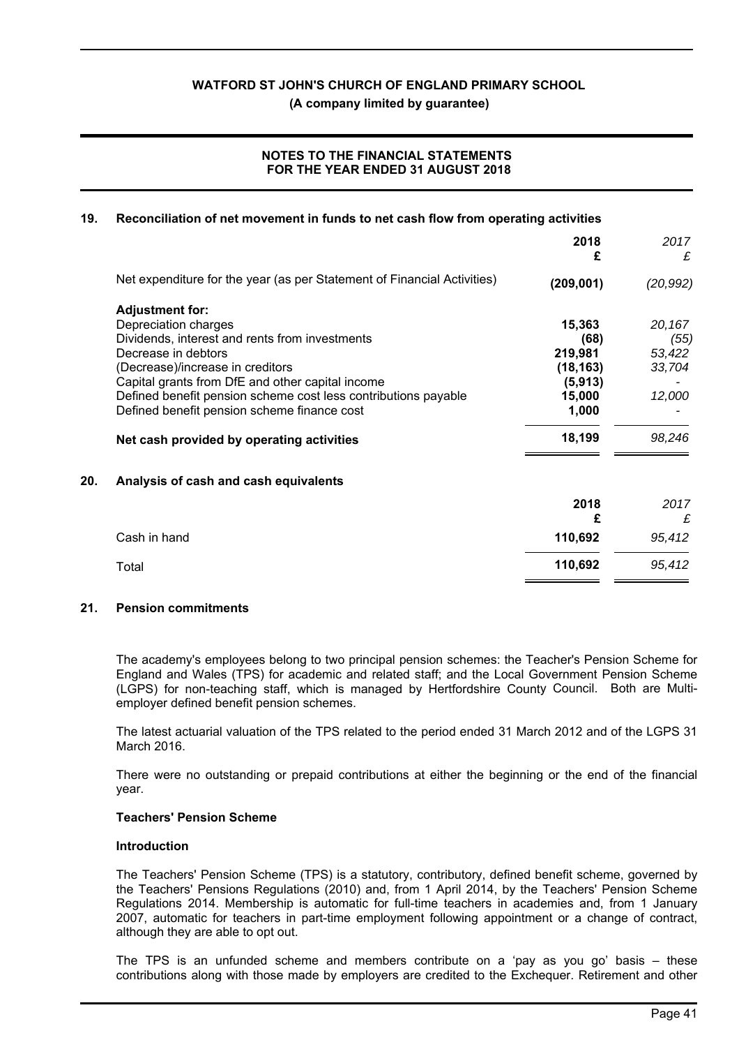## 19. Reconciliation of net movement in funds to net cash flow from operating activities

| | 2018 £ | *2017 £* |
|---|---|---|
| Net expenditure for the year (as per Statement of Financial Activities) | **(209,001)** | *(20,992)* |
| **Adjustment for:** | | |
| Depreciation charges | **15,363** | *20,167* |
| Dividends, interest and rents from investments | **(68)** | *(55)* |
| Decrease in debtors | **219,981** | *53,422* |
| (Decrease)/increase in creditors | **(18,163)** | *33,704* |
| Capital grants from DfE and other capital income | **(5,913)** | *-* |
| Defined benefit pension scheme cost less contributions payable | **15,000** | *12,000* |
| Defined benefit pension scheme finance cost | **1,000** | *-* |
| **Net cash provided by operating activities** | **18,199** | *98,246* |

## 20. Analysis of cash and cash equivalents

| | 2018 £ | *2017 £* |
|---|---|---|
| Cash in hand | **110,692** | *95,412* |
| Total | **110,692** | *95,412* |

## 21. Pension commitments

The academy's employees belong to two principal pension schemes: the Teacher's Pension Scheme for England and Wales (TPS) for academic and related staff; and the Local Government Pension Scheme (LGPS) for non-teaching staff, which is managed by Hertfordshire County Council. Both are Multi-employer defined benefit pension schemes.

The latest actuarial valuation of the TPS related to the period ended 31 March 2012 and of the LGPS 31 March 2016.

There were no outstanding or prepaid contributions at either the beginning or the end of the financial year.

**Teachers' Pension Scheme**

**Introduction**

The Teachers' Pension Scheme (TPS) is a statutory, contributory, defined benefit scheme, governed by the Teachers' Pensions Regulations (2010) and, from 1 April 2014, by the Teachers' Pension Scheme Regulations 2014. Membership is automatic for full-time teachers in academies and, from 1 January 2007, automatic for teachers in part-time employment following appointment or a change of contract, although they are able to opt out.

The TPS is an unfunded scheme and members contribute on a 'pay as you go' basis – these contributions along with those made by employers are credited to the Exchequer. Retirement and other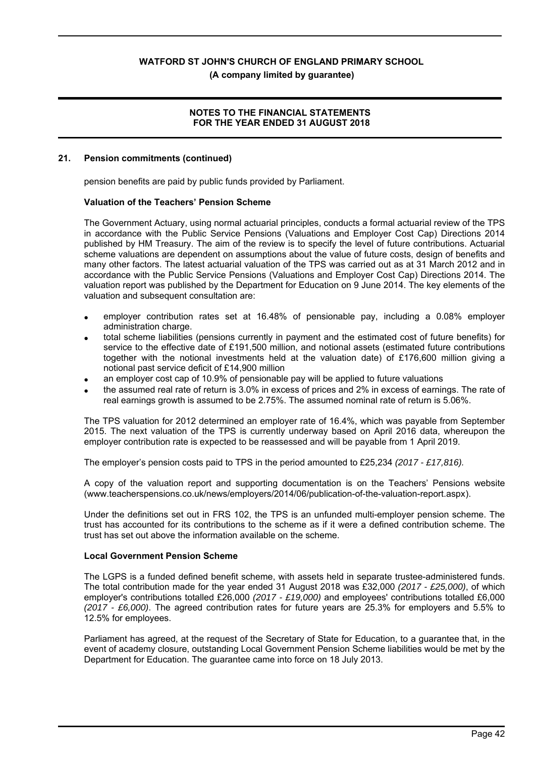## 21. Pension commitments (continued)

pension benefits are paid by public funds provided by Parliament.

### Valuation of the Teachers' Pension Scheme

The Government Actuary, using normal actuarial principles, conducts a formal actuarial review of the TPS in accordance with the Public Service Pensions (Valuations and Employer Cost Cap) Directions 2014 published by HM Treasury. The aim of the review is to specify the level of future contributions. Actuarial scheme valuations are dependent on assumptions about the value of future costs, design of benefits and many other factors. The latest actuarial valuation of the TPS was carried out as at 31 March 2012 and in accordance with the Public Service Pensions (Valuations and Employer Cost Cap) Directions 2014. The valuation report was published by the Department for Education on 9 June 2014. The key elements of the valuation and subsequent consultation are:

- employer contribution rates set at 16.48% of pensionable pay, including a 0.08% employer administration charge.
- total scheme liabilities (pensions currently in payment and the estimated cost of future benefits) for service to the effective date of £191,500 million, and notional assets (estimated future contributions together with the notional investments held at the valuation date) of £176,600 million giving a notional past service deficit of £14,900 million
- an employer cost cap of 10.9% of pensionable pay will be applied to future valuations
- the assumed real rate of return is 3.0% in excess of prices and 2% in excess of earnings. The rate of real earnings growth is assumed to be 2.75%. The assumed nominal rate of return is 5.06%.

The TPS valuation for 2012 determined an employer rate of 16.4%, which was payable from September 2015. The next valuation of the TPS is currently underway based on April 2016 data, whereupon the employer contribution rate is expected to be reassessed and will be payable from 1 April 2019.

The employer's pension costs paid to TPS in the period amounted to £25,234 *(2017 - £17,816).*

A copy of the valuation report and supporting documentation is on the Teachers' Pensions website (www.teacherspensions.co.uk/news/employers/2014/06/publication-of-the-valuation-report.aspx).

Under the definitions set out in FRS 102, the TPS is an unfunded multi-employer pension scheme. The trust has accounted for its contributions to the scheme as if it were a defined contribution scheme. The trust has set out above the information available on the scheme.

### Local Government Pension Scheme

The LGPS is a funded defined benefit scheme, with assets held in separate trustee-administered funds. The total contribution made for the year ended 31 August 2018 was £32,000 *(2017 - £25,000)*, of which employer's contributions totalled £26,000 *(2017 - £19,000)* and employees' contributions totalled £6,000 *(2017 - £6,000)*. The agreed contribution rates for future years are 25.3% for employers and 5.5% to 12.5% for employees.

Parliament has agreed, at the request of the Secretary of State for Education, to a guarantee that, in the event of academy closure, outstanding Local Government Pension Scheme liabilities would be met by the Department for Education. The guarantee came into force on 18 July 2013.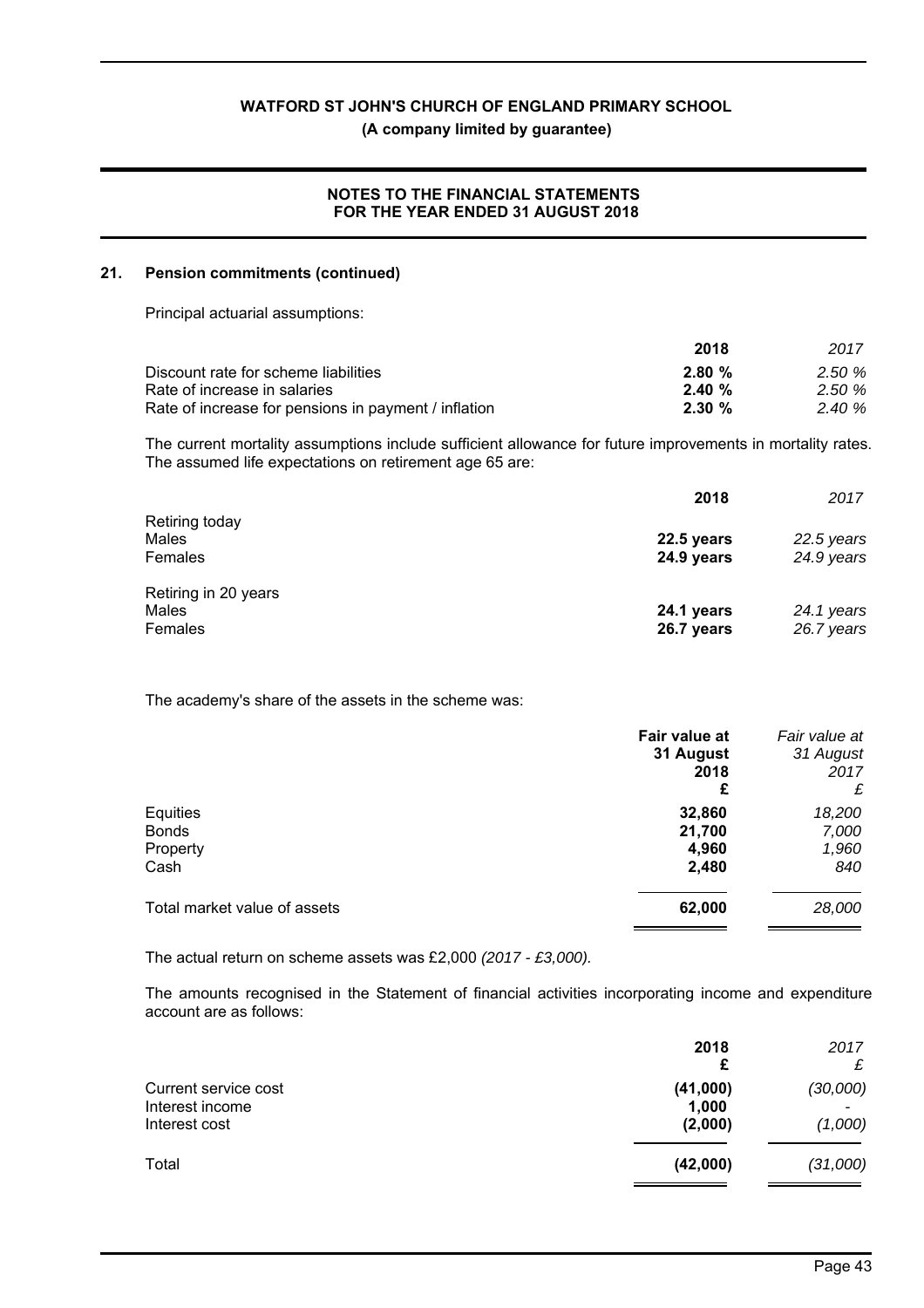## 21. Pension commitments (continued)

Principal actuarial assumptions:

| | 2018 | *2017* |
|---|---|---|
| Discount rate for scheme liabilities | **2.80 %** | *2.50 %* |
| Rate of increase in salaries | **2.40 %** | *2.50 %* |
| Rate of increase for pensions in payment / inflation | **2.30 %** | *2.40 %* |

The current mortality assumptions include sufficient allowance for future improvements in mortality rates. The assumed life expectations on retirement age 65 are:

| | 2018 | *2017* |
|---|---|---|
| Retiring today | | |
| Males | **22.5 years** | *22.5 years* |
| Females | **24.9 years** | *24.9 years* |
| Retiring in 20 years | | |
| Males | **24.1 years** | *24.1 years* |
| Females | **26.7 years** | *26.7 years* |

The academy's share of the assets in the scheme was:

| | Fair value at 31 August 2018 £ | *Fair value at 31 August 2017 £* |
|---|---|---|
| Equities | **32,860** | *18,200* |
| Bonds | **21,700** | *7,000* |
| Property | **4,960** | *1,960* |
| Cash | **2,480** | *840* |
| Total market value of assets | **62,000** | *28,000* |

The actual return on scheme assets was £2,000 *(2017 - £3,000).*

The amounts recognised in the Statement of financial activities incorporating income and expenditure account are as follows:

| | 2018 £ | *2017 £* |
|---|---|---|
| Current service cost | **(41,000)** | *(30,000)* |
| Interest income | **1,000** | *-* |
| Interest cost | **(2,000)** | *(1,000)* |
| Total | **(42,000)** | *(31,000)* |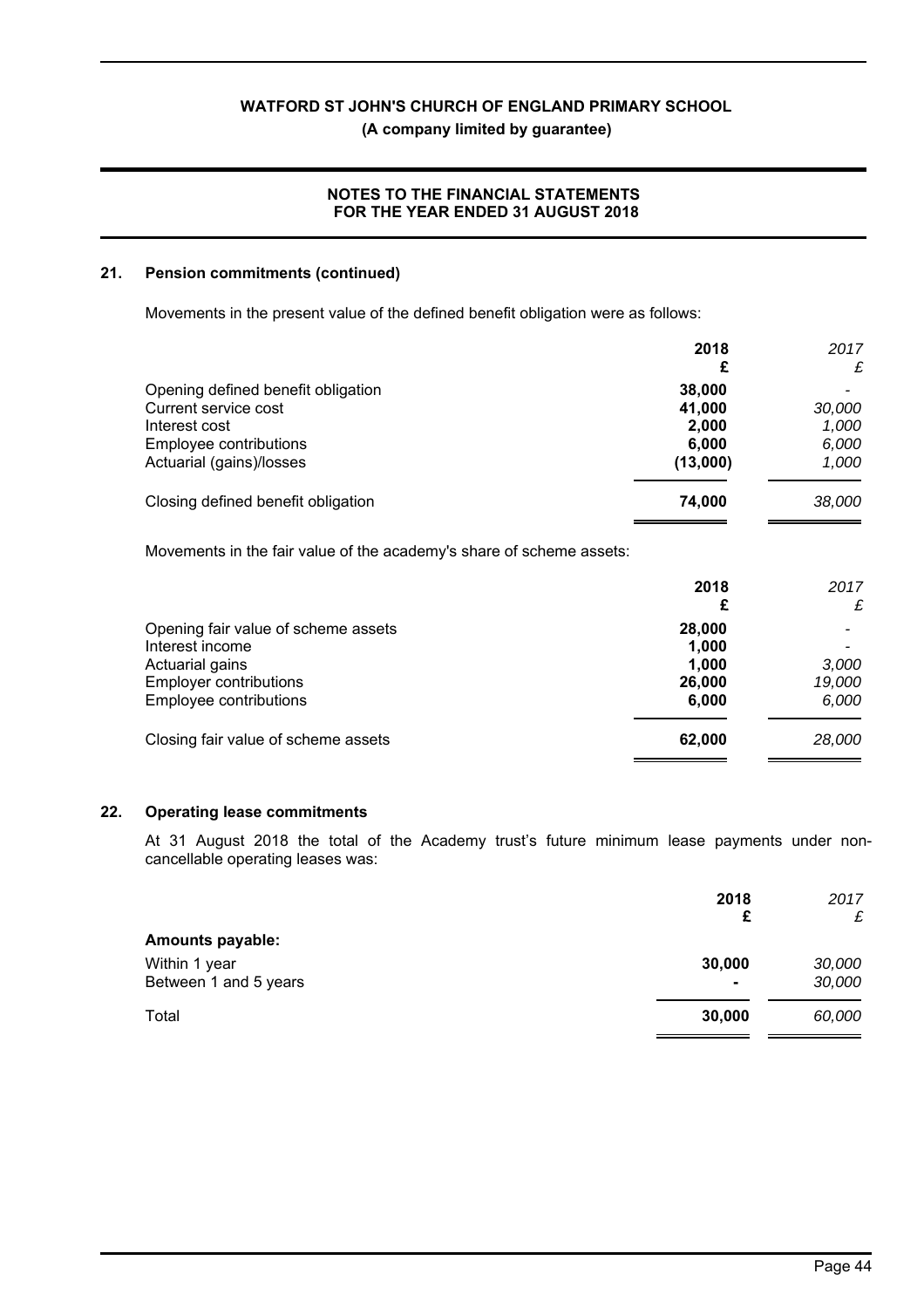## 21. Pension commitments (continued)

Movements in the present value of the defined benefit obligation were as follows:

| | 2018 £ | *2017 £* |
|---|---|---|
| Opening defined benefit obligation | 38,000 | *-* |
| Current service cost | 41,000 | *30,000* |
| Interest cost | 2,000 | *1,000* |
| Employee contributions | 6,000 | *6,000* |
| Actuarial (gains)/losses | (13,000) | *1,000* |
| Closing defined benefit obligation | 74,000 | *38,000* |

Movements in the fair value of the academy's share of scheme assets:

| | 2018 £ | *2017 £* |
|---|---|---|
| Opening fair value of scheme assets | 28,000 | *-* |
| Interest income | 1,000 | *-* |
| Actuarial gains | 1,000 | *3,000* |
| Employer contributions | 26,000 | *19,000* |
| Employee contributions | 6,000 | *6,000* |
| Closing fair value of scheme assets | 62,000 | *28,000* |

## 22. Operating lease commitments

At 31 August 2018 the total of the Academy trust's future minimum lease payments under non-cancellable operating leases was:

| | 2018 £ | *2017 £* |
|---|---|---|
| **Amounts payable:** | | |
| Within 1 year | 30,000 | *30,000* |
| Between 1 and 5 years | - | *30,000* |
| Total | 30,000 | *60,000* |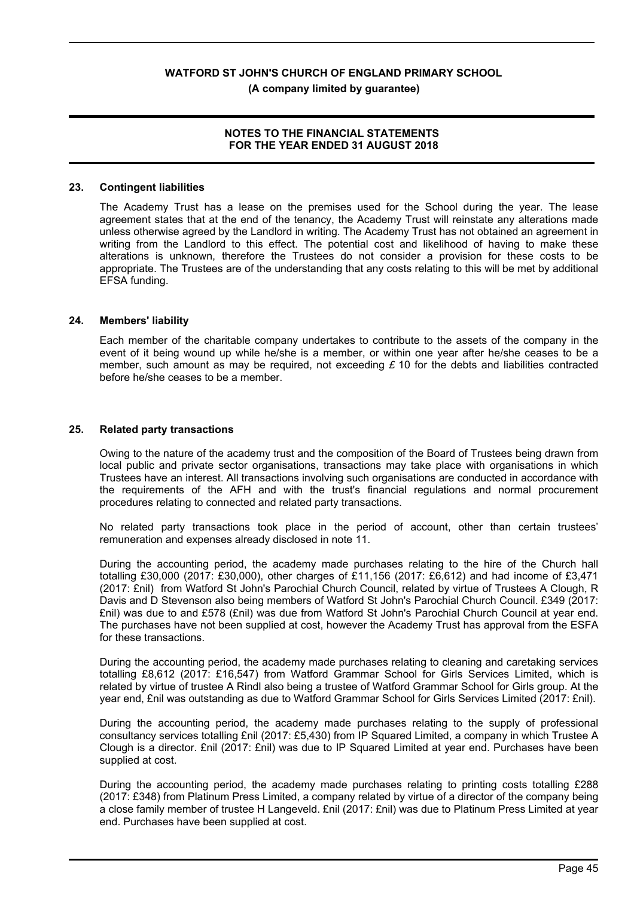## 23. Contingent liabilities

The Academy Trust has a lease on the premises used for the School during the year. The lease agreement states that at the end of the tenancy, the Academy Trust will reinstate any alterations made unless otherwise agreed by the Landlord in writing. The Academy Trust has not obtained an agreement in writing from the Landlord to this effect. The potential cost and likelihood of having to make these alterations is unknown, therefore the Trustees do not consider a provision for these costs to be appropriate. The Trustees are of the understanding that any costs relating to this will be met by additional EFSA funding.

## 24. Members' liability

Each member of the charitable company undertakes to contribute to the assets of the company in the event of it being wound up while he/she is a member, or within one year after he/she ceases to be a member, such amount as may be required, not exceeding £ 10 for the debts and liabilities contracted before he/she ceases to be a member.

## 25. Related party transactions

Owing to the nature of the academy trust and the composition of the Board of Trustees being drawn from local public and private sector organisations, transactions may take place with organisations in which Trustees have an interest. All transactions involving such organisations are conducted in accordance with the requirements of the AFH and with the trust's financial regulations and normal procurement procedures relating to connected and related party transactions.

No related party transactions took place in the period of account, other than certain trustees' remuneration and expenses already disclosed in note 11.

During the accounting period, the academy made purchases relating to the hire of the Church hall totalling £30,000 (2017: £30,000), other charges of £11,156 (2017: £6,612) and had income of £3,471 (2017: £nil) from Watford St John's Parochial Church Council, related by virtue of Trustees A Clough, R Davis and D Stevenson also being members of Watford St John's Parochial Church Council. £349 (2017: £nil) was due to and £578 (£nil) was due from Watford St John's Parochial Church Council at year end. The purchases have not been supplied at cost, however the Academy Trust has approval from the ESFA for these transactions.

During the accounting period, the academy made purchases relating to cleaning and caretaking services totalling £8,612 (2017: £16,547) from Watford Grammar School for Girls Services Limited, which is related by virtue of trustee A Rindl also being a trustee of Watford Grammar School for Girls group. At the year end, £nil was outstanding as due to Watford Grammar School for Girls Services Limited (2017: £nil).

During the accounting period, the academy made purchases relating to the supply of professional consultancy services totalling £nil (2017: £5,430) from IP Squared Limited, a company in which Trustee A Clough is a director. £nil (2017: £nil) was due to IP Squared Limited at year end. Purchases have been supplied at cost.

During the accounting period, the academy made purchases relating to printing costs totalling £288 (2017: £348) from Platinum Press Limited, a company related by virtue of a director of the company being a close family member of trustee H Langeveld. £nil (2017: £nil) was due to Platinum Press Limited at year end. Purchases have been supplied at cost.